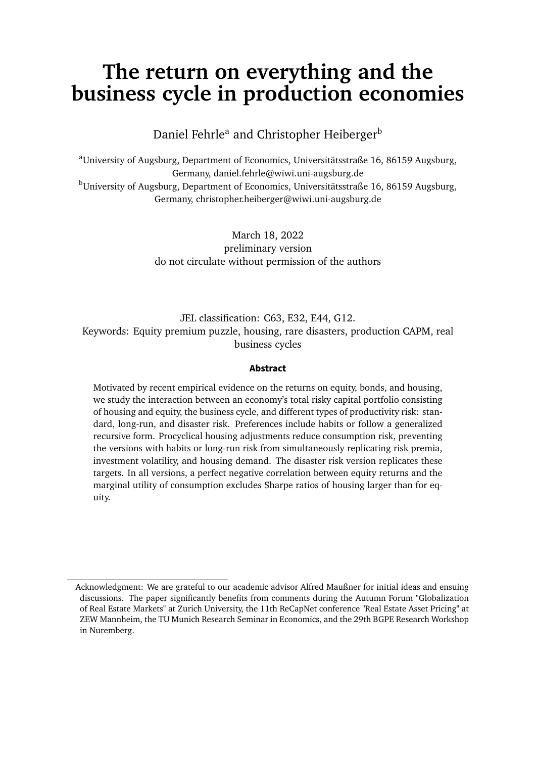# The return on everything and the business cycle in production economies

Daniel Fehrle[a] and Christopher Heiberger[b]

[a]University of Augsburg, Department of Economics, Universitätsstraße 16, 86159 Augsburg, Germany, daniel.fehrle@wiwi.uni-augsburg.de

[b]University of Augsburg, Department of Economics, Universitätsstraße 16, 86159 Augsburg, Germany, christopher.heiberger@wiwi.uni-augsburg.de

March 18, 2022
preliminary version
do not circulate without permission of the authors

JEL classification: C63, E32, E44, G12.
Keywords: Equity premium puzzle, housing, rare disasters, production CAPM, real business cycles

**Abstract**

Motivated by recent empirical evidence on the returns on equity, bonds, and housing, we study the interaction between an economy's total risky capital portfolio consisting of housing and equity, the business cycle, and different types of productivity risk: standard, long-run, and disaster risk. Preferences include habits or follow a generalized recursive form. Procyclical housing adjustments reduce consumption risk, preventing the versions with habits or long-run risk from simultaneously replicating risk premia, investment volatility, and housing demand. The disaster risk version replicates these targets. In all versions, a perfect negative correlation between equity returns and the marginal utility of consumption excludes Sharpe ratios of housing larger than for equity.

Acknowledgment: We are grateful to our academic advisor Alfred Maußner for initial ideas and ensuing discussions. The paper significantly benefits from comments during the Autumn Forum "Globalization of Real Estate Markets" at Zurich University, the 11th ReCapNet conference "Real Estate Asset Pricing" at ZEW Mannheim, the TU Munich Research Seminar in Economics, and the 29th BGPE Research Workshop in Nuremberg.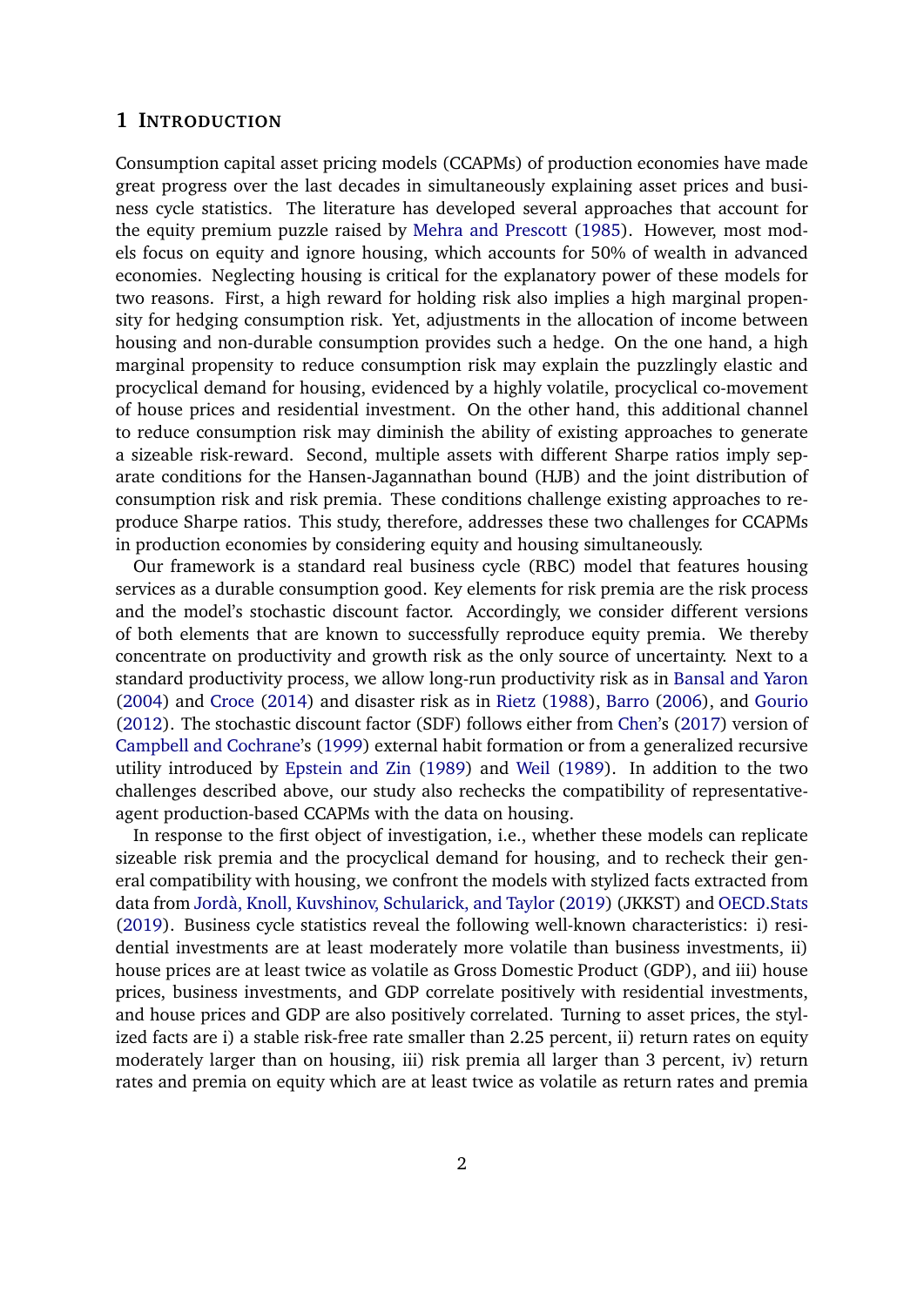# 1 Introduction

Consumption capital asset pricing models (CCAPMs) of production economies have made great progress over the last decades in simultaneously explaining asset prices and business cycle statistics. The literature has developed several approaches that account for the equity premium puzzle raised by Mehra and Prescott (1985). However, most models focus on equity and ignore housing, which accounts for 50% of wealth in advanced economies. Neglecting housing is critical for the explanatory power of these models for two reasons. First, a high reward for holding risk also implies a high marginal propensity for hedging consumption risk. Yet, adjustments in the allocation of income between housing and non-durable consumption provides such a hedge. On the one hand, a high marginal propensity to reduce consumption risk may explain the puzzlingly elastic and procyclical demand for housing, evidenced by a highly volatile, procyclical co-movement of house prices and residential investment. On the other hand, this additional channel to reduce consumption risk may diminish the ability of existing approaches to generate a sizeable risk-reward. Second, multiple assets with different Sharpe ratios imply separate conditions for the Hansen-Jagannathan bound (HJB) and the joint distribution of consumption risk and risk premia. These conditions challenge existing approaches to reproduce Sharpe ratios. This study, therefore, addresses these two challenges for CCAPMs in production economies by considering equity and housing simultaneously.

Our framework is a standard real business cycle (RBC) model that features housing services as a durable consumption good. Key elements for risk premia are the risk process and the model's stochastic discount factor. Accordingly, we consider different versions of both elements that are known to successfully reproduce equity premia. We thereby concentrate on productivity and growth risk as the only source of uncertainty. Next to a standard productivity process, we allow long-run productivity risk as in Bansal and Yaron (2004) and Croce (2014) and disaster risk as in Rietz (1988), Barro (2006), and Gourio (2012). The stochastic discount factor (SDF) follows either from Chen's (2017) version of Campbell and Cochrane's (1999) external habit formation or from a generalized recursive utility introduced by Epstein and Zin (1989) and Weil (1989). In addition to the two challenges described above, our study also rechecks the compatibility of representative-agent production-based CCAPMs with the data on housing.

In response to the first object of investigation, i.e., whether these models can replicate sizeable risk premia and the procyclical demand for housing, and to recheck their general compatibility with housing, we confront the models with stylized facts extracted from data from Jordà, Knoll, Kuvshinov, Schularick, and Taylor (2019) (JKKST) and OECD.Stats (2019). Business cycle statistics reveal the following well-known characteristics: i) residential investments are at least moderately more volatile than business investments, ii) house prices are at least twice as volatile as Gross Domestic Product (GDP), and iii) house prices, business investments, and GDP correlate positively with residential investments, and house prices and GDP are also positively correlated. Turning to asset prices, the stylized facts are i) a stable risk-free rate smaller than 2.25 percent, ii) return rates on equity moderately larger than on housing, iii) risk premia all larger than 3 percent, iv) return rates and premia on equity which are at least twice as volatile as return rates and premia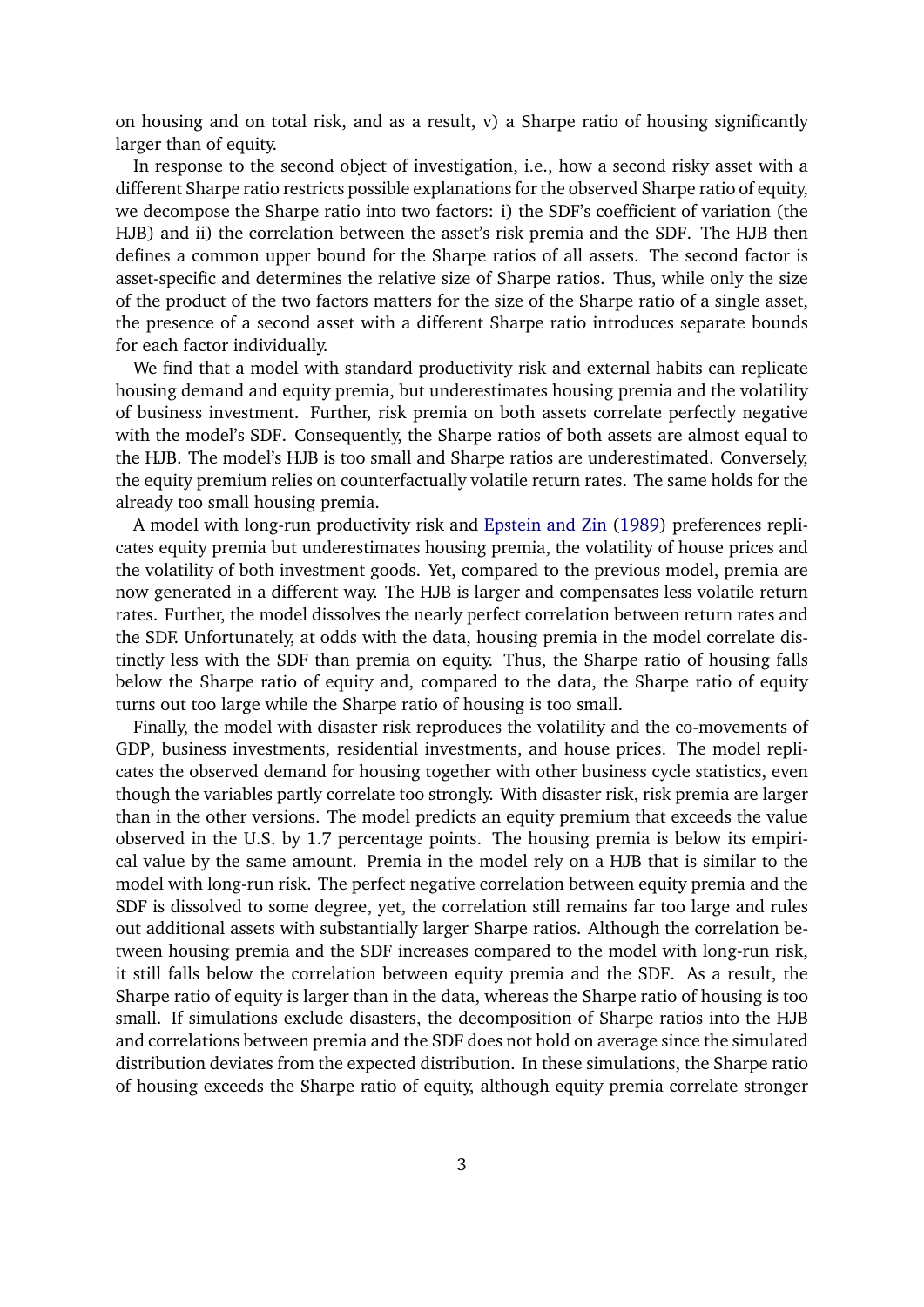on housing and on total risk, and as a result, v) a Sharpe ratio of housing significantly larger than of equity.

In response to the second object of investigation, i.e., how a second risky asset with a different Sharpe ratio restricts possible explanations for the observed Sharpe ratio of equity, we decompose the Sharpe ratio into two factors: i) the SDF's coefficient of variation (the HJB) and ii) the correlation between the asset's risk premia and the SDF. The HJB then defines a common upper bound for the Sharpe ratios of all assets. The second factor is asset-specific and determines the relative size of Sharpe ratios. Thus, while only the size of the product of the two factors matters for the size of the Sharpe ratio of a single asset, the presence of a second asset with a different Sharpe ratio introduces separate bounds for each factor individually.

We find that a model with standard productivity risk and external habits can replicate housing demand and equity premia, but underestimates housing premia and the volatility of business investment. Further, risk premia on both assets correlate perfectly negative with the model's SDF. Consequently, the Sharpe ratios of both assets are almost equal to the HJB. The model's HJB is too small and Sharpe ratios are underestimated. Conversely, the equity premium relies on counterfactually volatile return rates. The same holds for the already too small housing premia.

A model with long-run productivity risk and Epstein and Zin (1989) preferences replicates equity premia but underestimates housing premia, the volatility of house prices and the volatility of both investment goods. Yet, compared to the previous model, premia are now generated in a different way. The HJB is larger and compensates less volatile return rates. Further, the model dissolves the nearly perfect correlation between return rates and the SDF. Unfortunately, at odds with the data, housing premia in the model correlate distinctly less with the SDF than premia on equity. Thus, the Sharpe ratio of housing falls below the Sharpe ratio of equity and, compared to the data, the Sharpe ratio of equity turns out too large while the Sharpe ratio of housing is too small.

Finally, the model with disaster risk reproduces the volatility and the co-movements of GDP, business investments, residential investments, and house prices. The model replicates the observed demand for housing together with other business cycle statistics, even though the variables partly correlate too strongly. With disaster risk, risk premia are larger than in the other versions. The model predicts an equity premium that exceeds the value observed in the U.S. by 1.7 percentage points. The housing premia is below its empirical value by the same amount. Premia in the model rely on a HJB that is similar to the model with long-run risk. The perfect negative correlation between equity premia and the SDF is dissolved to some degree, yet, the correlation still remains far too large and rules out additional assets with substantially larger Sharpe ratios. Although the correlation between housing premia and the SDF increases compared to the model with long-run risk, it still falls below the correlation between equity premia and the SDF. As a result, the Sharpe ratio of equity is larger than in the data, whereas the Sharpe ratio of housing is too small. If simulations exclude disasters, the decomposition of Sharpe ratios into the HJB and correlations between premia and the SDF does not hold on average since the simulated distribution deviates from the expected distribution. In these simulations, the Sharpe ratio of housing exceeds the Sharpe ratio of equity, although equity premia correlate stronger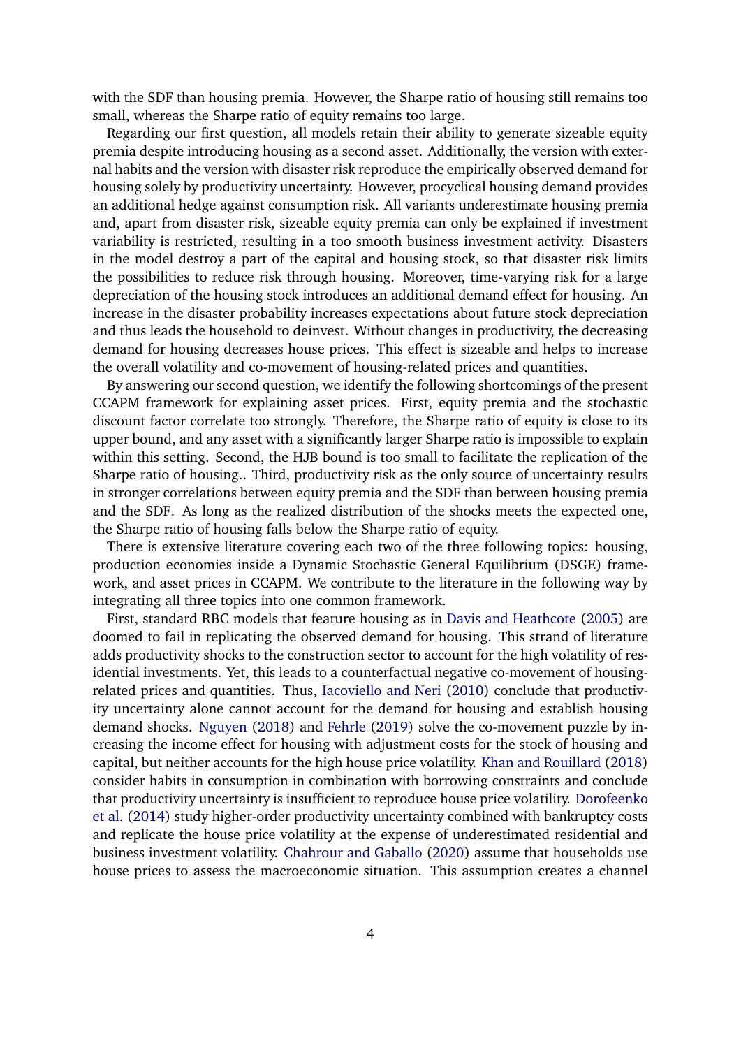with the SDF than housing premia. However, the Sharpe ratio of housing still remains too small, whereas the Sharpe ratio of equity remains too large.

Regarding our first question, all models retain their ability to generate sizeable equity premia despite introducing housing as a second asset. Additionally, the version with external habits and the version with disaster risk reproduce the empirically observed demand for housing solely by productivity uncertainty. However, procyclical housing demand provides an additional hedge against consumption risk. All variants underestimate housing premia and, apart from disaster risk, sizeable equity premia can only be explained if investment variability is restricted, resulting in a too smooth business investment activity. Disasters in the model destroy a part of the capital and housing stock, so that disaster risk limits the possibilities to reduce risk through housing. Moreover, time-varying risk for a large depreciation of the housing stock introduces an additional demand effect for housing. An increase in the disaster probability increases expectations about future stock depreciation and thus leads the household to deinvest. Without changes in productivity, the decreasing demand for housing decreases house prices. This effect is sizeable and helps to increase the overall volatility and co-movement of housing-related prices and quantities.

By answering our second question, we identify the following shortcomings of the present CCAPM framework for explaining asset prices. First, equity premia and the stochastic discount factor correlate too strongly. Therefore, the Sharpe ratio of equity is close to its upper bound, and any asset with a significantly larger Sharpe ratio is impossible to explain within this setting. Second, the HJB bound is too small to facilitate the replication of the Sharpe ratio of housing.. Third, productivity risk as the only source of uncertainty results in stronger correlations between equity premia and the SDF than between housing premia and the SDF. As long as the realized distribution of the shocks meets the expected one, the Sharpe ratio of housing falls below the Sharpe ratio of equity.

There is extensive literature covering each two of the three following topics: housing, production economies inside a Dynamic Stochastic General Equilibrium (DSGE) framework, and asset prices in CCAPM. We contribute to the literature in the following way by integrating all three topics into one common framework.

First, standard RBC models that feature housing as in Davis and Heathcote (2005) are doomed to fail in replicating the observed demand for housing. This strand of literature adds productivity shocks to the construction sector to account for the high volatility of residential investments. Yet, this leads to a counterfactual negative co-movement of housing-related prices and quantities. Thus, Iacoviello and Neri (2010) conclude that productivity uncertainty alone cannot account for the demand for housing and establish housing demand shocks. Nguyen (2018) and Fehrle (2019) solve the co-movement puzzle by increasing the income effect for housing with adjustment costs for the stock of housing and capital, but neither accounts for the high house price volatility. Khan and Rouillard (2018) consider habits in consumption in combination with borrowing constraints and conclude that productivity uncertainty is insufficient to reproduce house price volatility. Dorofeenko et al. (2014) study higher-order productivity uncertainty combined with bankruptcy costs and replicate the house price volatility at the expense of underestimated residential and business investment volatility. Chahrour and Gaballo (2020) assume that households use house prices to assess the macroeconomic situation. This assumption creates a channel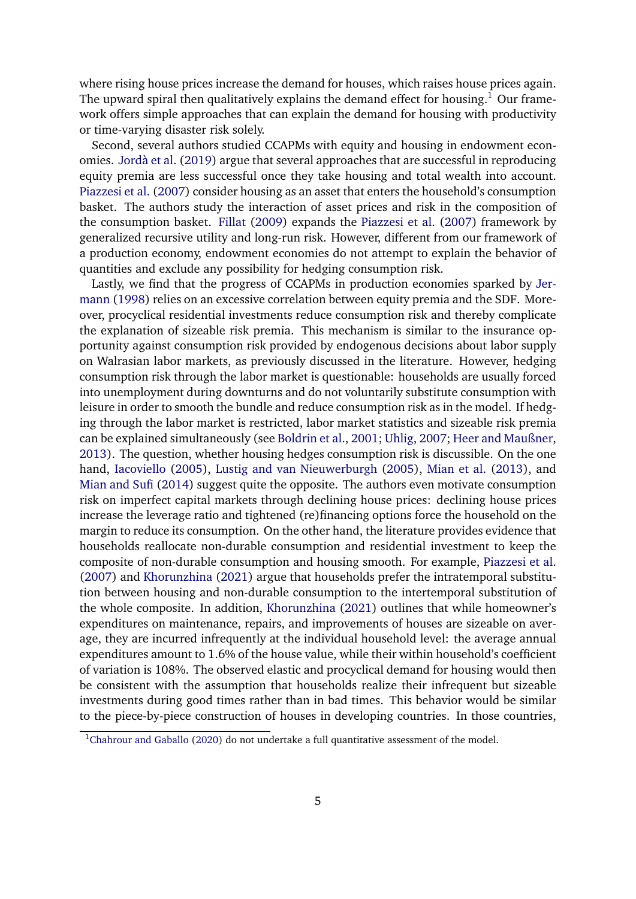where rising house prices increase the demand for houses, which raises house prices again. The upward spiral then qualitatively explains the demand effect for housing.[1] Our framework offers simple approaches that can explain the demand for housing with productivity or time-varying disaster risk solely.

Second, several authors studied CCAPMs with equity and housing in endowment economies. Jordà et al. (2019) argue that several approaches that are successful in reproducing equity premia are less successful once they take housing and total wealth into account. Piazzesi et al. (2007) consider housing as an asset that enters the household's consumption basket. The authors study the interaction of asset prices and risk in the composition of the consumption basket. Fillat (2009) expands the Piazzesi et al. (2007) framework by generalized recursive utility and long-run risk. However, different from our framework of a production economy, endowment economies do not attempt to explain the behavior of quantities and exclude any possibility for hedging consumption risk.

Lastly, we find that the progress of CCAPMs in production economies sparked by Jermann (1998) relies on an excessive correlation between equity premia and the SDF. Moreover, procyclical residential investments reduce consumption risk and thereby complicate the explanation of sizeable risk premia. This mechanism is similar to the insurance opportunity against consumption risk provided by endogenous decisions about labor supply on Walrasian labor markets, as previously discussed in the literature. However, hedging consumption risk through the labor market is questionable: households are usually forced into unemployment during downturns and do not voluntarily substitute consumption with leisure in order to smooth the bundle and reduce consumption risk as in the model. If hedging through the labor market is restricted, labor market statistics and sizeable risk premia can be explained simultaneously (see Boldrin et al., 2001; Uhlig, 2007; Heer and Maußner, 2013). The question, whether housing hedges consumption risk is discussible. On the one hand, Iacoviello (2005), Lustig and van Nieuwerburgh (2005), Mian et al. (2013), and Mian and Sufi (2014) suggest quite the opposite. The authors even motivate consumption risk on imperfect capital markets through declining house prices: declining house prices increase the leverage ratio and tightened (re)financing options force the household on the margin to reduce its consumption. On the other hand, the literature provides evidence that households reallocate non-durable consumption and residential investment to keep the composite of non-durable consumption and housing smooth. For example, Piazzesi et al. (2007) and Khorunzhina (2021) argue that households prefer the intratemporal substitution between housing and non-durable consumption to the intertemporal substitution of the whole composite. In addition, Khorunzhina (2021) outlines that while homeowner's expenditures on maintenance, repairs, and improvements of houses are sizeable on average, they are incurred infrequently at the individual household level: the average annual expenditures amount to 1.6% of the house value, while their within household's coefficient of variation is 108%. The observed elastic and procyclical demand for housing would then be consistent with the assumption that households realize their infrequent but sizeable investments during good times rather than in bad times. This behavior would be similar to the piece-by-piece construction of houses in developing countries. In those countries,

[1] Chahrour and Gaballo (2020) do not undertake a full quantitative assessment of the model.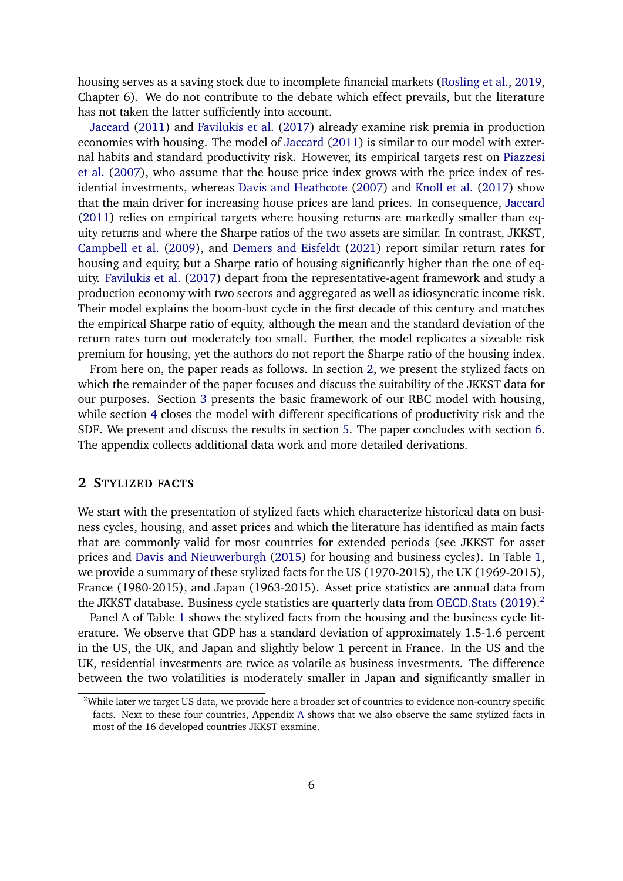housing serves as a saving stock due to incomplete financial markets (Rosling et al., 2019, Chapter 6). We do not contribute to the debate which effect prevails, but the literature has not taken the latter sufficiently into account.

Jaccard (2011) and Favilukis et al. (2017) already examine risk premia in production economies with housing. The model of Jaccard (2011) is similar to our model with external habits and standard productivity risk. However, its empirical targets rest on Piazzesi et al. (2007), who assume that the house price index grows with the price index of residential investments, whereas Davis and Heathcote (2007) and Knoll et al. (2017) show that the main driver for increasing house prices are land prices. In consequence, Jaccard (2011) relies on empirical targets where housing returns are markedly smaller than equity returns and where the Sharpe ratios of the two assets are similar. In contrast, JKKST, Campbell et al. (2009), and Demers and Eisfeldt (2021) report similar return rates for housing and equity, but a Sharpe ratio of housing significantly higher than the one of equity. Favilukis et al. (2017) depart from the representative-agent framework and study a production economy with two sectors and aggregated as well as idiosyncratic income risk. Their model explains the boom-bust cycle in the first decade of this century and matches the empirical Sharpe ratio of equity, although the mean and the standard deviation of the return rates turn out moderately too small. Further, the model replicates a sizeable risk premium for housing, yet the authors do not report the Sharpe ratio of the housing index.

From here on, the paper reads as follows. In section 2, we present the stylized facts on which the remainder of the paper focuses and discuss the suitability of the JKKST data for our purposes. Section 3 presents the basic framework of our RBC model with housing, while section 4 closes the model with different specifications of productivity risk and the SDF. We present and discuss the results in section 5. The paper concludes with section 6. The appendix collects additional data work and more detailed derivations.

## 2 Stylized Facts

We start with the presentation of stylized facts which characterize historical data on business cycles, housing, and asset prices and which the literature has identified as main facts that are commonly valid for most countries for extended periods (see JKKST for asset prices and Davis and Nieuwerburgh (2015) for housing and business cycles). In Table 1, we provide a summary of these stylized facts for the US (1970-2015), the UK (1969-2015), France (1980-2015), and Japan (1963-2015). Asset price statistics are annual data from the JKKST database. Business cycle statistics are quarterly data from OECD.Stats (2019).[2]

Panel A of Table 1 shows the stylized facts from the housing and the business cycle literature. We observe that GDP has a standard deviation of approximately 1.5-1.6 percent in the US, the UK, and Japan and slightly below 1 percent in France. In the US and the UK, residential investments are twice as volatile as business investments. The difference between the two volatilities is moderately smaller in Japan and significantly smaller in

[2] While later we target US data, we provide here a broader set of countries to evidence non-country specific facts. Next to these four countries, Appendix A shows that we also observe the same stylized facts in most of the 16 developed countries JKKST examine.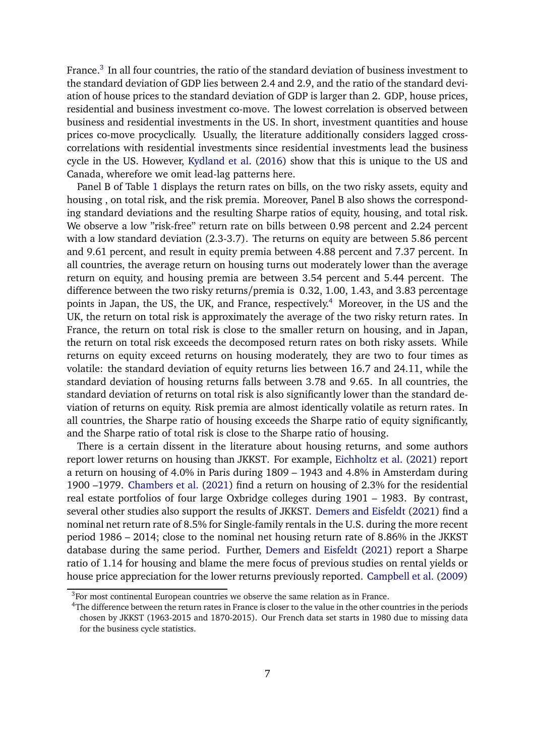France.[3] In all four countries, the ratio of the standard deviation of business investment to the standard deviation of GDP lies between 2.4 and 2.9, and the ratio of the standard deviation of house prices to the standard deviation of GDP is larger than 2. GDP, house prices, residential and business investment co-move. The lowest correlation is observed between business and residential investments in the US. In short, investment quantities and house prices co-move procyclically. Usually, the literature additionally considers lagged cross-correlations with residential investments since residential investments lead the business cycle in the US. However, Kydland et al. (2016) show that this is unique to the US and Canada, wherefore we omit lead-lag patterns here.

Panel B of Table 1 displays the return rates on bills, on the two risky assets, equity and housing , on total risk, and the risk premia. Moreover, Panel B also shows the corresponding standard deviations and the resulting Sharpe ratios of equity, housing, and total risk. We observe a low "risk-free" return rate on bills between 0.98 percent and 2.24 percent with a low standard deviation (2.3-3.7). The returns on equity are between 5.86 percent and 9.61 percent, and result in equity premia between 4.88 percent and 7.37 percent. In all countries, the average return on housing turns out moderately lower than the average return on equity, and housing premia are between 3.54 percent and 5.44 percent. The difference between the two risky returns/premia is 0.32, 1.00, 1.43, and 3.83 percentage points in Japan, the US, the UK, and France, respectively.[4] Moreover, in the US and the UK, the return on total risk is approximately the average of the two risky return rates. In France, the return on total risk is close to the smaller return on housing, and in Japan, the return on total risk exceeds the decomposed return rates on both risky assets. While returns on equity exceed returns on housing moderately, they are two to four times as volatile: the standard deviation of equity returns lies between 16.7 and 24.11, while the standard deviation of housing returns falls between 3.78 and 9.65. In all countries, the standard deviation of returns on total risk is also significantly lower than the standard deviation of returns on equity. Risk premia are almost identically volatile as return rates. In all countries, the Sharpe ratio of housing exceeds the Sharpe ratio of equity significantly, and the Sharpe ratio of total risk is close to the Sharpe ratio of housing.

There is a certain dissent in the literature about housing returns, and some authors report lower returns on housing than JKKST. For example, Eichholtz et al. (2021) report a return on housing of 4.0% in Paris during 1809 – 1943 and 4.8% in Amsterdam during 1900 –1979. Chambers et al. (2021) find a return on housing of 2.3% for the residential real estate portfolios of four large Oxbridge colleges during 1901 – 1983. By contrast, several other studies also support the results of JKKST. Demers and Eisfeldt (2021) find a nominal net return rate of 8.5% for Single-family rentals in the U.S. during the more recent period 1986 – 2014; close to the nominal net housing return rate of 8.86% in the JKKST database during the same period. Further, Demers and Eisfeldt (2021) report a Sharpe ratio of 1.14 for housing and blame the mere focus of previous studies on rental yields or house price appreciation for the lower returns previously reported. Campbell et al. (2009)

[3] For most continental European countries we observe the same relation as in France.

[4] The difference between the return rates in France is closer to the value in the other countries in the periods chosen by JKKST (1963-2015 and 1870-2015). Our French data set starts in 1980 due to missing data for the business cycle statistics.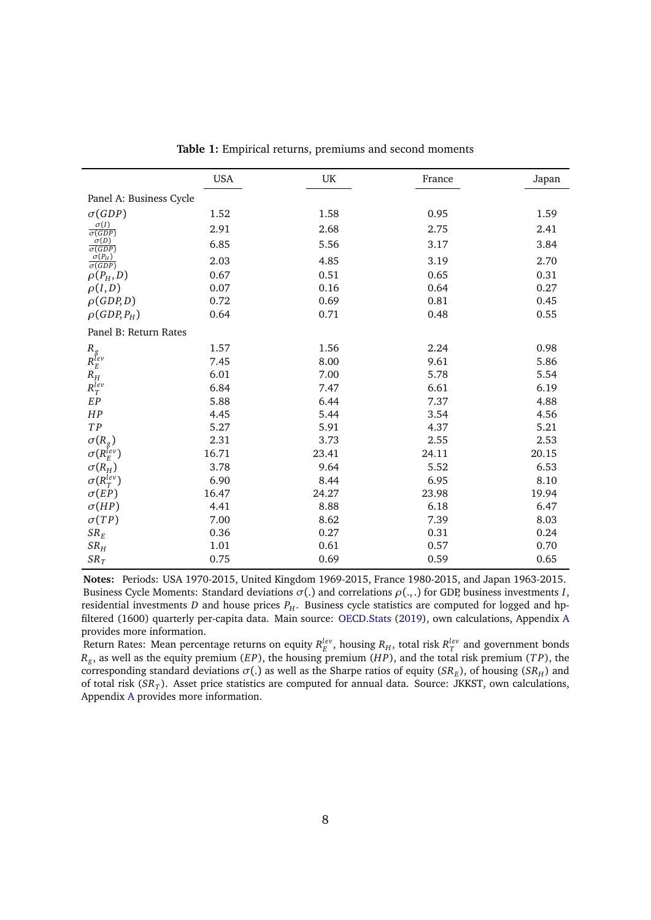**Table 1:** Empirical returns, premiums and second moments

| | USA | UK | France | Japan |
|---|---|---|---|---|
| Panel A: Business Cycle | | | | |
| $\sigma(GDP)$ | 1.52 | 1.58 | 0.95 | 1.59 |
| $\frac{\sigma(I)}{\sigma(GDP)}$ | 2.91 | 2.68 | 2.75 | 2.41 |
| $\frac{\sigma(D)}{\sigma(GDP)}$ | 6.85 | 5.56 | 3.17 | 3.84 |
| $\frac{\sigma(P_H)}{\sigma(GDP)}$ | 2.03 | 4.85 | 3.19 | 2.70 |
| $\rho(P_H, D)$ | 0.67 | 0.51 | 0.65 | 0.31 |
| $\rho(I, D)$ | 0.07 | 0.16 | 0.64 | 0.27 |
| $\rho(GDP, D)$ | 0.72 | 0.69 | 0.81 | 0.45 |
| $\rho(GDP, P_H)$ | 0.64 | 0.71 | 0.48 | 0.55 |
| Panel B: Return Rates | | | | |
| $R_g$ | 1.57 | 1.56 | 2.24 | 0.98 |
| $R_E^{lev}$ | 7.45 | 8.00 | 9.61 | 5.86 |
| $R_H$ | 6.01 | 7.00 | 5.78 | 5.54 |
| $R_T^{lev}$ | 6.84 | 7.47 | 6.61 | 6.19 |
| $EP$ | 5.88 | 6.44 | 7.37 | 4.88 |
| $HP$ | 4.45 | 5.44 | 3.54 | 4.56 |
| $TP$ | 5.27 | 5.91 | 4.37 | 5.21 |
| $\sigma(R_g)$ | 2.31 | 3.73 | 2.55 | 2.53 |
| $\sigma(R_E^{lev})$ | 16.71 | 23.41 | 24.11 | 20.15 |
| $\sigma(R_H)$ | 3.78 | 9.64 | 5.52 | 6.53 |
| $\sigma(R_T^{lev})$ | 6.90 | 8.44 | 6.95 | 8.10 |
| $\sigma(EP)$ | 16.47 | 24.27 | 23.98 | 19.94 |
| $\sigma(HP)$ | 4.41 | 8.88 | 6.18 | 6.47 |
| $\sigma(TP)$ | 7.00 | 8.62 | 7.39 | 8.03 |
| $SR_E$ | 0.36 | 0.27 | 0.31 | 0.24 |
| $SR_H$ | 1.01 | 0.61 | 0.57 | 0.70 |
| $SR_T$ | 0.75 | 0.69 | 0.59 | 0.65 |

**Notes:** Periods: USA 1970-2015, United Kingdom 1969-2015, France 1980-2015, and Japan 1963-2015.
Business Cycle Moments: Standard deviations $\sigma(.)$ and correlations $\rho(.,.)$ for GDP, business investments $I$, residential investments $D$ and house prices $P_H$. Business cycle statistics are computed for logged and hp-filtered (1600) quarterly per-capita data. Main source: OECD.Stats (2019), own calculations, Appendix A provides more information.
Return Rates: Mean percentage returns on equity $R_E^{lev}$, housing $R_H$, total risk $R_T^{lev}$ and government bonds $R_g$, as well as the equity premium ($EP$), the housing premium ($HP$), and the total risk premium ($TP$), the corresponding standard deviations $\sigma(.)$ as well as the Sharpe ratios of equity ($SR_E$), of housing ($SR_H$) and of total risk ($SR_T$). Asset price statistics are computed for annual data. Source: JKKST, own calculations, Appendix A provides more information.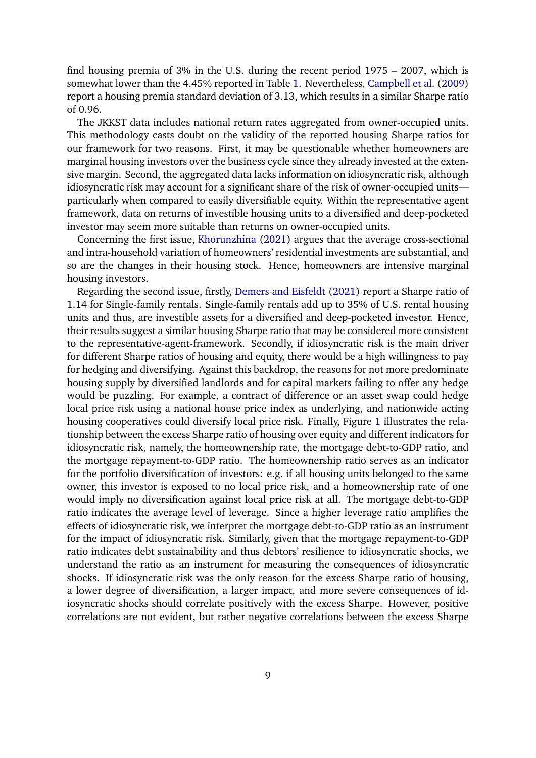find housing premia of 3% in the U.S. during the recent period 1975 – 2007, which is somewhat lower than the 4.45% reported in Table 1. Nevertheless, Campbell et al. (2009) report a housing premia standard deviation of 3.13, which results in a similar Sharpe ratio of 0.96.

The JKKST data includes national return rates aggregated from owner-occupied units. This methodology casts doubt on the validity of the reported housing Sharpe ratios for our framework for two reasons. First, it may be questionable whether homeowners are marginal housing investors over the business cycle since they already invested at the extensive margin. Second, the aggregated data lacks information on idiosyncratic risk, although idiosyncratic risk may account for a significant share of the risk of owner-occupied units—particularly when compared to easily diversifiable equity. Within the representative agent framework, data on returns of investible housing units to a diversified and deep-pocketed investor may seem more suitable than returns on owner-occupied units.

Concerning the first issue, Khorunzhina (2021) argues that the average cross-sectional and intra-household variation of homeowners' residential investments are substantial, and so are the changes in their housing stock. Hence, homeowners are intensive marginal housing investors.

Regarding the second issue, firstly, Demers and Eisfeldt (2021) report a Sharpe ratio of 1.14 for Single-family rentals. Single-family rentals add up to 35% of U.S. rental housing units and thus, are investible assets for a diversified and deep-pocketed investor. Hence, their results suggest a similar housing Sharpe ratio that may be considered more consistent to the representative-agent-framework. Secondly, if idiosyncratic risk is the main driver for different Sharpe ratios of housing and equity, there would be a high willingness to pay for hedging and diversifying. Against this backdrop, the reasons for not more predominate housing supply by diversified landlords and for capital markets failing to offer any hedge would be puzzling. For example, a contract of difference or an asset swap could hedge local price risk using a national house price index as underlying, and nationwide acting housing cooperatives could diversify local price risk. Finally, Figure 1 illustrates the relationship between the excess Sharpe ratio of housing over equity and different indicators for idiosyncratic risk, namely, the homeownership rate, the mortgage debt-to-GDP ratio, and the mortgage repayment-to-GDP ratio. The homeownership ratio serves as an indicator for the portfolio diversification of investors: e.g. if all housing units belonged to the same owner, this investor is exposed to no local price risk, and a homeownership rate of one would imply no diversification against local price risk at all. The mortgage debt-to-GDP ratio indicates the average level of leverage. Since a higher leverage ratio amplifies the effects of idiosyncratic risk, we interpret the mortgage debt-to-GDP ratio as an instrument for the impact of idiosyncratic risk. Similarly, given that the mortgage repayment-to-GDP ratio indicates debt sustainability and thus debtors' resilience to idiosyncratic shocks, we understand the ratio as an instrument for measuring the consequences of idiosyncratic shocks. If idiosyncratic risk was the only reason for the excess Sharpe ratio of housing, a lower degree of diversification, a larger impact, and more severe consequences of idiosyncratic shocks should correlate positively with the excess Sharpe. However, positive correlations are not evident, but rather negative correlations between the excess Sharpe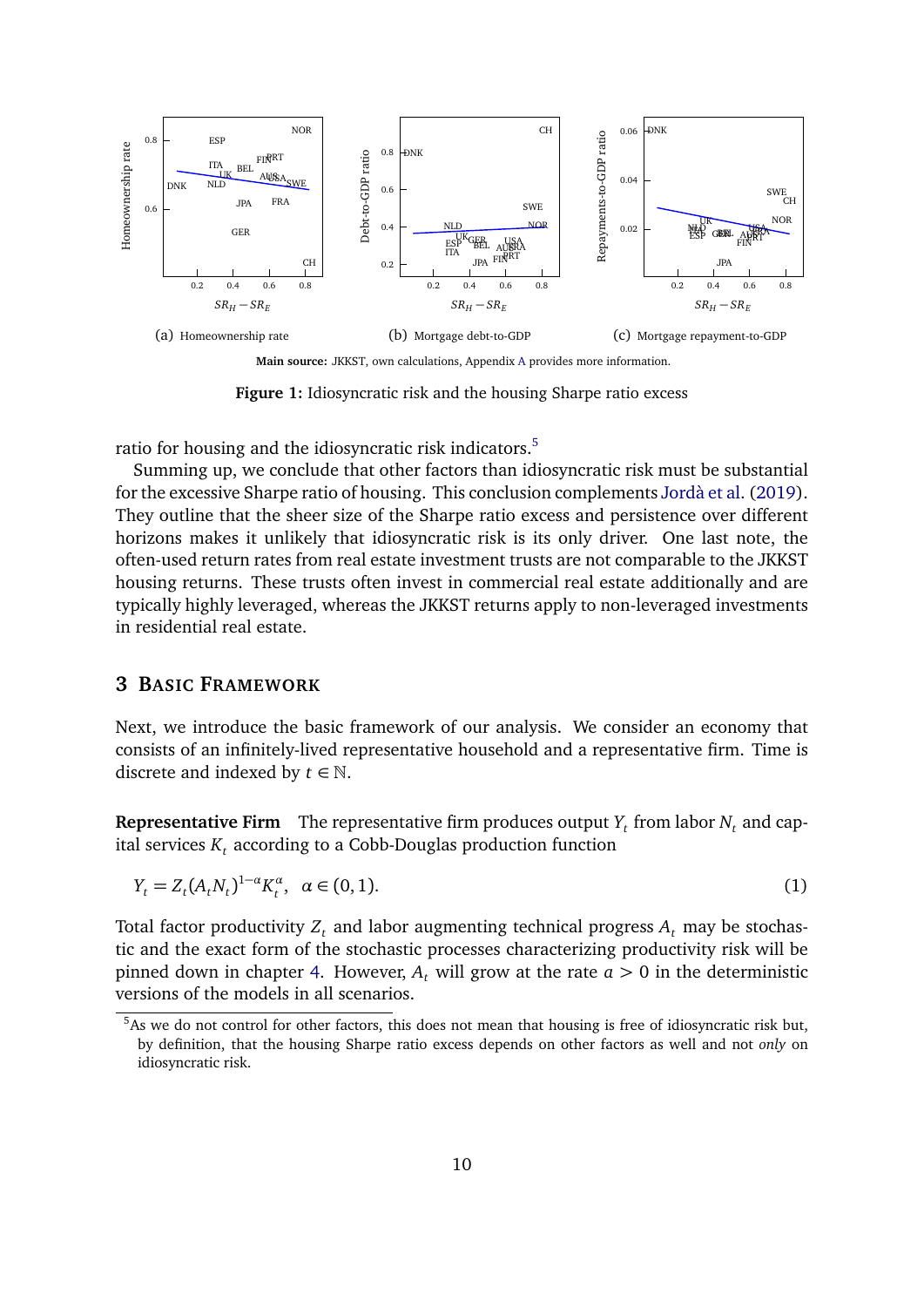(a) Homeownership rate (b) Mortgage debt-to-GDP (c) Mortgage repayment-to-GDP

**Main source:** JKKST, own calculations, Appendix A provides more information.

**Figure 1:** Idiosyncratic risk and the housing Sharpe ratio excess

ratio for housing and the idiosyncratic risk indicators.[5]

Summing up, we conclude that other factors than idiosyncratic risk must be substantial for the excessive Sharpe ratio of housing. This conclusion complements Jordà et al. (2019). They outline that the sheer size of the Sharpe ratio excess and persistence over different horizons makes it unlikely that idiosyncratic risk is its only driver. One last note, the often-used return rates from real estate investment trusts are not comparable to the JKKST housing returns. These trusts often invest in commercial real estate additionally and are typically highly leveraged, whereas the JKKST returns apply to non-leveraged investments in residential real estate.

## 3 Basic Framework

Next, we introduce the basic framework of our analysis. We consider an economy that consists of an infinitely-lived representative household and a representative firm. Time is discrete and indexed by $t \in \mathbb{N}$.

**Representative Firm** The representative firm produces output $Y_t$ from labor $N_t$ and capital services $K_t$ according to a Cobb-Douglas production function

$$Y_t = Z_t (A_t N_t)^{1-\alpha} K_t^{\alpha}, \quad \alpha \in (0,1). \tag{1}$$

Total factor productivity $Z_t$ and labor augmenting technical progress $A_t$ may be stochastic and the exact form of the stochastic processes characterizing productivity risk will be pinned down in chapter 4. However, $A_t$ will grow at the rate $a > 0$ in the deterministic versions of the models in all scenarios.

[5] As we do not control for other factors, this does not mean that housing is free of idiosyncratic risk but, by definition, that the housing Sharpe ratio excess depends on other factors as well and not *only* on idiosyncratic risk.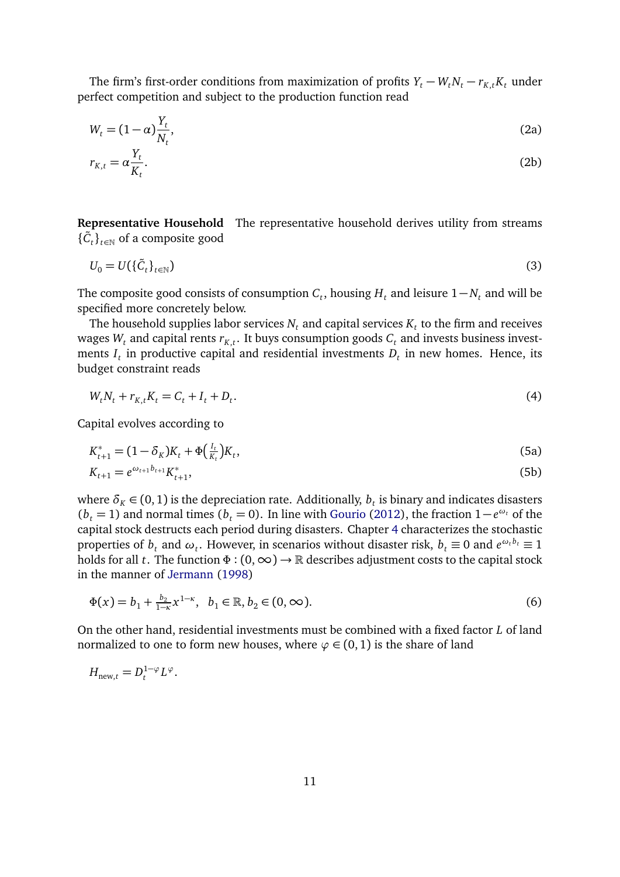The firm's first-order conditions from maximization of profits $Y_t - W_t N_t - r_{K,t} K_t$ under perfect competition and subject to the production function read

$$W_t = (1-\alpha)\frac{Y_t}{N_t}, \tag{2a}$$

$$r_{K,t} = \alpha \frac{Y_t}{K_t}. \tag{2b}$$

**Representative Household** The representative household derives utility from streams $\{\tilde{C}_t\}_{t\in\mathbb{N}}$ of a composite good

$$U_0 = U(\{\tilde{C}_t\}_{t\in\mathbb{N}}) \tag{3}$$

The composite good consists of consumption $C_t$, housing $H_t$ and leisure $1-N_t$ and will be specified more concretely below.

The household supplies labor services $N_t$ and capital services $K_t$ to the firm and receives wages $W_t$ and capital rents $r_{K,t}$. It buys consumption goods $C_t$ and invests business investments $I_t$ in productive capital and residential investments $D_t$ in new homes. Hence, its budget constraint reads

$$W_t N_t + r_{K,t} K_t = C_t + I_t + D_t. \tag{4}$$

Capital evolves according to

$$K^*_{t+1} = (1-\delta_K)K_t + \Phi\left(\tfrac{I_t}{K_t}\right)K_t, \tag{5a}$$

$$K_{t+1} = e^{\omega_{t+1} b_{t+1}} K^*_{t+1}, \tag{5b}$$

where $\delta_K \in (0,1)$ is the depreciation rate. Additionally, $b_t$ is binary and indicates disasters ($b_t = 1$) and normal times ($b_t = 0$). In line with Gourio (2012), the fraction $1 - e^{\omega_t}$ of the capital stock destructs each period during disasters. Chapter 4 characterizes the stochastic properties of $b_t$ and $\omega_t$. However, in scenarios without disaster risk, $b_t \equiv 0$ and $e^{\omega_t b_t} \equiv 1$ holds for all $t$. The function $\Phi : (0,\infty) \to \mathbb{R}$ describes adjustment costs to the capital stock in the manner of Jermann (1998)

$$\Phi(x) = b_1 + \tfrac{b_2}{1-\kappa} x^{1-\kappa}, \quad b_1 \in \mathbb{R}, b_2 \in (0,\infty). \tag{6}$$

On the other hand, residential investments must be combined with a fixed factor $L$ of land normalized to one to form new houses, where $\varphi \in (0,1)$ is the share of land

$$H_{\text{new},t} = D_t^{1-\varphi} L^{\varphi}.$$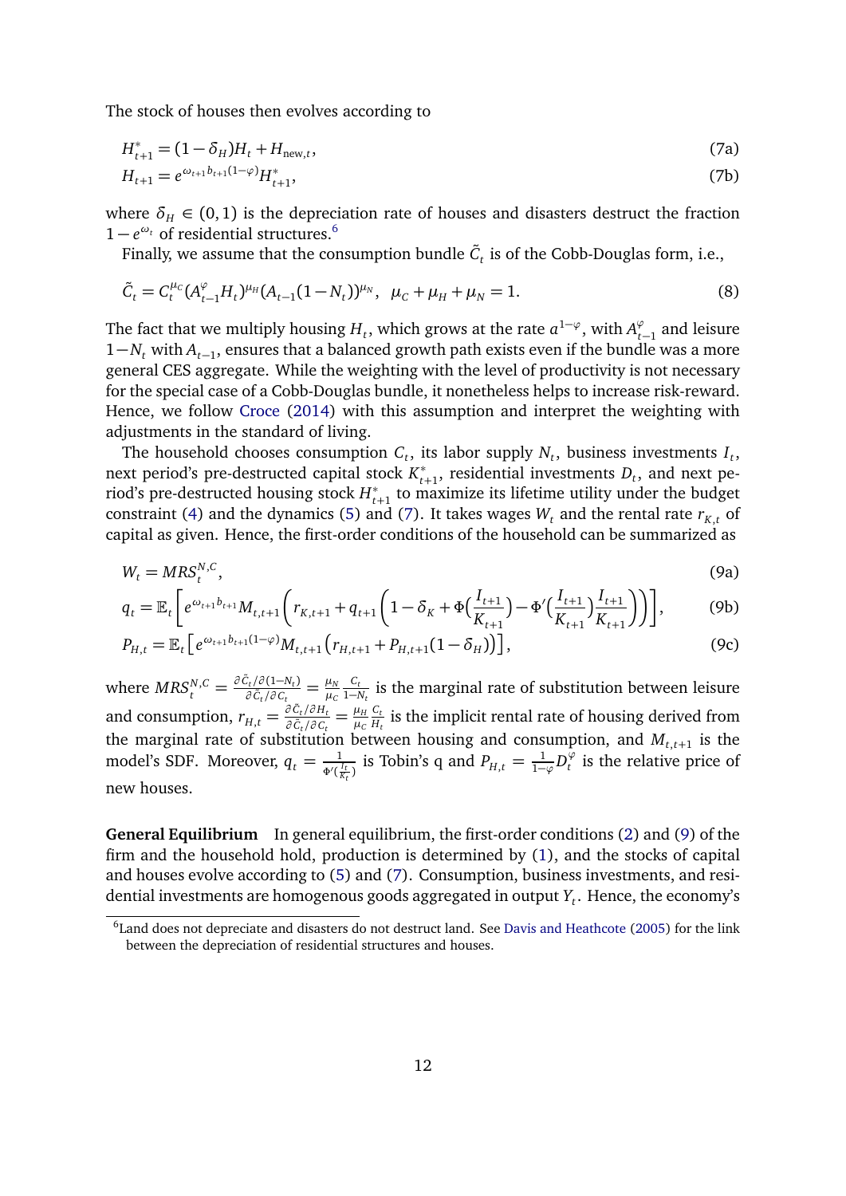The stock of houses then evolves according to

$$H^*_{t+1} = (1-\delta_H)H_t + H_{\text{new},t}, \tag{7a}$$

$$H_{t+1} = e^{\omega_{t+1} b_{t+1}(1-\varphi)} H^*_{t+1}, \tag{7b}$$

where $\delta_H \in (0,1)$ is the depreciation rate of houses and disasters destruct the fraction $1-e^{\omega_t}$ of residential structures.[6]

Finally, we assume that the consumption bundle $\tilde{C}_t$ is of the Cobb-Douglas form, i.e.,

$$\tilde{C}_t = C_t^{\mu_C}(A_{t-1}^{\varphi} H_t)^{\mu_H}(A_{t-1}(1-N_t))^{\mu_N}, \;\; \mu_C + \mu_H + \mu_N = 1. \tag{8}$$

The fact that we multiply housing $H_t$, which grows at the rate $a^{1-\varphi}$, with $A_{t-1}^{\varphi}$ and leisure $1-N_t$ with $A_{t-1}$, ensures that a balanced growth path exists even if the bundle was a more general CES aggregate. While the weighting with the level of productivity is not necessary for the special case of a Cobb-Douglas bundle, it nonetheless helps to increase risk-reward. Hence, we follow Croce (2014) with this assumption and interpret the weighting with adjustments in the standard of living.

The household chooses consumption $C_t$, its labor supply $N_t$, business investments $I_t$, next period's pre-destructed capital stock $K^*_{t+1}$, residential investments $D_t$, and next period's pre-destructed housing stock $H^*_{t+1}$ to maximize its lifetime utility under the budget constraint (4) and the dynamics (5) and (7). It takes wages $W_t$ and the rental rate $r_{K,t}$ of capital as given. Hence, the first-order conditions of the household can be summarized as

$$W_t = MRS_t^{N,C}, \tag{9a}$$

$$q_t = \mathbb{E}_t\left[e^{\omega_{t+1}b_{t+1}} M_{t,t+1}\left(r_{K,t+1} + q_{t+1}\left(1-\delta_K + \Phi\left(\frac{I_{t+1}}{K_{t+1}}\right) - \Phi'\left(\frac{I_{t+1}}{K_{t+1}}\right)\frac{I_{t+1}}{K_{t+1}}\right)\right)\right], \tag{9b}$$

$$P_{H,t} = \mathbb{E}_t\left[e^{\omega_{t+1}b_{t+1}(1-\varphi)} M_{t,t+1}\left(r_{H,t+1} + P_{H,t+1}(1-\delta_H)\right)\right], \tag{9c}$$

where $MRS_t^{N,C} = \frac{\partial \tilde{C}_t/\partial(1-N_t)}{\partial \tilde{C}_t/\partial C_t} = \frac{\mu_N}{\mu_C}\frac{C_t}{1-N_t}$ is the marginal rate of substitution between leisure and consumption, $r_{H,t} = \frac{\partial \tilde{C}_t/\partial H_t}{\partial \tilde{C}_t/\partial C_t} = \frac{\mu_H}{\mu_C}\frac{C_t}{H_t}$ is the implicit rental rate of housing derived from the marginal rate of substitution between housing and consumption, and $M_{t,t+1}$ is the model's SDF. Moreover, $q_t = \frac{1}{\Phi'(\frac{I_t}{K_t})}$ is Tobin's q and $P_{H,t} = \frac{1}{1-\varphi}D_t^{\varphi}$ is the relative price of new houses.

**General Equilibrium** In general equilibrium, the first-order conditions (2) and (9) of the firm and the household hold, production is determined by (1), and the stocks of capital and houses evolve according to (5) and (7). Consumption, business investments, and residential investments are homogenous goods aggregated in output $Y_t$. Hence, the economy's

[6] Land does not depreciate and disasters do not destruct land. See Davis and Heathcote (2005) for the link between the depreciation of residential structures and houses.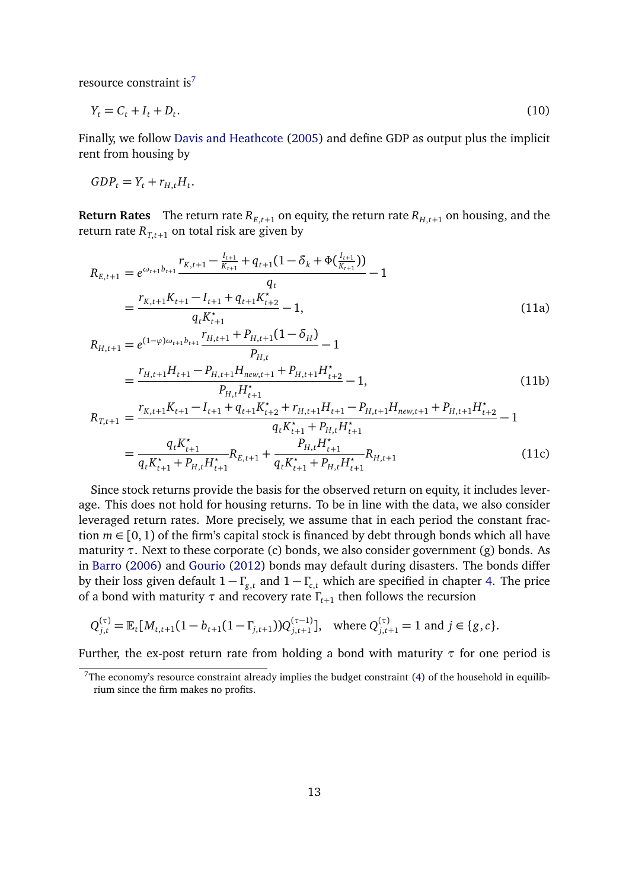resource constraint is[7]

$$Y_t = C_t + I_t + D_t. \tag{10}$$

Finally, we follow Davis and Heathcote (2005) and define GDP as output plus the implicit rent from housing by

$$GDP_t = Y_t + r_{H,t} H_t.$$

**Return Rates** The return rate $R_{E,t+1}$ on equity, the return rate $R_{H,t+1}$ on housing, and the return rate $R_{T,t+1}$ on total risk are given by

$$\begin{aligned}
R_{E,t+1} &= e^{\omega_{t+1} b_{t+1}} \frac{r_{K,t+1} - \frac{I_{t+1}}{K_{t+1}} + q_{t+1}(1 - \delta_k + \Phi(\frac{I_{t+1}}{K_{t+1}}))}{q_t} - 1 \\
&= \frac{r_{K,t+1} K_{t+1} - I_{t+1} + q_{t+1} K^\star_{t+2}}{q_t K^\star_{t+1}} - 1,
\end{aligned} \tag{11a}$$

$$\begin{aligned}
R_{H,t+1} &= e^{(1-\varphi)\omega_{t+1} b_{t+1}} \frac{r_{H,t+1} + P_{H,t+1}(1 - \delta_H)}{P_{H,t}} - 1 \\
&= \frac{r_{H,t+1} H_{t+1} - P_{H,t+1} H_{new,t+1} + P_{H,t+1} H^\star_{t+2}}{P_{H,t} H^\star_{t+1}} - 1,
\end{aligned} \tag{11b}$$

$$\begin{aligned}
R_{T,t+1} &= \frac{r_{K,t+1} K_{t+1} - I_{t+1} + q_{t+1} K^\star_{t+2} + r_{H,t+1} H_{t+1} - P_{H,t+1} H_{new,t+1} + P_{H,t+1} H^\star_{t+2}}{q_t K^\star_{t+1} + P_{H,t} H^\star_{t+1}} - 1 \\
&= \frac{q_t K^\star_{t+1}}{q_t K^\star_{t+1} + P_{H,t} H^\star_{t+1}} R_{E,t+1} + \frac{P_{H,t} H^\star_{t+1}}{q_t K^\star_{t+1} + P_{H,t} H^\star_{t+1}} R_{H,t+1}
\end{aligned} \tag{11c}$$

Since stock returns provide the basis for the observed return on equity, it includes leverage. This does not hold for housing returns. To be in line with the data, we also consider leveraged return rates. More precisely, we assume that in each period the constant fraction $m \in [0, 1)$ of the firm's capital stock is financed by debt through bonds which all have maturity $\tau$. Next to these corporate (c) bonds, we also consider government (g) bonds. As in Barro (2006) and Gourio (2012) bonds may default during disasters. The bonds differ by their loss given default $1 - \Gamma_{g,t}$ and $1 - \Gamma_{c,t}$ which are specified in chapter 4. The price of a bond with maturity $\tau$ and recovery rate $\Gamma_{t+1}$ then follows the recursion

$$Q^{(\tau)}_{j,t} = \mathbb{E}_t[M_{t,t+1}(1 - b_{t+1}(1 - \Gamma_{j,t+1})) Q^{(\tau-1)}_{j,t+1}], \quad \text{where } Q^{(\tau)}_{j,t+1} = 1 \text{ and } j \in \{g, c\}.$$

Further, the ex-post return rate from holding a bond with maturity $\tau$ for one period is

[7] The economy's resource constraint already implies the budget constraint (4) of the household in equilibrium since the firm makes no profits.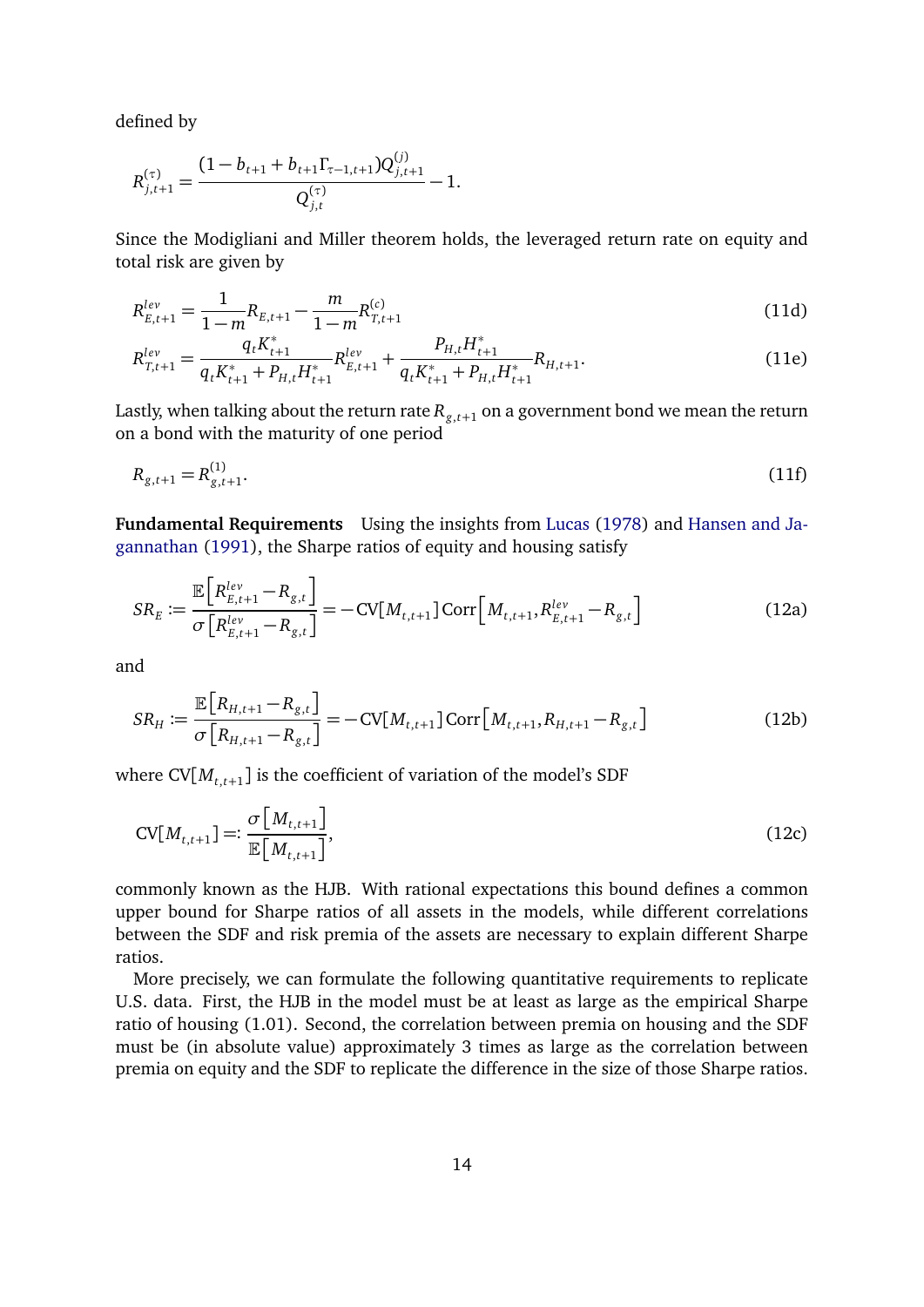defined by

$$R^{(\tau)}_{j,t+1} = \frac{(1 - b_{t+1} + b_{t+1}\Gamma_{\tau-1,t+1})Q^{(j)}_{j,t+1}}{Q^{(\tau)}_{j,t}} - 1.$$

Since the Modigliani and Miller theorem holds, the leveraged return rate on equity and total risk are given by

$$R^{lev}_{E,t+1} = \frac{1}{1-m} R_{E,t+1} - \frac{m}{1-m} R^{(c)}_{T,t+1} \tag{11d}$$

$$R^{lev}_{T,t+1} = \frac{q_t K^*_{t+1}}{q_t K^*_{t+1} + P_{H,t} H^*_{t+1}} R^{lev}_{E,t+1} + \frac{P_{H,t} H^*_{t+1}}{q_t K^*_{t+1} + P_{H,t} H^*_{t+1}} R_{H,t+1}. \tag{11e}$$

Lastly, when talking about the return rate $R_{g,t+1}$ on a government bond we mean the return on a bond with the maturity of one period

$$R_{g,t+1} = R^{(1)}_{g,t+1}. \tag{11f}$$

**Fundamental Requirements** Using the insights from Lucas (1978) and Hansen and Jagannathan (1991), the Sharpe ratios of equity and housing satisfy

$$SR_E := \frac{\mathbb{E}\left[R^{lev}_{E,t+1} - R_{g,t}\right]}{\sigma\left[R^{lev}_{E,t+1} - R_{g,t}\right]} = -\mathrm{CV}[M_{t,t+1}]\,\mathrm{Corr}\left[M_{t,t+1}, R^{lev}_{E,t+1} - R_{g,t}\right] \tag{12a}$$

and

$$SR_H := \frac{\mathbb{E}\left[R_{H,t+1} - R_{g,t}\right]}{\sigma\left[R_{H,t+1} - R_{g,t}\right]} = -\mathrm{CV}[M_{t,t+1}]\,\mathrm{Corr}\left[M_{t,t+1}, R_{H,t+1} - R_{g,t}\right] \tag{12b}$$

where $\mathrm{CV}[M_{t,t+1}]$ is the coefficient of variation of the model's SDF

$$\mathrm{CV}[M_{t,t+1}] =: \frac{\sigma\left[M_{t,t+1}\right]}{\mathbb{E}\left[M_{t,t+1}\right]}, \tag{12c}$$

commonly known as the HJB. With rational expectations this bound defines a common upper bound for Sharpe ratios of all assets in the models, while different correlations between the SDF and risk premia of the assets are necessary to explain different Sharpe ratios.

More precisely, we can formulate the following quantitative requirements to replicate U.S. data. First, the HJB in the model must be at least as large as the empirical Sharpe ratio of housing (1.01). Second, the correlation between premia on housing and the SDF must be (in absolute value) approximately 3 times as large as the correlation between premia on equity and the SDF to replicate the difference in the size of those Sharpe ratios.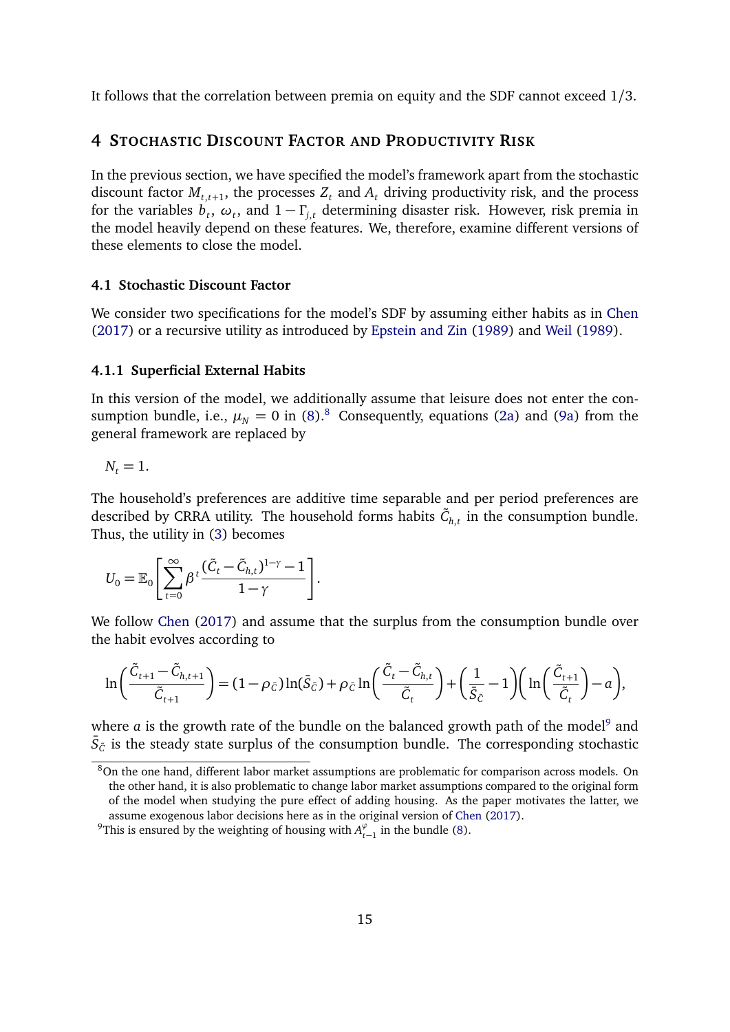It follows that the correlation between premia on equity and the SDF cannot exceed 1/3.

# 4 Stochastic Discount Factor and Productivity Risk

In the previous section, we have specified the model's framework apart from the stochastic discount factor $M_{t,t+1}$, the processes $Z_t$ and $A_t$ driving productivity risk, and the process for the variables $b_t$, $\omega_t$, and $1-\Gamma_{j,t}$ determining disaster risk. However, risk premia in the model heavily depend on these features. We, therefore, examine different versions of these elements to close the model.

## 4.1 Stochastic Discount Factor

We consider two specifications for the model's SDF by assuming either habits as in Chen (2017) or a recursive utility as introduced by Epstein and Zin (1989) and Weil (1989).

### 4.1.1 Superficial External Habits

In this version of the model, we additionally assume that leisure does not enter the consumption bundle, i.e., $\mu_N = 0$ in (8).[8] Consequently, equations (2a) and (9a) from the general framework are replaced by

$$N_t = 1.$$

The household's preferences are additive time separable and per period preferences are described by CRRA utility. The household forms habits $\tilde{C}_{h,t}$ in the consumption bundle. Thus, the utility in (3) becomes

$$U_0 = \mathbb{E}_0\left[\sum_{t=0}^{\infty}\beta^t \frac{(\tilde{C}_t - \tilde{C}_{h,t})^{1-\gamma}-1}{1-\gamma}\right].$$

We follow Chen (2017) and assume that the surplus from the consumption bundle over the habit evolves according to

$$\ln\left(\frac{\tilde{C}_{t+1}-\tilde{C}_{h,t+1}}{\tilde{C}_{t+1}}\right) = (1-\rho_{\tilde{C}})\ln(\bar{S}_{\tilde{C}}) + \rho_{\tilde{C}}\ln\left(\frac{\tilde{C}_t - \tilde{C}_{h,t}}{\tilde{C}_t}\right) + \left(\frac{1}{\bar{S}_{\tilde{C}}}-1\right)\left(\ln\left(\frac{\tilde{C}_{t+1}}{\tilde{C}_t}\right)-a\right),$$

where $a$ is the growth rate of the bundle on the balanced growth path of the model[9] and $\bar{S}_{\tilde{C}}$ is the steady state surplus of the consumption bundle. The corresponding stochastic

[8] On the one hand, different labor market assumptions are problematic for comparison across models. On the other hand, it is also problematic to change labor market assumptions compared to the original form of the model when studying the pure effect of adding housing. As the paper motivates the latter, we assume exogenous labor decisions here as in the original version of Chen (2017).

[9] This is ensured by the weighting of housing with $A_{t-1}^{\varphi}$ in the bundle (8).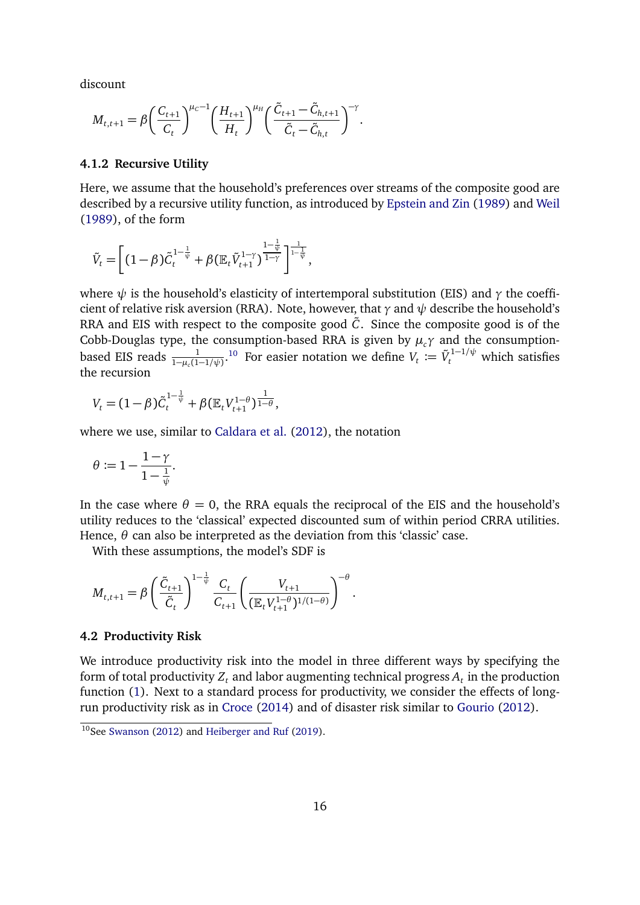discount

$$
M_{t,t+1} = \beta \left( \frac{C_{t+1}}{C_t} \right)^{\mu_C - 1} \left( \frac{H_{t+1}}{H_t} \right)^{\mu_H} \left( \frac{\tilde{C}_{t+1} - \tilde{C}_{h,t+1}}{\tilde{C}_t - \tilde{C}_{h,t}} \right)^{-\gamma}.
$$

### 4.1.2 Recursive Utility

Here, we assume that the household's preferences over streams of the composite good are described by a recursive utility function, as introduced by Epstein and Zin (1989) and Weil (1989), of the form

$$
\tilde{V}_t = \left[ (1-\beta) \tilde{C}_t^{1-\frac{1}{\psi}} + \beta (\mathbb{E}_t \tilde{V}_{t+1}^{1-\gamma})^{\frac{1-\frac{1}{\psi}}{1-\gamma}} \right]^{\frac{1}{1-\frac{1}{\psi}}},
$$

where $\psi$ is the household's elasticity of intertemporal substitution (EIS) and $\gamma$ the coefficient of relative risk aversion (RRA). Note, however, that $\gamma$ and $\psi$ describe the household's RRA and EIS with respect to the composite good $\tilde{C}$. Since the composite good is of the Cobb-Douglas type, the consumption-based RRA is given by $\mu_c \gamma$ and the consumption-based EIS reads $\frac{1}{1-\mu_c(1-1/\psi)}$.[10] For easier notation we define $V_t := \tilde{V}_t^{1-1/\psi}$ which satisfies the recursion

$$
V_t = (1-\beta) \tilde{C}_t^{1-\frac{1}{\psi}} + \beta (\mathbb{E}_t V_{t+1}^{1-\theta})^{\frac{1}{1-\theta}},
$$

where we use, similar to Caldara et al. (2012), the notation

$$
\theta := 1 - \frac{1-\gamma}{1-\frac{1}{\psi}}.
$$

In the case where $\theta = 0$, the RRA equals the reciprocal of the EIS and the household's utility reduces to the 'classical' expected discounted sum of within period CRRA utilities. Hence, $\theta$ can also be interpreted as the deviation from this 'classic' case.

With these assumptions, the model's SDF is

$$
M_{t,t+1} = \beta \left( \frac{\tilde{C}_{t+1}}{\tilde{C}_t} \right)^{1-\frac{1}{\psi}} \frac{C_t}{C_{t+1}} \left( \frac{V_{t+1}}{(\mathbb{E}_t V_{t+1}^{1-\theta})^{1/(1-\theta)}} \right)^{-\theta}.
$$

## 4.2 Productivity Risk

We introduce productivity risk into the model in three different ways by specifying the form of total productivity $Z_t$ and labor augmenting technical progress $A_t$ in the production function (1). Next to a standard process for productivity, we consider the effects of long-run productivity risk as in Croce (2014) and of disaster risk similar to Gourio (2012).

[10] See Swanson (2012) and Heiberger and Ruf (2019).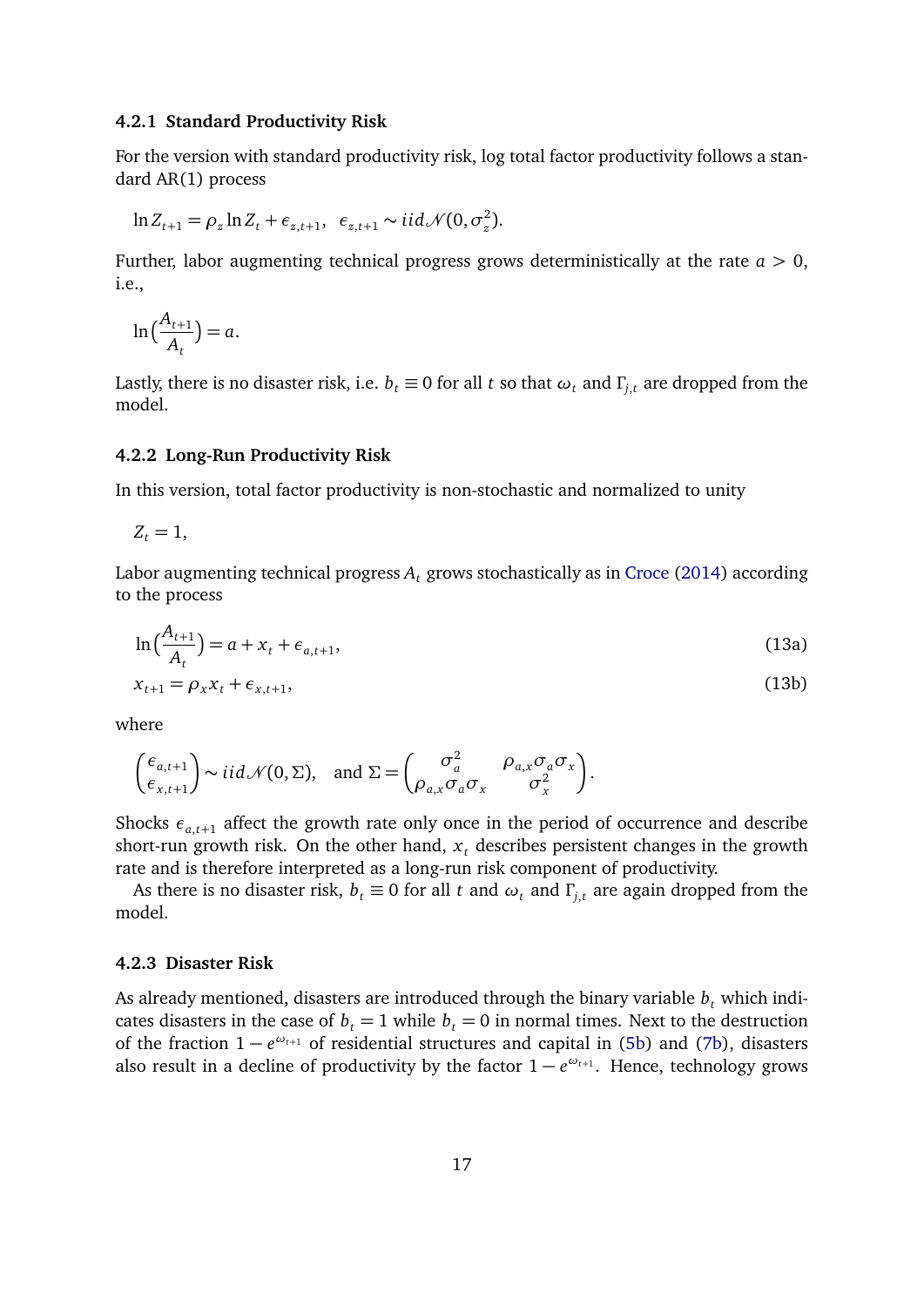#### 4.2.1 Standard Productivity Risk

For the version with standard productivity risk, log total factor productivity follows a standard AR(1) process

$$\ln Z_{t+1} = \rho_z \ln Z_t + \epsilon_{z,t+1}, \quad \epsilon_{z,t+1} \sim iid\mathcal{N}(0, \sigma_z^2).$$

Further, labor augmenting technical progress grows deterministically at the rate $a > 0$, i.e.,

$$\ln\Big(\frac{A_{t+1}}{A_t}\Big) = a.$$

Lastly, there is no disaster risk, i.e. $b_t \equiv 0$ for all $t$ so that $\omega_t$ and $\Gamma_{j,t}$ are dropped from the model.

#### 4.2.2 Long-Run Productivity Risk

In this version, total factor productivity is non-stochastic and normalized to unity

$$Z_t = 1,$$

Labor augmenting technical progress $A_t$ grows stochastically as in Croce (2014) according to the process

$$\ln\Big(\frac{A_{t+1}}{A_t}\Big) = a + x_t + \epsilon_{a,t+1}, \tag{13a}$$

$$x_{t+1} = \rho_x x_t + \epsilon_{x,t+1}, \tag{13b}$$

where

$$\begin{pmatrix} \epsilon_{a,t+1} \\ \epsilon_{x,t+1} \end{pmatrix} \sim iid\mathcal{N}(0, \Sigma), \quad \text{and } \Sigma = \begin{pmatrix} \sigma_a^2 & \rho_{a,x}\sigma_a\sigma_x \\ \rho_{a,x}\sigma_a\sigma_x & \sigma_x^2 \end{pmatrix}.$$

Shocks $\epsilon_{a,t+1}$ affect the growth rate only once in the period of occurrence and describe short-run growth risk. On the other hand, $x_t$ describes persistent changes in the growth rate and is therefore interpreted as a long-run risk component of productivity.

As there is no disaster risk, $b_t \equiv 0$ for all $t$ and $\omega_t$ and $\Gamma_{j,t}$ are again dropped from the model.

#### 4.2.3 Disaster Risk

As already mentioned, disasters are introduced through the binary variable $b_t$ which indicates disasters in the case of $b_t = 1$ while $b_t = 0$ in normal times. Next to the destruction of the fraction $1 - e^{\omega_{t+1}}$ of residential structures and capital in (5b) and (7b), disasters also result in a decline of productivity by the factor $1 - e^{\omega_{t+1}}$. Hence, technology grows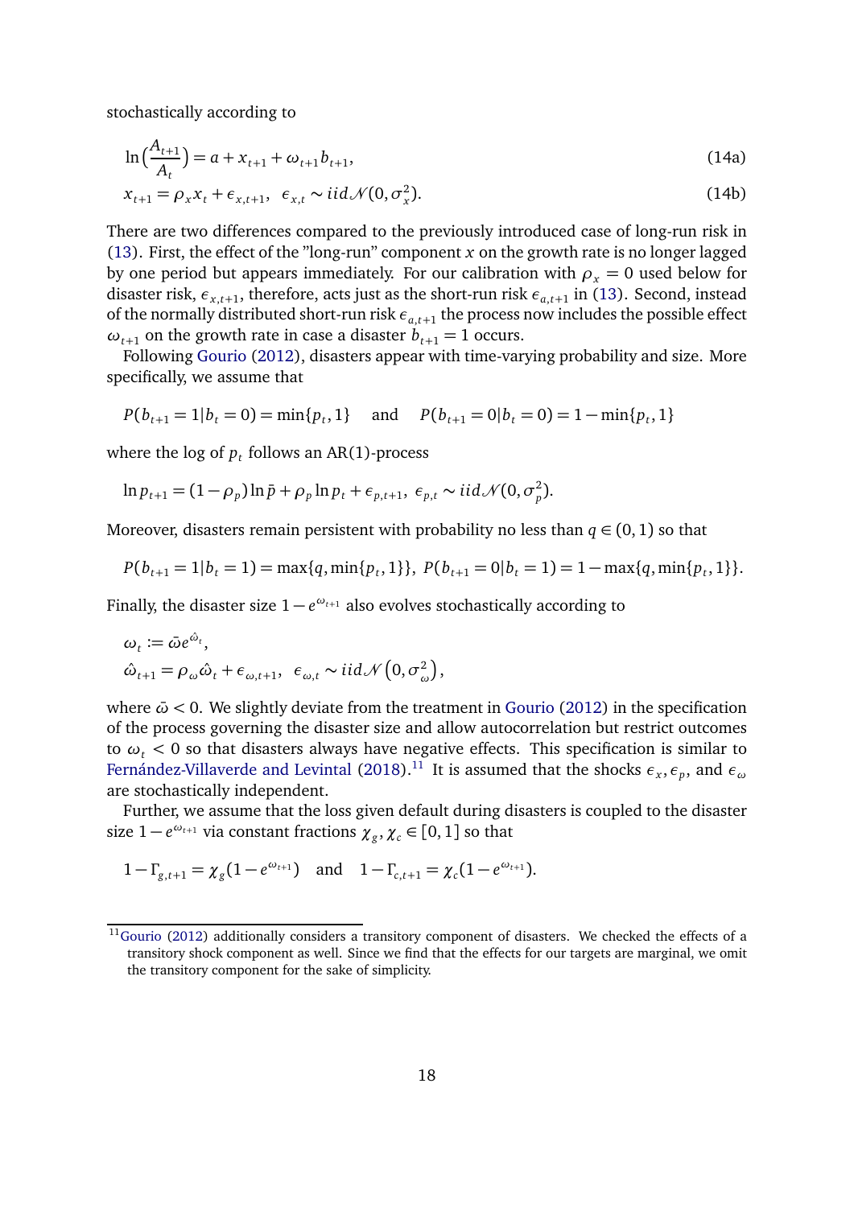stochastically according to

$$\ln\Big(\frac{A_{t+1}}{A_t}\Big) = a + x_{t+1} + \omega_{t+1} b_{t+1}, \tag{14a}$$

$$x_{t+1} = \rho_x x_t + \epsilon_{x,t+1}, \;\; \epsilon_{x,t} \sim iid\mathcal{N}(0, \sigma_x^2). \tag{14b}$$

There are two differences compared to the previously introduced case of long-run risk in (13). First, the effect of the "long-run" component $x$ on the growth rate is no longer lagged by one period but appears immediately. For our calibration with $\rho_x = 0$ used below for disaster risk, $\epsilon_{x,t+1}$, therefore, acts just as the short-run risk $\epsilon_{a,t+1}$ in (13). Second, instead of the normally distributed short-run risk $\epsilon_{a,t+1}$ the process now includes the possible effect $\omega_{t+1}$ on the growth rate in case a disaster $b_{t+1} = 1$ occurs.

Following Gourio (2012), disasters appear with time-varying probability and size. More specifically, we assume that

$$P(b_{t+1} = 1 | b_t = 0) = \min\{p_t, 1\} \quad \text{and} \quad P(b_{t+1} = 0 | b_t = 0) = 1 - \min\{p_t, 1\}$$

where the log of $p_t$ follows an AR(1)-process

$$\ln p_{t+1} = (1 - \rho_p)\ln \bar{p} + \rho_p \ln p_t + \epsilon_{p,t+1}, \;\; \epsilon_{p,t} \sim iid\mathcal{N}(0, \sigma_p^2).$$

Moreover, disasters remain persistent with probability no less than $q \in (0, 1)$ so that

$$P(b_{t+1} = 1 | b_t = 1) = \max\{q, \min\{p_t, 1\}\}, \; P(b_{t+1} = 0 | b_t = 1) = 1 - \max\{q, \min\{p_t, 1\}\}.$$

Finally, the disaster size $1 - e^{\omega_{t+1}}$ also evolves stochastically according to

$$\omega_t := \bar{\omega} e^{\hat{\omega}_t},$$

$$\hat{\omega}_{t+1} = \rho_\omega \hat{\omega}_t + \epsilon_{\omega,t+1}, \;\; \epsilon_{\omega,t} \sim iid\mathcal{N}\left(0, \sigma_\omega^2\right),$$

where $\bar{\omega} < 0$. We slightly deviate from the treatment in Gourio (2012) in the specification of the process governing the disaster size and allow autocorrelation but restrict outcomes to $\omega_t < 0$ so that disasters always have negative effects. This specification is similar to Fernández-Villaverde and Levintal (2018).[11] It is assumed that the shocks $\epsilon_x, \epsilon_p$, and $\epsilon_\omega$ are stochastically independent.

Further, we assume that the loss given default during disasters is coupled to the disaster size $1 - e^{\omega_{t+1}}$ via constant fractions $\chi_g, \chi_c \in [0, 1]$ so that

$$1 - \Gamma_{g,t+1} = \chi_g(1 - e^{\omega_{t+1}}) \quad \text{and} \quad 1 - \Gamma_{c,t+1} = \chi_c(1 - e^{\omega_{t+1}}).$$

[11] Gourio (2012) additionally considers a transitory component of disasters. We checked the effects of a transitory shock component as well. Since we find that the effects for our targets are marginal, we omit the transitory component for the sake of simplicity.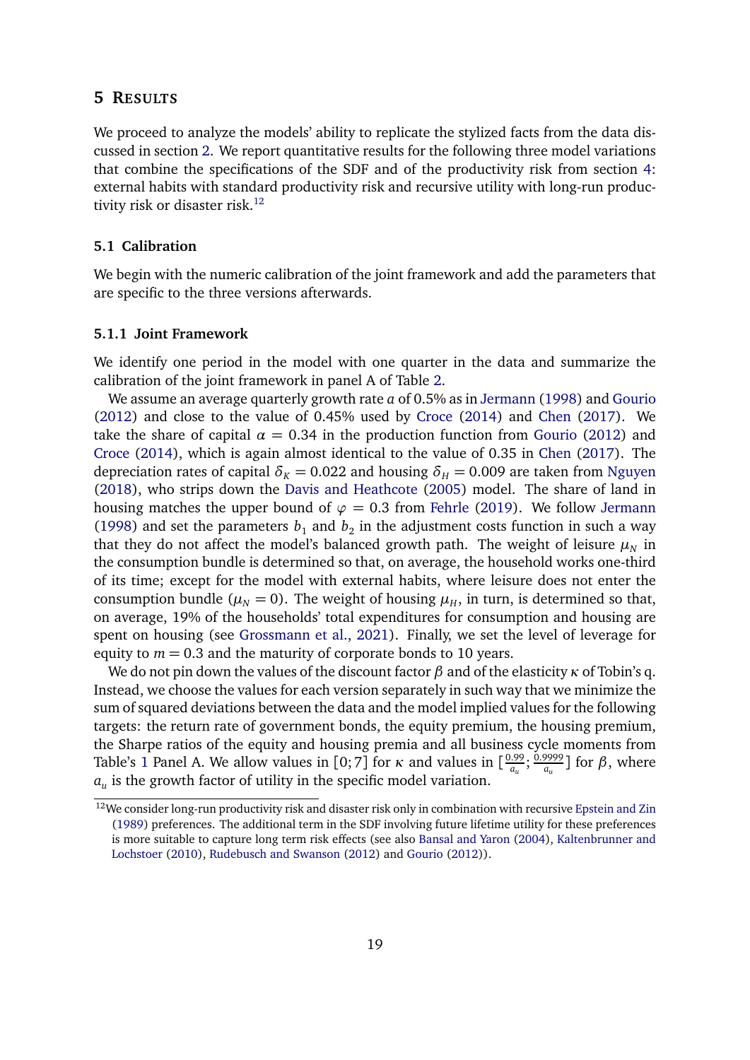## 5 RESULTS

We proceed to analyze the models' ability to replicate the stylized facts from the data discussed in section 2. We report quantitative results for the following three model variations that combine the specifications of the SDF and of the productivity risk from section 4: external habits with standard productivity risk and recursive utility with long-run productivity risk or disaster risk.[12]

### 5.1 Calibration

We begin with the numeric calibration of the joint framework and add the parameters that are specific to the three versions afterwards.

#### 5.1.1 Joint Framework

We identify one period in the model with one quarter in the data and summarize the calibration of the joint framework in panel A of Table 2.

We assume an average quarterly growth rate $a$ of 0.5% as in Jermann (1998) and Gourio (2012) and close to the value of 0.45% used by Croce (2014) and Chen (2017). We take the share of capital $\alpha = 0.34$ in the production function from Gourio (2012) and Croce (2014), which is again almost identical to the value of 0.35 in Chen (2017). The depreciation rates of capital $\delta_K = 0.022$ and housing $\delta_H = 0.009$ are taken from Nguyen (2018), who strips down the Davis and Heathcote (2005) model. The share of land in housing matches the upper bound of $\varphi = 0.3$ from Fehrle (2019). We follow Jermann (1998) and set the parameters $b_1$ and $b_2$ in the adjustment costs function in such a way that they do not affect the model's balanced growth path. The weight of leisure $\mu_N$ in the consumption bundle is determined so that, on average, the household works one-third of its time; except for the model with external habits, where leisure does not enter the consumption bundle ($\mu_N = 0$). The weight of housing $\mu_H$, in turn, is determined so that, on average, 19% of the households' total expenditures for consumption and housing are spent on housing (see Grossmann et al., 2021). Finally, we set the level of leverage for equity to $m = 0.3$ and the maturity of corporate bonds to 10 years.

We do not pin down the values of the discount factor $\beta$ and of the elasticity $\kappa$ of Tobin's q. Instead, we choose the values for each version separately in such way that we minimize the sum of squared deviations between the data and the model implied values for the following targets: the return rate of government bonds, the equity premium, the housing premium, the Sharpe ratios of the equity and housing premia and all business cycle moments from Table's 1 Panel A. We allow values in $[0; 7]$ for $\kappa$ and values in $[\frac{0.99}{a_u}; \frac{0.9999}{a_u}]$ for $\beta$, where $a_u$ is the growth factor of utility in the specific model variation.

[12] We consider long-run productivity risk and disaster risk only in combination with recursive Epstein and Zin (1989) preferences. The additional term in the SDF involving future lifetime utility for these preferences is more suitable to capture long term risk effects (see also Bansal and Yaron (2004), Kaltenbrunner and Lochstoer (2010), Rudebusch and Swanson (2012) and Gourio (2012)).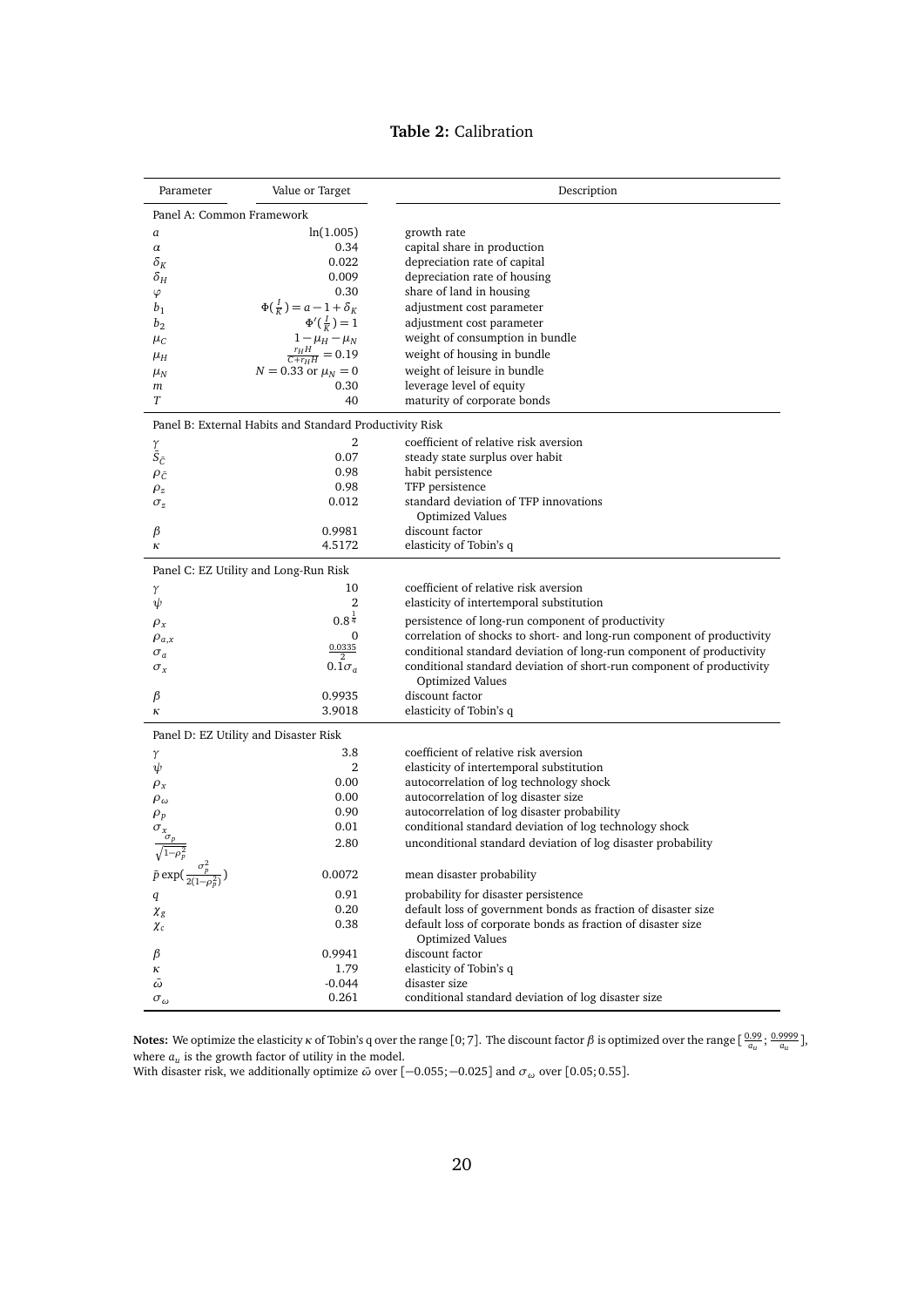**Table 2:** Calibration

| Parameter | Value or Target | Description |
|---|---|---|
| Panel A: Common Framework | | |
| $a$ | $\ln(1.005)$ | growth rate |
| $\alpha$ | 0.34 | capital share in production |
| $\delta_K$ | 0.022 | depreciation rate of capital |
| $\delta_H$ | 0.009 | depreciation rate of housing |
| $\varphi$ | 0.30 | share of land in housing |
| $b_1$ | $\Phi(\frac{I}{K}) = a - 1 + \delta_K$ | adjustment cost parameter |
| $b_2$ | $\Phi'(\frac{I}{K}) = 1$ | adjustment cost parameter |
| $\mu_C$ | $1 - \mu_H - \mu_N$ | weight of consumption in bundle |
| $\mu_H$ | $\frac{r_H H}{C + r_H H} = 0.19$ | weight of housing in bundle |
| $\mu_N$ | $N = 0.33$ or $\mu_N = 0$ | weight of leisure in bundle |
| $m$ | 0.30 | leverage level of equity |
| $T$ | 40 | maturity of corporate bonds |
| Panel B: External Habits and Standard Productivity Risk | | |
| $\gamma$ | 2 | coefficient of relative risk aversion |
| $\bar{S}_{\bar{C}}$ | 0.07 | steady state surplus over habit |
| $\rho_{\bar{C}}$ | 0.98 | habit persistence |
| $\rho_z$ | 0.98 | TFP persistence |
| $\sigma_z$ | 0.012 | standard deviation of TFP innovations |
| | | Optimized Values |
| $\beta$ | 0.9981 | discount factor |
| $\kappa$ | 4.5172 | elasticity of Tobin's q |
| Panel C: EZ Utility and Long-Run Risk | | |
| $\gamma$ | 10 | coefficient of relative risk aversion |
| $\psi$ | 2 | elasticity of intertemporal substitution |
| $\rho_x$ | $0.8^{\frac{1}{4}}$ | persistence of long-run component of productivity |
| $\rho_{a,x}$ | 0 | correlation of shocks to short- and long-run component of productivity |
| $\sigma_a$ | $\frac{0.0335}{2}$ | conditional standard deviation of long-run component of productivity |
| $\sigma_x$ | $0.1\sigma_a$ | conditional standard deviation of short-run component of productivity |
| | | Optimized Values |
| $\beta$ | 0.9935 | discount factor |
| $\kappa$ | 3.9018 | elasticity of Tobin's q |
| Panel D: EZ Utility and Disaster Risk | | |
| $\gamma$ | 3.8 | coefficient of relative risk aversion |
| $\psi$ | 2 | elasticity of intertemporal substitution |
| $\rho_x$ | 0.00 | autocorrelation of log technology shock |
| $\rho_\omega$ | 0.00 | autocorrelation of log disaster size |
| $\rho_p$ | 0.90 | autocorrelation of log disaster probability |
| $\sigma_x$ | 0.01 | conditional standard deviation of log technology shock |
| $\frac{\sigma_p}{\sqrt{1-\rho_p^2}}$ | 2.80 | unconditional standard deviation of log disaster probability |
| $\bar{p}\exp(\frac{\sigma_p^2}{2(1-\rho_p^2)})$ | 0.0072 | mean disaster probability |
| $q$ | 0.91 | probability for disaster persistence |
| $\chi_g$ | 0.20 | default loss of government bonds as fraction of disaster size |
| $\chi_c$ | 0.38 | default loss of corporate bonds as fraction of disaster size |
| | | Optimized Values |
| $\beta$ | 0.9941 | discount factor |
| $\kappa$ | 1.79 | elasticity of Tobin's q |
| $\bar{\omega}$ | -0.044 | disaster size |
| $\sigma_\omega$ | 0.261 | conditional standard deviation of log disaster size |

**Notes:** We optimize the elasticity $\kappa$ of Tobin's q over the range $[0; 7]$. The discount factor $\beta$ is optimized over the range $[\frac{0.99}{a_u}; \frac{0.9999}{a_u}]$, where $a_u$ is the growth factor of utility in the model.
With disaster risk, we additionally optimize $\bar{\omega}$ over $[-0.055; -0.025]$ and $\sigma_\omega$ over $[0.05; 0.55]$.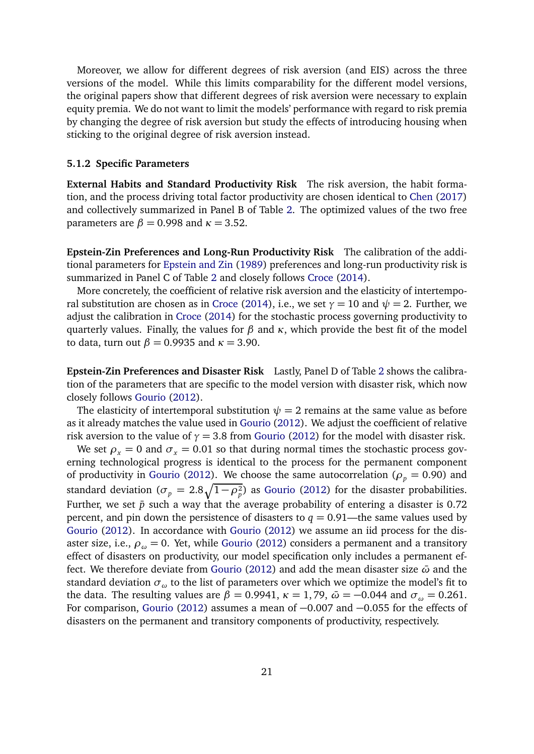Moreover, we allow for different degrees of risk aversion (and EIS) across the three versions of the model. While this limits comparability for the different model versions, the original papers show that different degrees of risk aversion were necessary to explain equity premia. We do not want to limit the models' performance with regard to risk premia by changing the degree of risk aversion but study the effects of introducing housing when sticking to the original degree of risk aversion instead.

### 5.1.2 Specific Parameters

**External Habits and Standard Productivity Risk** The risk aversion, the habit formation, and the process driving total factor productivity are chosen identical to Chen (2017) and collectively summarized in Panel B of Table 2. The optimized values of the two free parameters are $\beta = 0.998$ and $\kappa = 3.52$.

**Epstein-Zin Preferences and Long-Run Productivity Risk** The calibration of the additional parameters for Epstein and Zin (1989) preferences and long-run productivity risk is summarized in Panel C of Table 2 and closely follows Croce (2014).

More concretely, the coefficient of relative risk aversion and the elasticity of intertemporal substitution are chosen as in Croce (2014), i.e., we set $\gamma = 10$ and $\psi = 2$. Further, we adjust the calibration in Croce (2014) for the stochastic process governing productivity to quarterly values. Finally, the values for $\beta$ and $\kappa$, which provide the best fit of the model to data, turn out $\beta = 0.9935$ and $\kappa = 3.90$.

**Epstein-Zin Preferences and Disaster Risk** Lastly, Panel D of Table 2 shows the calibration of the parameters that are specific to the model version with disaster risk, which now closely follows Gourio (2012).

The elasticity of intertemporal substitution $\psi = 2$ remains at the same value as before as it already matches the value used in Gourio (2012). We adjust the coefficient of relative risk aversion to the value of $\gamma = 3.8$ from Gourio (2012) for the model with disaster risk.

We set $\rho_x = 0$ and $\sigma_x = 0.01$ so that during normal times the stochastic process governing technological progress is identical to the process for the permanent component of productivity in Gourio (2012). We choose the same autocorrelation ($\rho_p = 0.90$) and standard deviation ($\sigma_p = 2.8\sqrt{1-\rho_p^2}$) as Gourio (2012) for the disaster probabilities. Further, we set $\bar{p}$ such a way that the average probability of entering a disaster is 0.72 percent, and pin down the persistence of disasters to $q = 0.91$—the same values used by Gourio (2012). In accordance with Gourio (2012) we assume an iid process for the disaster size, i.e., $\rho_\omega = 0$. Yet, while Gourio (2012) considers a permanent and a transitory effect of disasters on productivity, our model specification only includes a permanent effect. We therefore deviate from Gourio (2012) and add the mean disaster size $\bar{\omega}$ and the standard deviation $\sigma_\omega$ to the list of parameters over which we optimize the model's fit to the data. The resulting values are $\beta = 0.9941$, $\kappa = 1{,}79$, $\bar{\omega} = -0.044$ and $\sigma_\omega = 0.261$. For comparison, Gourio (2012) assumes a mean of $-0.007$ and $-0.055$ for the effects of disasters on the permanent and transitory components of productivity, respectively.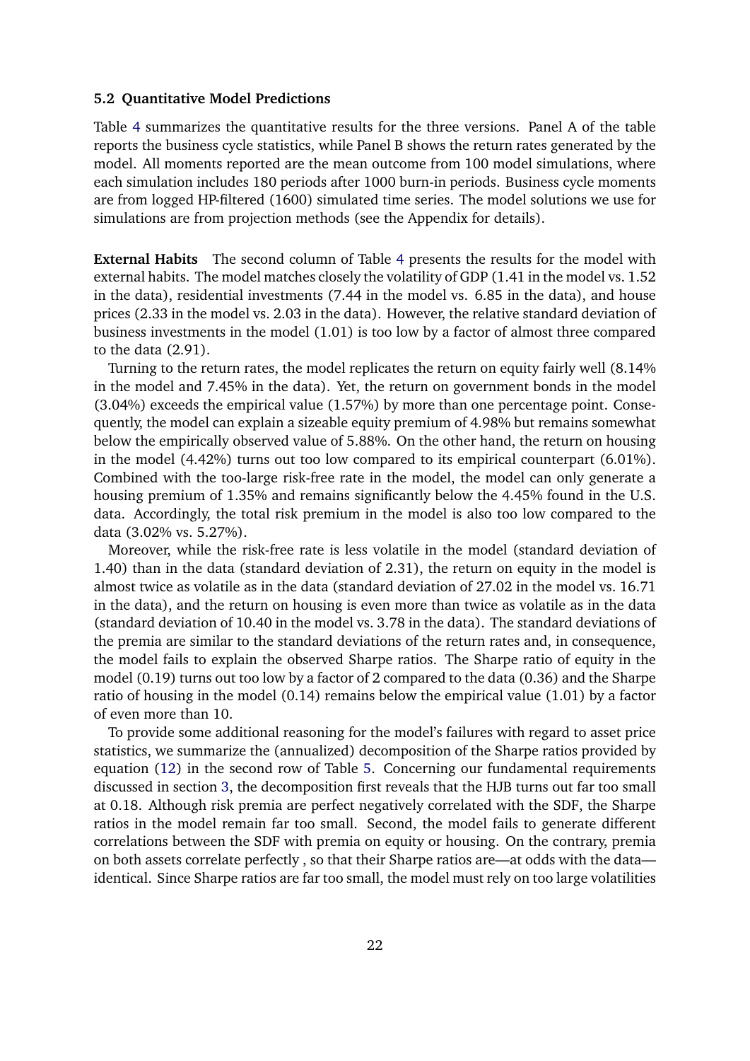### 5.2 Quantitative Model Predictions

Table 4 summarizes the quantitative results for the three versions. Panel A of the table reports the business cycle statistics, while Panel B shows the return rates generated by the model. All moments reported are the mean outcome from 100 model simulations, where each simulation includes 180 periods after 1000 burn-in periods. Business cycle moments are from logged HP-filtered (1600) simulated time series. The model solutions we use for simulations are from projection methods (see the Appendix for details).

**External Habits** The second column of Table 4 presents the results for the model with external habits. The model matches closely the volatility of GDP (1.41 in the model vs. 1.52 in the data), residential investments (7.44 in the model vs. 6.85 in the data), and house prices (2.33 in the model vs. 2.03 in the data). However, the relative standard deviation of business investments in the model (1.01) is too low by a factor of almost three compared to the data (2.91).

Turning to the return rates, the model replicates the return on equity fairly well (8.14% in the model and 7.45% in the data). Yet, the return on government bonds in the model (3.04%) exceeds the empirical value (1.57%) by more than one percentage point. Consequently, the model can explain a sizeable equity premium of 4.98% but remains somewhat below the empirically observed value of 5.88%. On the other hand, the return on housing in the model (4.42%) turns out too low compared to its empirical counterpart (6.01%). Combined with the too-large risk-free rate in the model, the model can only generate a housing premium of 1.35% and remains significantly below the 4.45% found in the U.S. data. Accordingly, the total risk premium in the model is also too low compared to the data (3.02% vs. 5.27%).

Moreover, while the risk-free rate is less volatile in the model (standard deviation of 1.40) than in the data (standard deviation of 2.31), the return on equity in the model is almost twice as volatile as in the data (standard deviation of 27.02 in the model vs. 16.71 in the data), and the return on housing is even more than twice as volatile as in the data (standard deviation of 10.40 in the model vs. 3.78 in the data). The standard deviations of the premia are similar to the standard deviations of the return rates and, in consequence, the model fails to explain the observed Sharpe ratios. The Sharpe ratio of equity in the model (0.19) turns out too low by a factor of 2 compared to the data (0.36) and the Sharpe ratio of housing in the model (0.14) remains below the empirical value (1.01) by a factor of even more than 10.

To provide some additional reasoning for the model's failures with regard to asset price statistics, we summarize the (annualized) decomposition of the Sharpe ratios provided by equation (12) in the second row of Table 5. Concerning our fundamental requirements discussed in section 3, the decomposition first reveals that the HJB turns out far too small at 0.18. Although risk premia are perfect negatively correlated with the SDF, the Sharpe ratios in the model remain far too small. Second, the model fails to generate different correlations between the SDF with premia on equity or housing. On the contrary, premia on both assets correlate perfectly , so that their Sharpe ratios are—at odds with the data—identical. Since Sharpe ratios are far too small, the model must rely on too large volatilities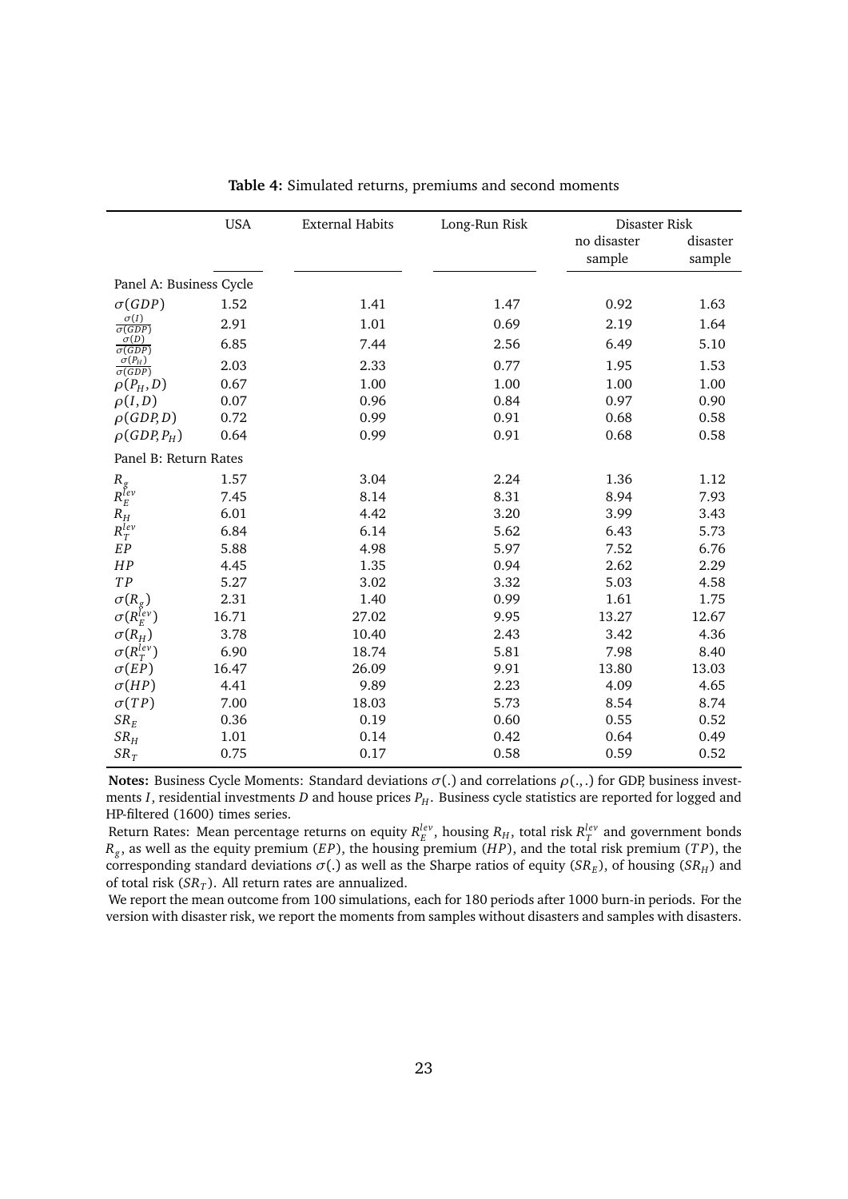**Table 4:** Simulated returns, premiums and second moments

| | USA | External Habits | Long-Run Risk | Disaster Risk | |
|---|---|---|---|---|---|
| | | | | no disaster sample | disaster sample |
| Panel A: Business Cycle | | | | | |
| $\sigma(GDP)$ | 1.52 | 1.41 | 1.47 | 0.92 | 1.63 |
| $\frac{\sigma(I)}{\sigma(GDP)}$ | 2.91 | 1.01 | 0.69 | 2.19 | 1.64 |
| $\frac{\sigma(D)}{\sigma(GDP)}$ | 6.85 | 7.44 | 2.56 | 6.49 | 5.10 |
| $\frac{\sigma(P_H)}{\sigma(GDP)}$ | 2.03 | 2.33 | 0.77 | 1.95 | 1.53 |
| $\rho(P_H, D)$ | 0.67 | 1.00 | 1.00 | 1.00 | 1.00 |
| $\rho(I, D)$ | 0.07 | 0.96 | 0.84 | 0.97 | 0.90 |
| $\rho(GDP, D)$ | 0.72 | 0.99 | 0.91 | 0.68 | 0.58 |
| $\rho(GDP, P_H)$ | 0.64 | 0.99 | 0.91 | 0.68 | 0.58 |
| Panel B: Return Rates | | | | | |
| $R_g$ | 1.57 | 3.04 | 2.24 | 1.36 | 1.12 |
| $R_E^{lev}$ | 7.45 | 8.14 | 8.31 | 8.94 | 7.93 |
| $R_H$ | 6.01 | 4.42 | 3.20 | 3.99 | 3.43 |
| $R_T^{lev}$ | 6.84 | 6.14 | 5.62 | 6.43 | 5.73 |
| $EP$ | 5.88 | 4.98 | 5.97 | 7.52 | 6.76 |
| $HP$ | 4.45 | 1.35 | 0.94 | 2.62 | 2.29 |
| $TP$ | 5.27 | 3.02 | 3.32 | 5.03 | 4.58 |
| $\sigma(R_g)$ | 2.31 | 1.40 | 0.99 | 1.61 | 1.75 |
| $\sigma(R_E^{lev})$ | 16.71 | 27.02 | 9.95 | 13.27 | 12.67 |
| $\sigma(R_H)$ | 3.78 | 10.40 | 2.43 | 3.42 | 4.36 |
| $\sigma(R_T^{lev})$ | 6.90 | 18.74 | 5.81 | 7.98 | 8.40 |
| $\sigma(EP)$ | 16.47 | 26.09 | 9.91 | 13.80 | 13.03 |
| $\sigma(HP)$ | 4.41 | 9.89 | 2.23 | 4.09 | 4.65 |
| $\sigma(TP)$ | 7.00 | 18.03 | 5.73 | 8.54 | 8.74 |
| $SR_E$ | 0.36 | 0.19 | 0.60 | 0.55 | 0.52 |
| $SR_H$ | 1.01 | 0.14 | 0.42 | 0.64 | 0.49 |
| $SR_T$ | 0.75 | 0.17 | 0.58 | 0.59 | 0.52 |

**Notes:** Business Cycle Moments: Standard deviations $\sigma(.)$ and correlations $\rho(.,.)$ for GDP, business investments $I$, residential investments $D$ and house prices $P_H$. Business cycle statistics are reported for logged and HP-filtered (1600) times series.

Return Rates: Mean percentage returns on equity $R_E^{lev}$, housing $R_H$, total risk $R_T^{lev}$ and government bonds $R_g$, as well as the equity premium ($EP$), the housing premium ($HP$), and the total risk premium ($TP$), the corresponding standard deviations $\sigma(.)$ as well as the Sharpe ratios of equity ($SR_E$), of housing ($SR_H$) and of total risk ($SR_T$). All return rates are annualized.

We report the mean outcome from 100 simulations, each for 180 periods after 1000 burn-in periods. For the version with disaster risk, we report the moments from samples without disasters and samples with disasters.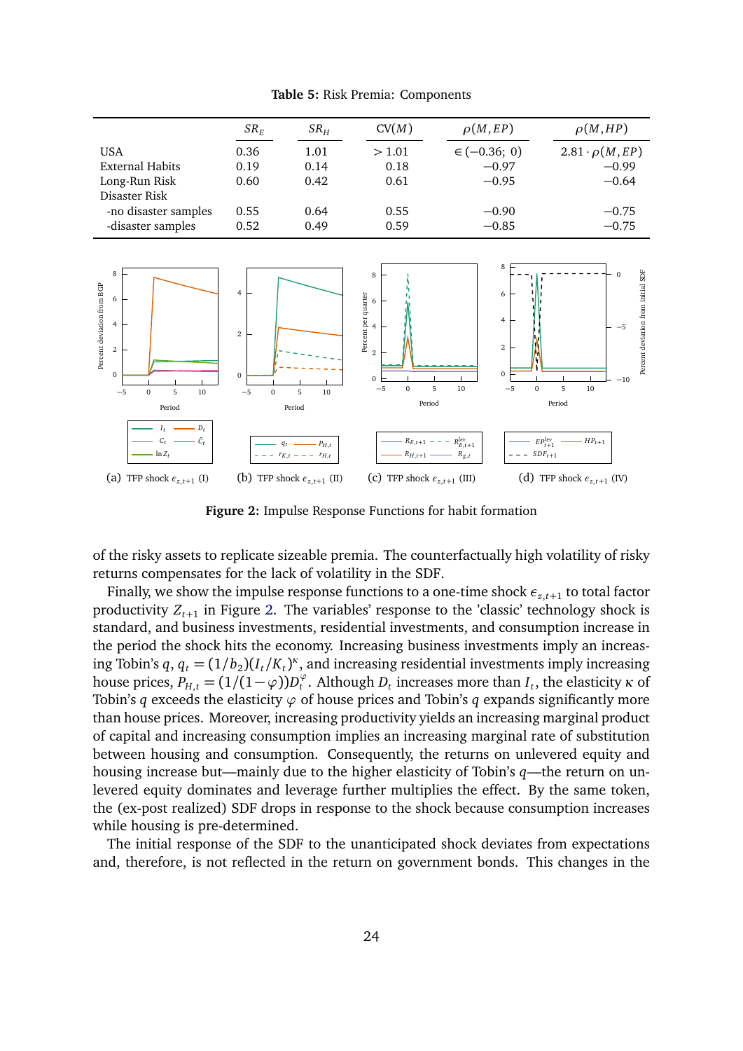**Table 5:** Risk Premia: Components

| | $SR_E$ | $SR_H$ | CV($M$) | $\rho(M, EP)$ | $\rho(M, HP)$ |
|---|---|---|---|---|---|
| USA | 0.36 | 1.01 | $> 1.01$ | $\in (-0.36;\ 0)$ | $2.81 \cdot \rho(M, EP)$ |
| External Habits | 0.19 | 0.14 | 0.18 | $-0.97$ | $-0.99$ |
| Long-Run Risk | 0.60 | 0.42 | 0.61 | $-0.95$ | $-0.64$ |
| Disaster Risk | | | | | |
| -no disaster samples | 0.55 | 0.64 | 0.55 | $-0.90$ | $-0.75$ |
| -disaster samples | 0.52 | 0.49 | 0.59 | $-0.85$ | $-0.75$ |

(a) TFP shock $\epsilon_{z,t+1}$ (I) (b) TFP shock $\epsilon_{z,t+1}$ (II) (c) TFP shock $\epsilon_{z,t+1}$ (III) (d) TFP shock $\epsilon_{z,t+1}$ (IV)

**Figure 2:** Impulse Response Functions for habit formation

of the risky assets to replicate sizeable premia. The counterfactually high volatility of risky returns compensates for the lack of volatility in the SDF.

Finally, we show the impulse response functions to a one-time shock $\epsilon_{z,t+1}$ to total factor productivity $Z_{t+1}$ in Figure 2. The variables' response to the 'classic' technology shock is standard, and business investments, residential investments, and consumption increase in the period the shock hits the economy. Increasing business investments imply an increasing Tobin's $q$, $q_t = (1/b_2)(I_t/K_t)^{\kappa}$, and increasing residential investments imply increasing house prices, $P_{H,t} = (1/(1-\varphi))D_t^{\varphi}$. Although $D_t$ increases more than $I_t$, the elasticity $\kappa$ of Tobin's $q$ exceeds the elasticity $\varphi$ of house prices and Tobin's $q$ expands significantly more than house prices. Moreover, increasing productivity yields an increasing marginal product of capital and increasing consumption implies an increasing marginal rate of substitution between housing and consumption. Consequently, the returns on unlevered equity and housing increase but—mainly due to the higher elasticity of Tobin's $q$—the return on unlevered equity dominates and leverage further multiplies the effect. By the same token, the (ex-post realized) SDF drops in response to the shock because consumption increases while housing is pre-determined.

The initial response of the SDF to the unanticipated shock deviates from expectations and, therefore, is not reflected in the return on government bonds. This changes in the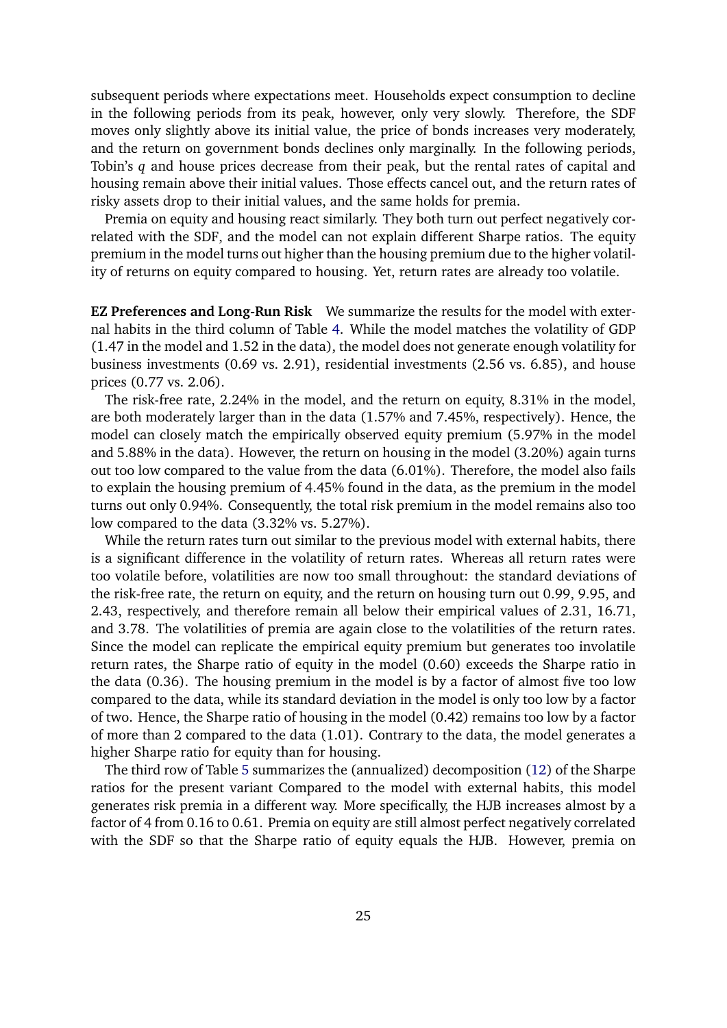subsequent periods where expectations meet. Households expect consumption to decline in the following periods from its peak, however, only very slowly. Therefore, the SDF moves only slightly above its initial value, the price of bonds increases very moderately, and the return on government bonds declines only marginally. In the following periods, Tobin's $q$ and house prices decrease from their peak, but the rental rates of capital and housing remain above their initial values. Those effects cancel out, and the return rates of risky assets drop to their initial values, and the same holds for premia.

Premia on equity and housing react similarly. They both turn out perfect negatively correlated with the SDF, and the model can not explain different Sharpe ratios. The equity premium in the model turns out higher than the housing premium due to the higher volatility of returns on equity compared to housing. Yet, return rates are already too volatile.

**EZ Preferences and Long-Run Risk** We summarize the results for the model with external habits in the third column of Table 4. While the model matches the volatility of GDP (1.47 in the model and 1.52 in the data), the model does not generate enough volatility for business investments (0.69 vs. 2.91), residential investments (2.56 vs. 6.85), and house prices (0.77 vs. 2.06).

The risk-free rate, 2.24% in the model, and the return on equity, 8.31% in the model, are both moderately larger than in the data (1.57% and 7.45%, respectively). Hence, the model can closely match the empirically observed equity premium (5.97% in the model and 5.88% in the data). However, the return on housing in the model (3.20%) again turns out too low compared to the value from the data (6.01%). Therefore, the model also fails to explain the housing premium of 4.45% found in the data, as the premium in the model turns out only 0.94%. Consequently, the total risk premium in the model remains also too low compared to the data (3.32% vs. 5.27%).

While the return rates turn out similar to the previous model with external habits, there is a significant difference in the volatility of return rates. Whereas all return rates were too volatile before, volatilities are now too small throughout: the standard deviations of the risk-free rate, the return on equity, and the return on housing turn out 0.99, 9.95, and 2.43, respectively, and therefore remain all below their empirical values of 2.31, 16.71, and 3.78. The volatilities of premia are again close to the volatilities of the return rates. Since the model can replicate the empirical equity premium but generates too involatile return rates, the Sharpe ratio of equity in the model (0.60) exceeds the Sharpe ratio in the data (0.36). The housing premium in the model is by a factor of almost five too low compared to the data, while its standard deviation in the model is only too low by a factor of two. Hence, the Sharpe ratio of housing in the model (0.42) remains too low by a factor of more than 2 compared to the data (1.01). Contrary to the data, the model generates a higher Sharpe ratio for equity than for housing.

The third row of Table 5 summarizes the (annualized) decomposition (12) of the Sharpe ratios for the present variant Compared to the model with external habits, this model generates risk premia in a different way. More specifically, the HJB increases almost by a factor of 4 from 0.16 to 0.61. Premia on equity are still almost perfect negatively correlated with the SDF so that the Sharpe ratio of equity equals the HJB. However, premia on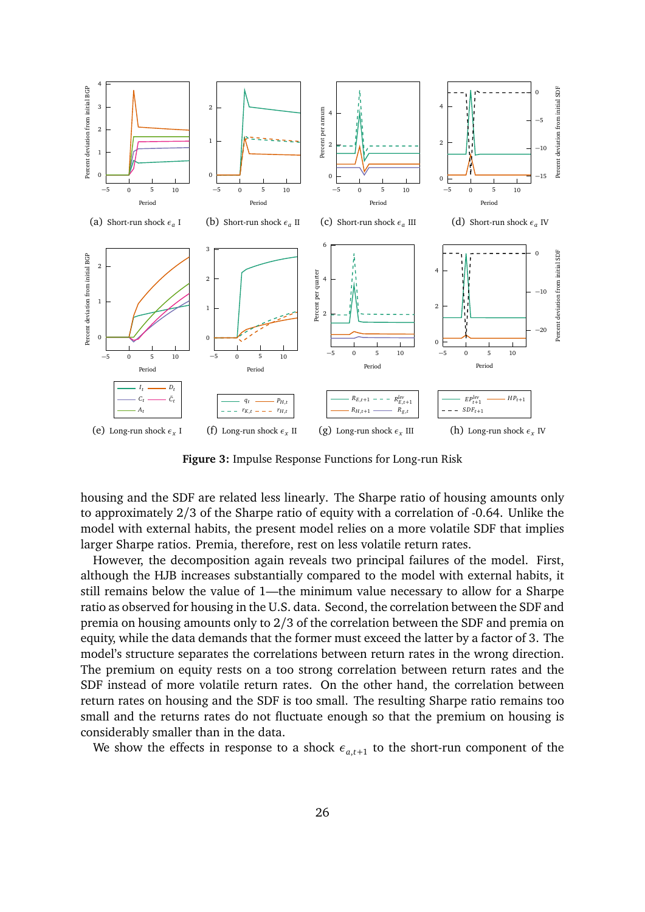(a) Short-run shock $\epsilon_a$ I

(b) Short-run shock $\epsilon_a$ II

(c) Short-run shock $\epsilon_a$ III

(d) Short-run shock $\epsilon_a$ IV

(e) Long-run shock $\epsilon_x$ I

(f) Long-run shock $\epsilon_x$ II

(g) Long-run shock $\epsilon_x$ III

(h) Long-run shock $\epsilon_x$ IV

**Figure 3:** Impulse Response Functions for Long-run Risk

housing and the SDF are related less linearly. The Sharpe ratio of housing amounts only to approximately 2/3 of the Sharpe ratio of equity with a correlation of -0.64. Unlike the model with external habits, the present model relies on a more volatile SDF that implies larger Sharpe ratios. Premia, therefore, rest on less volatile return rates.

However, the decomposition again reveals two principal failures of the model. First, although the HJB increases substantially compared to the model with external habits, it still remains below the value of 1—the minimum value necessary to allow for a Sharpe ratio as observed for housing in the U.S. data. Second, the correlation between the SDF and premia on housing amounts only to 2/3 of the correlation between the SDF and premia on equity, while the data demands that the former must exceed the latter by a factor of 3. The model's structure separates the correlations between return rates in the wrong direction. The premium on equity rests on a too strong correlation between return rates and the SDF instead of more volatile return rates. On the other hand, the correlation between return rates on housing and the SDF is too small. The resulting Sharpe ratio remains too small and the returns rates do not fluctuate enough so that the premium on housing is considerably smaller than in the data.

We show the effects in response to a shock $\epsilon_{a,t+1}$ to the short-run component of the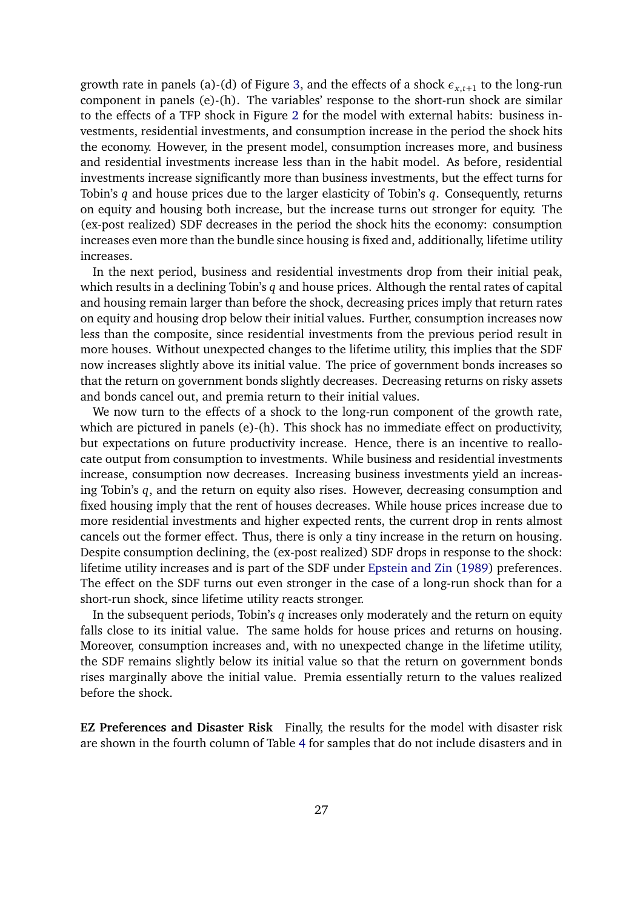growth rate in panels (a)-(d) of Figure 3, and the effects of a shock $\epsilon_{x,t+1}$ to the long-run component in panels (e)-(h). The variables' response to the short-run shock are similar to the effects of a TFP shock in Figure 2 for the model with external habits: business investments, residential investments, and consumption increase in the period the shock hits the economy. However, in the present model, consumption increases more, and business and residential investments increase less than in the habit model. As before, residential investments increase significantly more than business investments, but the effect turns for Tobin's $q$ and house prices due to the larger elasticity of Tobin's $q$. Consequently, returns on equity and housing both increase, but the increase turns out stronger for equity. The (ex-post realized) SDF decreases in the period the shock hits the economy: consumption increases even more than the bundle since housing is fixed and, additionally, lifetime utility increases.

In the next period, business and residential investments drop from their initial peak, which results in a declining Tobin's $q$ and house prices. Although the rental rates of capital and housing remain larger than before the shock, decreasing prices imply that return rates on equity and housing drop below their initial values. Further, consumption increases now less than the composite, since residential investments from the previous period result in more houses. Without unexpected changes to the lifetime utility, this implies that the SDF now increases slightly above its initial value. The price of government bonds increases so that the return on government bonds slightly decreases. Decreasing returns on risky assets and bonds cancel out, and premia return to their initial values.

We now turn to the effects of a shock to the long-run component of the growth rate, which are pictured in panels (e)-(h). This shock has no immediate effect on productivity, but expectations on future productivity increase. Hence, there is an incentive to reallocate output from consumption to investments. While business and residential investments increase, consumption now decreases. Increasing business investments yield an increasing Tobin's $q$, and the return on equity also rises. However, decreasing consumption and fixed housing imply that the rent of houses decreases. While house prices increase due to more residential investments and higher expected rents, the current drop in rents almost cancels out the former effect. Thus, there is only a tiny increase in the return on housing. Despite consumption declining, the (ex-post realized) SDF drops in response to the shock: lifetime utility increases and is part of the SDF under Epstein and Zin (1989) preferences. The effect on the SDF turns out even stronger in the case of a long-run shock than for a short-run shock, since lifetime utility reacts stronger.

In the subsequent periods, Tobin's $q$ increases only moderately and the return on equity falls close to its initial value. The same holds for house prices and returns on housing. Moreover, consumption increases and, with no unexpected change in the lifetime utility, the SDF remains slightly below its initial value so that the return on government bonds rises marginally above the initial value. Premia essentially return to the values realized before the shock.

**EZ Preferences and Disaster Risk** Finally, the results for the model with disaster risk are shown in the fourth column of Table 4 for samples that do not include disasters and in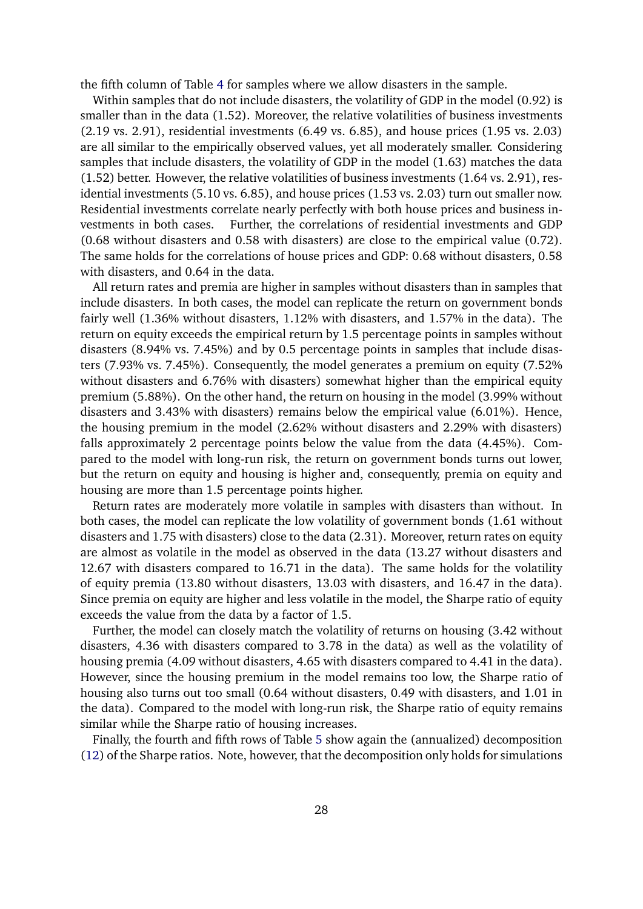the fifth column of Table 4 for samples where we allow disasters in the sample.

Within samples that do not include disasters, the volatility of GDP in the model (0.92) is smaller than in the data (1.52). Moreover, the relative volatilities of business investments (2.19 vs. 2.91), residential investments (6.49 vs. 6.85), and house prices (1.95 vs. 2.03) are all similar to the empirically observed values, yet all moderately smaller. Considering samples that include disasters, the volatility of GDP in the model (1.63) matches the data (1.52) better. However, the relative volatilities of business investments (1.64 vs. 2.91), residential investments (5.10 vs. 6.85), and house prices (1.53 vs. 2.03) turn out smaller now. Residential investments correlate nearly perfectly with both house prices and business investments in both cases. Further, the correlations of residential investments and GDP (0.68 without disasters and 0.58 with disasters) are close to the empirical value (0.72). The same holds for the correlations of house prices and GDP: 0.68 without disasters, 0.58 with disasters, and 0.64 in the data.

All return rates and premia are higher in samples without disasters than in samples that include disasters. In both cases, the model can replicate the return on government bonds fairly well (1.36% without disasters, 1.12% with disasters, and 1.57% in the data). The return on equity exceeds the empirical return by 1.5 percentage points in samples without disasters (8.94% vs. 7.45%) and by 0.5 percentage points in samples that include disasters (7.93% vs. 7.45%). Consequently, the model generates a premium on equity (7.52% without disasters and 6.76% with disasters) somewhat higher than the empirical equity premium (5.88%). On the other hand, the return on housing in the model (3.99% without disasters and 3.43% with disasters) remains below the empirical value (6.01%). Hence, the housing premium in the model (2.62% without disasters and 2.29% with disasters) falls approximately 2 percentage points below the value from the data (4.45%). Compared to the model with long-run risk, the return on government bonds turns out lower, but the return on equity and housing is higher and, consequently, premia on equity and housing are more than 1.5 percentage points higher.

Return rates are moderately more volatile in samples with disasters than without. In both cases, the model can replicate the low volatility of government bonds (1.61 without disasters and 1.75 with disasters) close to the data (2.31). Moreover, return rates on equity are almost as volatile in the model as observed in the data (13.27 without disasters and 12.67 with disasters compared to 16.71 in the data). The same holds for the volatility of equity premia (13.80 without disasters, 13.03 with disasters, and 16.47 in the data). Since premia on equity are higher and less volatile in the model, the Sharpe ratio of equity exceeds the value from the data by a factor of 1.5.

Further, the model can closely match the volatility of returns on housing (3.42 without disasters, 4.36 with disasters compared to 3.78 in the data) as well as the volatility of housing premia (4.09 without disasters, 4.65 with disasters compared to 4.41 in the data). However, since the housing premium in the model remains too low, the Sharpe ratio of housing also turns out too small (0.64 without disasters, 0.49 with disasters, and 1.01 in the data). Compared to the model with long-run risk, the Sharpe ratio of equity remains similar while the Sharpe ratio of housing increases.

Finally, the fourth and fifth rows of Table 5 show again the (annualized) decomposition (12) of the Sharpe ratios. Note, however, that the decomposition only holds for simulations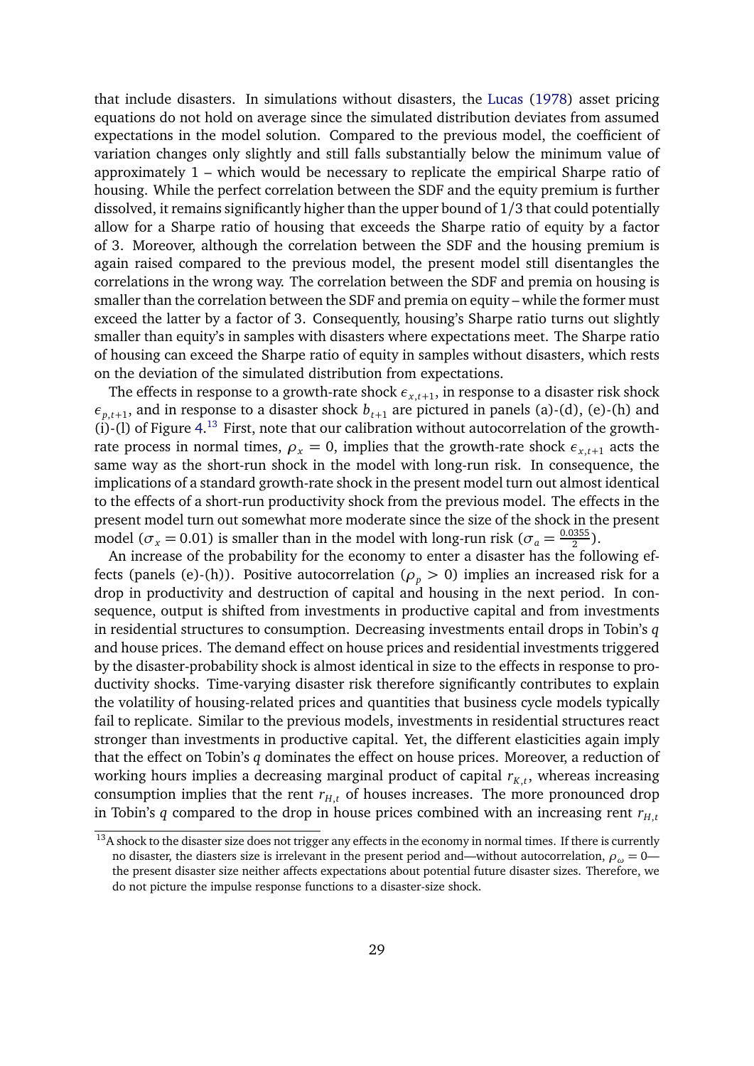that include disasters. In simulations without disasters, the Lucas (1978) asset pricing equations do not hold on average since the simulated distribution deviates from assumed expectations in the model solution. Compared to the previous model, the coefficient of variation changes only slightly and still falls substantially below the minimum value of approximately 1 – which would be necessary to replicate the empirical Sharpe ratio of housing. While the perfect correlation between the SDF and the equity premium is further dissolved, it remains significantly higher than the upper bound of 1/3 that could potentially allow for a Sharpe ratio of housing that exceeds the Sharpe ratio of equity by a factor of 3. Moreover, although the correlation between the SDF and the housing premium is again raised compared to the previous model, the present model still disentangles the correlations in the wrong way. The correlation between the SDF and premia on housing is smaller than the correlation between the SDF and premia on equity – while the former must exceed the latter by a factor of 3. Consequently, housing's Sharpe ratio turns out slightly smaller than equity's in samples with disasters where expectations meet. The Sharpe ratio of housing can exceed the Sharpe ratio of equity in samples without disasters, which rests on the deviation of the simulated distribution from expectations.

The effects in response to a growth-rate shock $\epsilon_{x,t+1}$, in response to a disaster risk shock $\epsilon_{p,t+1}$, and in response to a disaster shock $b_{t+1}$ are pictured in panels (a)-(d), (e)-(h) and (i)-(l) of Figure 4.[13] First, note that our calibration without autocorrelation of the growth-rate process in normal times, $\rho_x = 0$, implies that the growth-rate shock $\epsilon_{x,t+1}$ acts the same way as the short-run shock in the model with long-run risk. In consequence, the implications of a standard growth-rate shock in the present model turn out almost identical to the effects of a short-run productivity shock from the previous model. The effects in the present model turn out somewhat more moderate since the size of the shock in the present model ($\sigma_x = 0.01$) is smaller than in the model with long-run risk ($\sigma_a = \frac{0.0355}{2}$).

An increase of the probability for the economy to enter a disaster has the following effects (panels (e)-(h)). Positive autocorrelation ($\rho_p > 0$) implies an increased risk for a drop in productivity and destruction of capital and housing in the next period. In consequence, output is shifted from investments in productive capital and from investments in residential structures to consumption. Decreasing investments entail drops in Tobin's $q$ and house prices. The demand effect on house prices and residential investments triggered by the disaster-probability shock is almost identical in size to the effects in response to productivity shocks. Time-varying disaster risk therefore significantly contributes to explain the volatility of housing-related prices and quantities that business cycle models typically fail to replicate. Similar to the previous models, investments in residential structures react stronger than investments in productive capital. Yet, the different elasticities again imply that the effect on Tobin's $q$ dominates the effect on house prices. Moreover, a reduction of working hours implies a decreasing marginal product of capital $r_{K,t}$, whereas increasing consumption implies that the rent $r_{H,t}$ of houses increases. The more pronounced drop in Tobin's $q$ compared to the drop in house prices combined with an increasing rent $r_{H,t}$

[13] A shock to the disaster size does not trigger any effects in the economy in normal times. If there is currently no disaster, the diasters size is irrelevant in the present period and—without autocorrelation, $\rho_\omega = 0$—the present disaster size neither affects expectations about potential future disaster sizes. Therefore, we do not picture the impulse response functions to a disaster-size shock.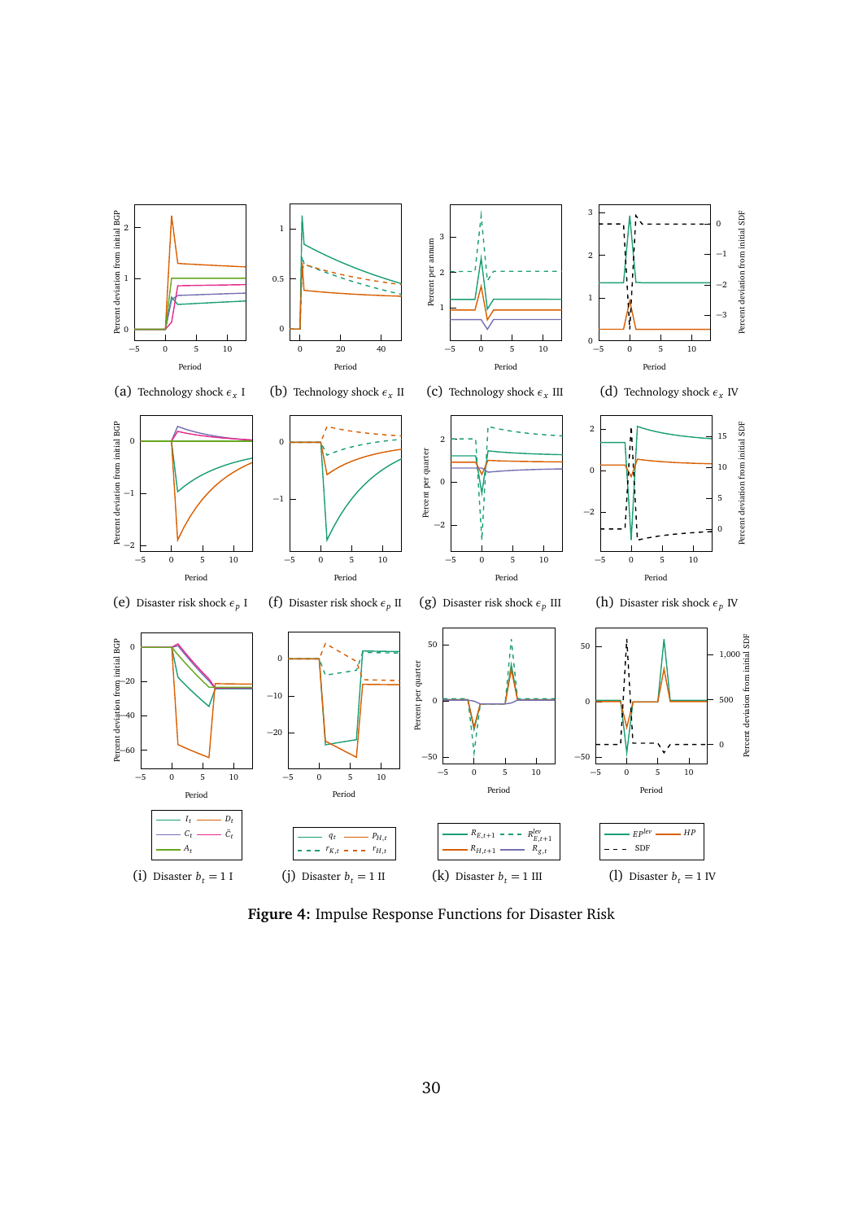(a) Technology shock $\epsilon_x$ I

(b) Technology shock $\epsilon_x$ II

(c) Technology shock $\epsilon_x$ III

(d) Technology shock $\epsilon_x$ IV

(e) Disaster risk shock $\epsilon_p$ I

(f) Disaster risk shock $\epsilon_p$ II

(g) Disaster risk shock $\epsilon_p$ III

(h) Disaster risk shock $\epsilon_p$ IV

(i) Disaster $b_t = 1$ I

(j) Disaster $b_t = 1$ II

(k) Disaster $b_t = 1$ III

(l) Disaster $b_t = 1$ IV

**Figure 4:** Impulse Response Functions for Disaster Risk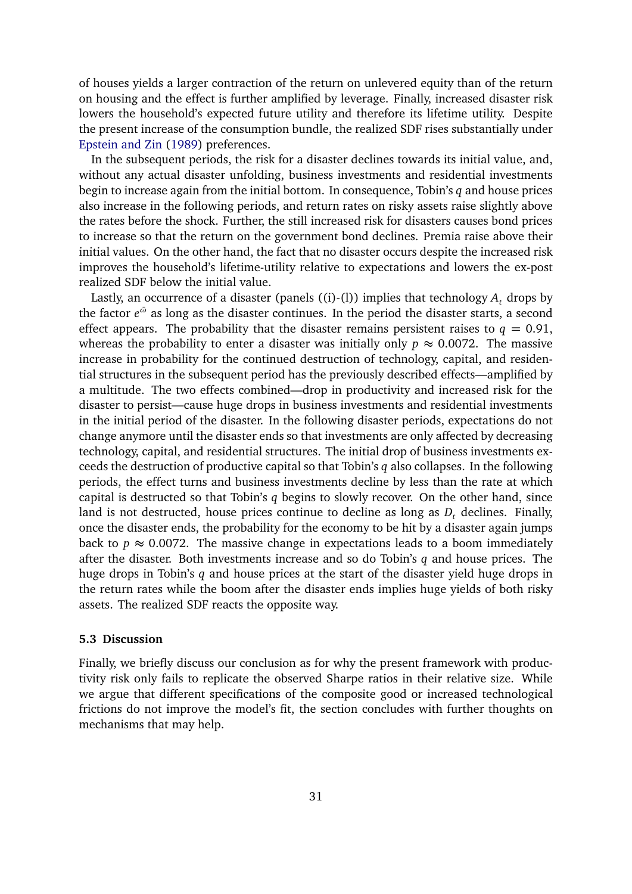of houses yields a larger contraction of the return on unlevered equity than of the return on housing and the effect is further amplified by leverage. Finally, increased disaster risk lowers the household's expected future utility and therefore its lifetime utility. Despite the present increase of the consumption bundle, the realized SDF rises substantially under Epstein and Zin (1989) preferences.

In the subsequent periods, the risk for a disaster declines towards its initial value, and, without any actual disaster unfolding, business investments and residential investments begin to increase again from the initial bottom. In consequence, Tobin's $q$ and house prices also increase in the following periods, and return rates on risky assets raise slightly above the rates before the shock. Further, the still increased risk for disasters causes bond prices to increase so that the return on the government bond declines. Premia raise above their initial values. On the other hand, the fact that no disaster occurs despite the increased risk improves the household's lifetime-utility relative to expectations and lowers the ex-post realized SDF below the initial value.

Lastly, an occurrence of a disaster (panels ((i)-(l)) implies that technology $A_t$ drops by the factor $e^{\bar{\omega}}$ as long as the disaster continues. In the period the disaster starts, a second effect appears. The probability that the disaster remains persistent raises to $q = 0.91$, whereas the probability to enter a disaster was initially only $p \approx 0.0072$. The massive increase in probability for the continued destruction of technology, capital, and residential structures in the subsequent period has the previously described effects—amplified by a multitude. The two effects combined—drop in productivity and increased risk for the disaster to persist—cause huge drops in business investments and residential investments in the initial period of the disaster. In the following disaster periods, expectations do not change anymore until the disaster ends so that investments are only affected by decreasing technology, capital, and residential structures. The initial drop of business investments exceeds the destruction of productive capital so that Tobin's $q$ also collapses. In the following periods, the effect turns and business investments decline by less than the rate at which capital is destructed so that Tobin's $q$ begins to slowly recover. On the other hand, since land is not destructed, house prices continue to decline as long as $D_t$ declines. Finally, once the disaster ends, the probability for the economy to be hit by a disaster again jumps back to $p \approx 0.0072$. The massive change in expectations leads to a boom immediately after the disaster. Both investments increase and so do Tobin's $q$ and house prices. The huge drops in Tobin's $q$ and house prices at the start of the disaster yield huge drops in the return rates while the boom after the disaster ends implies huge yields of both risky assets. The realized SDF reacts the opposite way.

### 5.3 Discussion

Finally, we briefly discuss our conclusion as for why the present framework with productivity risk only fails to replicate the observed Sharpe ratios in their relative size. While we argue that different specifications of the composite good or increased technological frictions do not improve the model's fit, the section concludes with further thoughts on mechanisms that may help.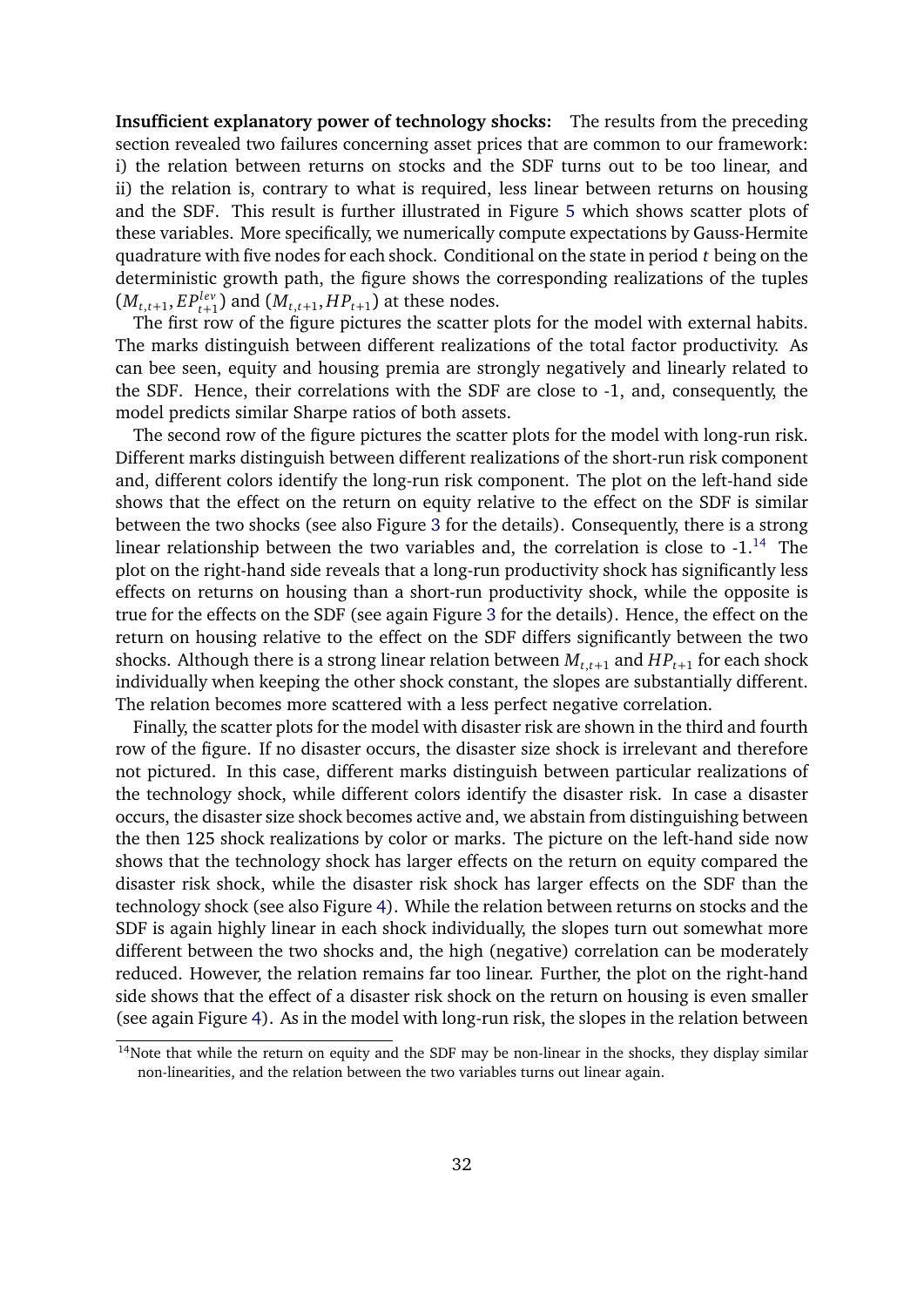**Insufficient explanatory power of technology shocks:** The results from the preceding section revealed two failures concerning asset prices that are common to our framework: i) the relation between returns on stocks and the SDF turns out to be too linear, and ii) the relation is, contrary to what is required, less linear between returns on housing and the SDF. This result is further illustrated in Figure 5 which shows scatter plots of these variables. More specifically, we numerically compute expectations by Gauss-Hermite quadrature with five nodes for each shock. Conditional on the state in period $t$ being on the deterministic growth path, the figure shows the corresponding realizations of the tuples $(M_{t,t+1}, EP^{lev}_{t+1})$ and $(M_{t,t+1}, HP_{t+1})$ at these nodes.

The first row of the figure pictures the scatter plots for the model with external habits. The marks distinguish between different realizations of the total factor productivity. As can bee seen, equity and housing premia are strongly negatively and linearly related to the SDF. Hence, their correlations with the SDF are close to -1, and, consequently, the model predicts similar Sharpe ratios of both assets.

The second row of the figure pictures the scatter plots for the model with long-run risk. Different marks distinguish between different realizations of the short-run risk component and, different colors identify the long-run risk component. The plot on the left-hand side shows that the effect on the return on equity relative to the effect on the SDF is similar between the two shocks (see also Figure 3 for the details). Consequently, there is a strong linear relationship between the two variables and, the correlation is close to -1.[14] The plot on the right-hand side reveals that a long-run productivity shock has significantly less effects on returns on housing than a short-run productivity shock, while the opposite is true for the effects on the SDF (see again Figure 3 for the details). Hence, the effect on the return on housing relative to the effect on the SDF differs significantly between the two shocks. Although there is a strong linear relation between $M_{t,t+1}$ and $HP_{t+1}$ for each shock individually when keeping the other shock constant, the slopes are substantially different. The relation becomes more scattered with a less perfect negative correlation.

Finally, the scatter plots for the model with disaster risk are shown in the third and fourth row of the figure. If no disaster occurs, the disaster size shock is irrelevant and therefore not pictured. In this case, different marks distinguish between particular realizations of the technology shock, while different colors identify the disaster risk. In case a disaster occurs, the disaster size shock becomes active and, we abstain from distinguishing between the then 125 shock realizations by color or marks. The picture on the left-hand side now shows that the technology shock has larger effects on the return on equity compared the disaster risk shock, while the disaster risk shock has larger effects on the SDF than the technology shock (see also Figure 4). While the relation between returns on stocks and the SDF is again highly linear in each shock individually, the slopes turn out somewhat more different between the two shocks and, the high (negative) correlation can be moderately reduced. However, the relation remains far too linear. Further, the plot on the right-hand side shows that the effect of a disaster risk shock on the return on housing is even smaller (see again Figure 4). As in the model with long-run risk, the slopes in the relation between

[14] Note that while the return on equity and the SDF may be non-linear in the shocks, they display similar non-linearities, and the relation between the two variables turns out linear again.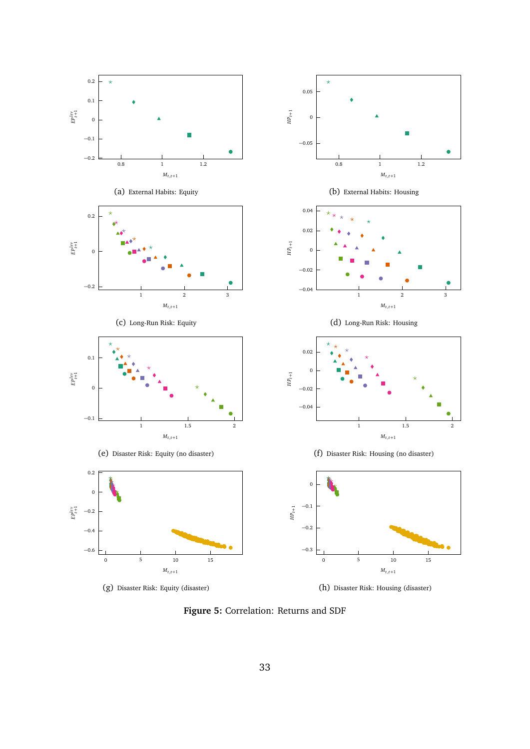(a) External Habits: Equity

(b) External Habits: Housing

(c) Long-Run Risk: Equity

(d) Long-Run Risk: Housing

(e) Disaster Risk: Equity (no disaster)

(f) Disaster Risk: Housing (no disaster)

(g) Disaster Risk: Equity (disaster)

(h) Disaster Risk: Housing (disaster)

**Figure 5:** Correlation: Returns and SDF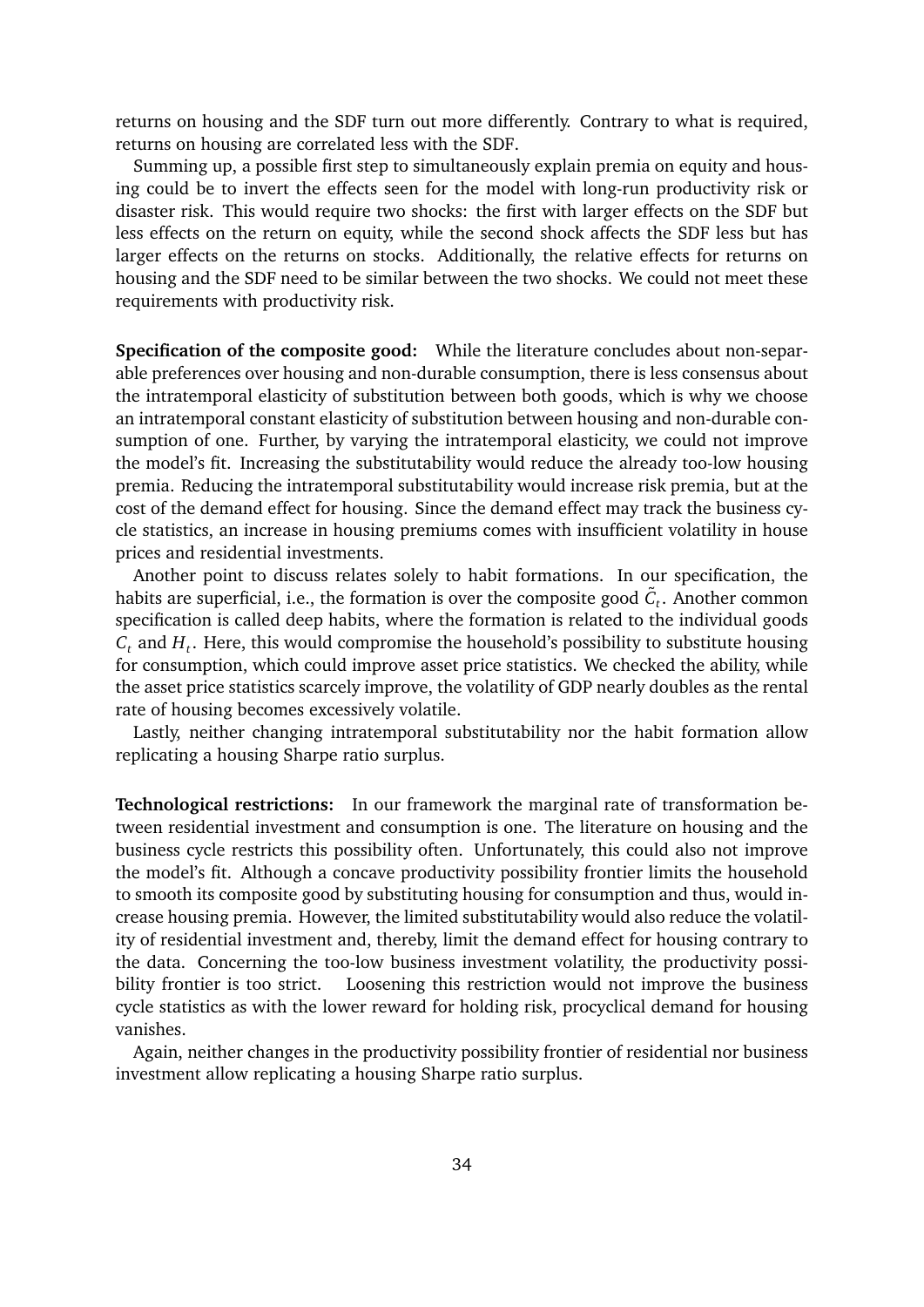returns on housing and the SDF turn out more differently. Contrary to what is required, returns on housing are correlated less with the SDF.

Summing up, a possible first step to simultaneously explain premia on equity and housing could be to invert the effects seen for the model with long-run productivity risk or disaster risk. This would require two shocks: the first with larger effects on the SDF but less effects on the return on equity, while the second shock affects the SDF less but has larger effects on the returns on stocks. Additionally, the relative effects for returns on housing and the SDF need to be similar between the two shocks. We could not meet these requirements with productivity risk.

**Specification of the composite good:** While the literature concludes about non-separable preferences over housing and non-durable consumption, there is less consensus about the intratemporal elasticity of substitution between both goods, which is why we choose an intratemporal constant elasticity of substitution between housing and non-durable consumption of one. Further, by varying the intratemporal elasticity, we could not improve the model's fit. Increasing the substitutability would reduce the already too-low housing premia. Reducing the intratemporal substitutability would increase risk premia, but at the cost of the demand effect for housing. Since the demand effect may track the business cycle statistics, an increase in housing premiums comes with insufficient volatility in house prices and residential investments.

Another point to discuss relates solely to habit formations. In our specification, the habits are superficial, i.e., the formation is over the composite good $\tilde{C}_t$. Another common specification is called deep habits, where the formation is related to the individual goods $C_t$ and $H_t$. Here, this would compromise the household's possibility to substitute housing for consumption, which could improve asset price statistics. We checked the ability, while the asset price statistics scarcely improve, the volatility of GDP nearly doubles as the rental rate of housing becomes excessively volatile.

Lastly, neither changing intratemporal substitutability nor the habit formation allow replicating a housing Sharpe ratio surplus.

**Technological restrictions:** In our framework the marginal rate of transformation between residential investment and consumption is one. The literature on housing and the business cycle restricts this possibility often. Unfortunately, this could also not improve the model's fit. Although a concave productivity possibility frontier limits the household to smooth its composite good by substituting housing for consumption and thus, would increase housing premia. However, the limited substitutability would also reduce the volatility of residential investment and, thereby, limit the demand effect for housing contrary to the data. Concerning the too-low business investment volatility, the productivity possibility frontier is too strict. Loosening this restriction would not improve the business cycle statistics as with the lower reward for holding risk, procyclical demand for housing vanishes.

Again, neither changes in the productivity possibility frontier of residential nor business investment allow replicating a housing Sharpe ratio surplus.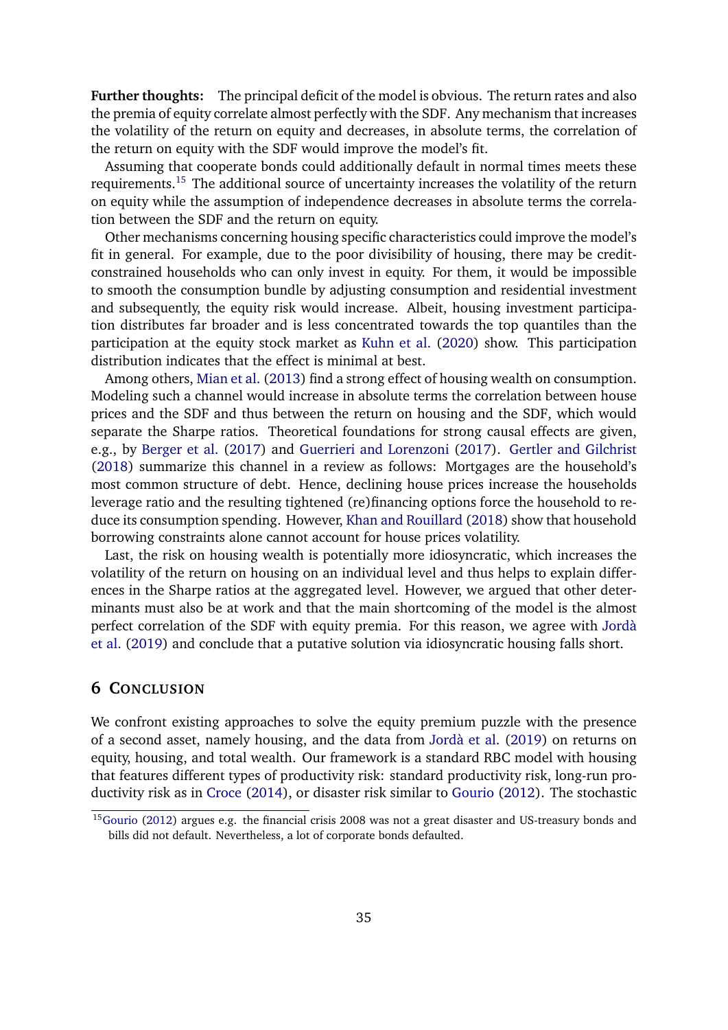**Further thoughts:** The principal deficit of the model is obvious. The return rates and also the premia of equity correlate almost perfectly with the SDF. Any mechanism that increases the volatility of the return on equity and decreases, in absolute terms, the correlation of the return on equity with the SDF would improve the model's fit.

Assuming that cooperate bonds could additionally default in normal times meets these requirements.[15] The additional source of uncertainty increases the volatility of the return on equity while the assumption of independence decreases in absolute terms the correlation between the SDF and the return on equity.

Other mechanisms concerning housing specific characteristics could improve the model's fit in general. For example, due to the poor divisibility of housing, there may be credit-constrained households who can only invest in equity. For them, it would be impossible to smooth the consumption bundle by adjusting consumption and residential investment and subsequently, the equity risk would increase. Albeit, housing investment participation distributes far broader and is less concentrated towards the top quantiles than the participation at the equity stock market as Kuhn et al. (2020) show. This participation distribution indicates that the effect is minimal at best.

Among others, Mian et al. (2013) find a strong effect of housing wealth on consumption. Modeling such a channel would increase in absolute terms the correlation between house prices and the SDF and thus between the return on housing and the SDF, which would separate the Sharpe ratios. Theoretical foundations for strong causal effects are given, e.g., by Berger et al. (2017) and Guerrieri and Lorenzoni (2017). Gertler and Gilchrist (2018) summarize this channel in a review as follows: Mortgages are the household's most common structure of debt. Hence, declining house prices increase the households leverage ratio and the resulting tightened (re)financing options force the household to reduce its consumption spending. However, Khan and Rouillard (2018) show that household borrowing constraints alone cannot account for house prices volatility.

Last, the risk on housing wealth is potentially more idiosyncratic, which increases the volatility of the return on housing on an individual level and thus helps to explain differences in the Sharpe ratios at the aggregated level. However, we argued that other determinants must also be at work and that the main shortcoming of the model is the almost perfect correlation of the SDF with equity premia. For this reason, we agree with Jordà et al. (2019) and conclude that a putative solution via idiosyncratic housing falls short.

## 6 Conclusion

We confront existing approaches to solve the equity premium puzzle with the presence of a second asset, namely housing, and the data from Jordà et al. (2019) on returns on equity, housing, and total wealth. Our framework is a standard RBC model with housing that features different types of productivity risk: standard productivity risk, long-run productivity risk as in Croce (2014), or disaster risk similar to Gourio (2012). The stochastic

[15] Gourio (2012) argues e.g. the financial crisis 2008 was not a great disaster and US-treasury bonds and bills did not default. Nevertheless, a lot of corporate bonds defaulted.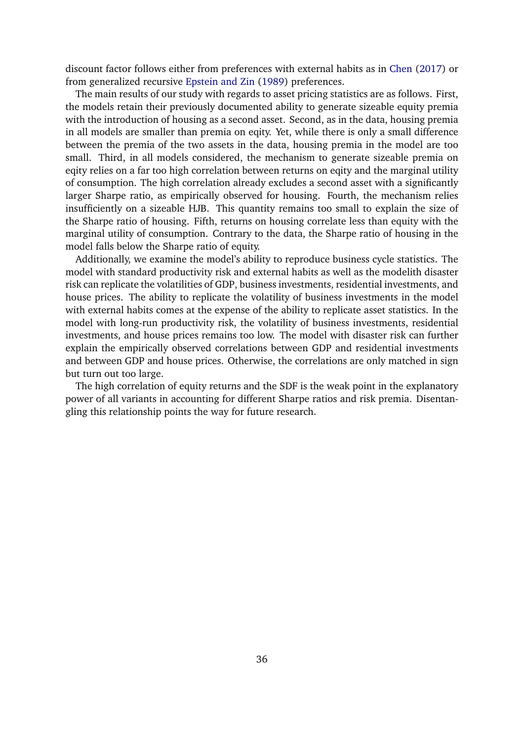discount factor follows either from preferences with external habits as in Chen (2017) or from generalized recursive Epstein and Zin (1989) preferences.

The main results of our study with regards to asset pricing statistics are as follows. First, the models retain their previously documented ability to generate sizeable equity premia with the introduction of housing as a second asset. Second, as in the data, housing premia in all models are smaller than premia on eqity. Yet, while there is only a small difference between the premia of the two assets in the data, housing premia in the model are too small. Third, in all models considered, the mechanism to generate sizeable premia on eqity relies on a far too high correlation between returns on eqity and the marginal utility of consumption. The high correlation already excludes a second asset with a significantly larger Sharpe ratio, as empirically observed for housing. Fourth, the mechanism relies insufficiently on a sizeable HJB. This quantity remains too small to explain the size of the Sharpe ratio of housing. Fifth, returns on housing correlate less than equity with the marginal utility of consumption. Contrary to the data, the Sharpe ratio of housing in the model falls below the Sharpe ratio of equity.

Additionally, we examine the model's ability to reproduce business cycle statistics. The model with standard productivity risk and external habits as well as the modelith disaster risk can replicate the volatilities of GDP, business investments, residential investments, and house prices. The ability to replicate the volatility of business investments in the model with external habits comes at the expense of the ability to replicate asset statistics. In the model with long-run productivity risk, the volatility of business investments, residential investments, and house prices remains too low. The model with disaster risk can further explain the empirically observed correlations between GDP and residential investments and between GDP and house prices. Otherwise, the correlations are only matched in sign but turn out too large.

The high correlation of equity returns and the SDF is the weak point in the explanatory power of all variants in accounting for different Sharpe ratios and risk premia. Disentangling this relationship points the way for future research.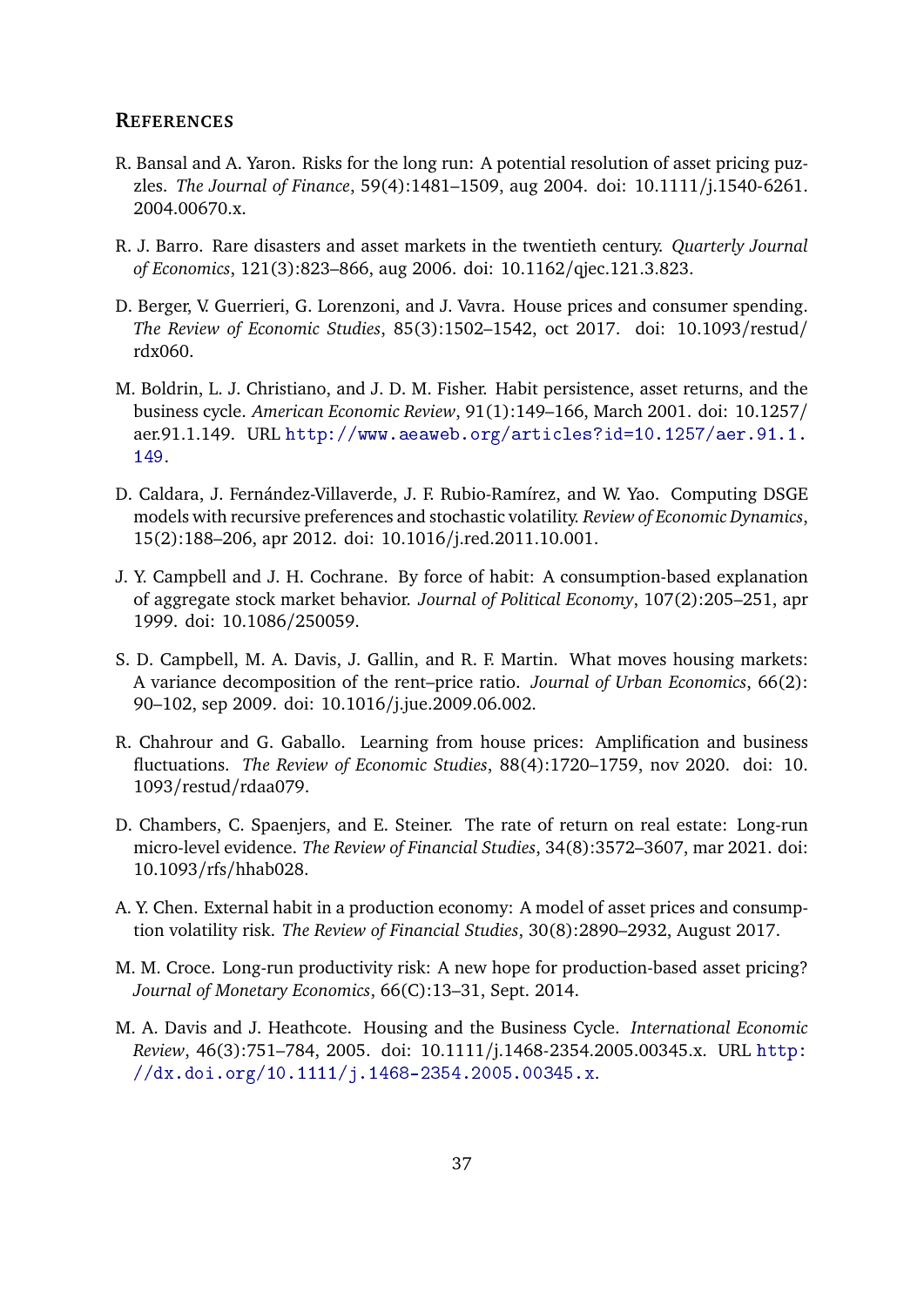## REFERENCES

R. Bansal and A. Yaron. Risks for the long run: A potential resolution of asset pricing puzzles. *The Journal of Finance*, 59(4):1481–1509, aug 2004. doi: 10.1111/j.1540-6261.2004.00670.x.

R. J. Barro. Rare disasters and asset markets in the twentieth century. *Quarterly Journal of Economics*, 121(3):823–866, aug 2006. doi: 10.1162/qjec.121.3.823.

D. Berger, V. Guerrieri, G. Lorenzoni, and J. Vavra. House prices and consumer spending. *The Review of Economic Studies*, 85(3):1502–1542, oct 2017. doi: 10.1093/restud/rdx060.

M. Boldrin, L. J. Christiano, and J. D. M. Fisher. Habit persistence, asset returns, and the business cycle. *American Economic Review*, 91(1):149–166, March 2001. doi: 10.1257/aer.91.1.149. URL http://www.aeaweb.org/articles?id=10.1257/aer.91.1.149.

D. Caldara, J. Fernández-Villaverde, J. F. Rubio-Ramírez, and W. Yao. Computing DSGE models with recursive preferences and stochastic volatility. *Review of Economic Dynamics*, 15(2):188–206, apr 2012. doi: 10.1016/j.red.2011.10.001.

J. Y. Campbell and J. H. Cochrane. By force of habit: A consumption-based explanation of aggregate stock market behavior. *Journal of Political Economy*, 107(2):205–251, apr 1999. doi: 10.1086/250059.

S. D. Campbell, M. A. Davis, J. Gallin, and R. F. Martin. What moves housing markets: A variance decomposition of the rent–price ratio. *Journal of Urban Economics*, 66(2):90–102, sep 2009. doi: 10.1016/j.jue.2009.06.002.

R. Chahrour and G. Gaballo. Learning from house prices: Amplification and business fluctuations. *The Review of Economic Studies*, 88(4):1720–1759, nov 2020. doi: 10.1093/restud/rdaa079.

D. Chambers, C. Spaenjers, and E. Steiner. The rate of return on real estate: Long-run micro-level evidence. *The Review of Financial Studies*, 34(8):3572–3607, mar 2021. doi: 10.1093/rfs/hhab028.

A. Y. Chen. External habit in a production economy: A model of asset prices and consumption volatility risk. *The Review of Financial Studies*, 30(8):2890–2932, August 2017.

M. M. Croce. Long-run productivity risk: A new hope for production-based asset pricing? *Journal of Monetary Economics*, 66(C):13–31, Sept. 2014.

M. A. Davis and J. Heathcote. Housing and the Business Cycle. *International Economic Review*, 46(3):751–784, 2005. doi: 10.1111/j.1468-2354.2005.00345.x. URL http://dx.doi.org/10.1111/j.1468-2354.2005.00345.x.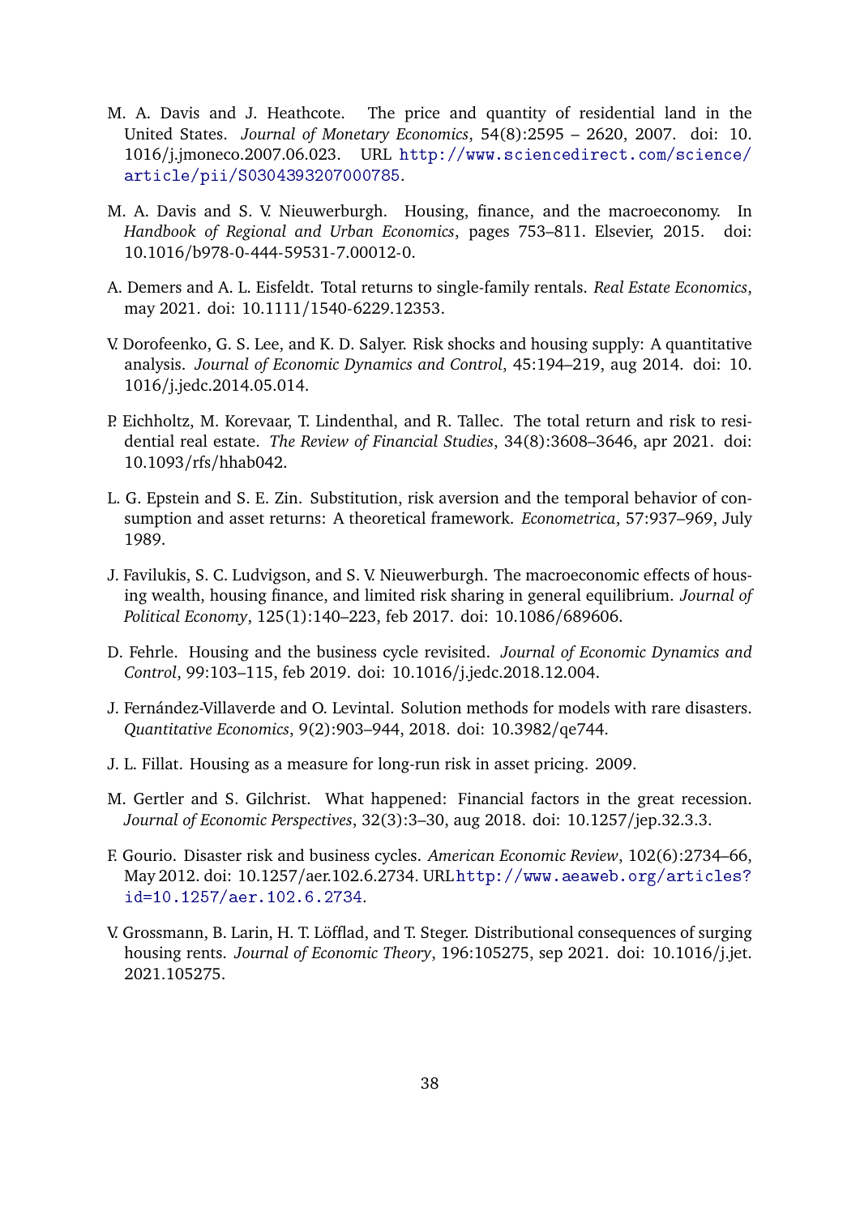M. A. Davis and J. Heathcote. The price and quantity of residential land in the United States. *Journal of Monetary Economics*, 54(8):2595 – 2620, 2007. doi: 10.1016/j.jmoneco.2007.06.023. URL http://www.sciencedirect.com/science/article/pii/S0304393207000785.

M. A. Davis and S. V. Nieuwerburgh. Housing, finance, and the macroeconomy. In *Handbook of Regional and Urban Economics*, pages 753–811. Elsevier, 2015. doi: 10.1016/b978-0-444-59531-7.00012-0.

A. Demers and A. L. Eisfeldt. Total returns to single-family rentals. *Real Estate Economics*, may 2021. doi: 10.1111/1540-6229.12353.

V. Dorofeenko, G. S. Lee, and K. D. Salyer. Risk shocks and housing supply: A quantitative analysis. *Journal of Economic Dynamics and Control*, 45:194–219, aug 2014. doi: 10.1016/j.jedc.2014.05.014.

P. Eichholtz, M. Korevaar, T. Lindenthal, and R. Tallec. The total return and risk to residential real estate. *The Review of Financial Studies*, 34(8):3608–3646, apr 2021. doi: 10.1093/rfs/hhab042.

L. G. Epstein and S. E. Zin. Substitution, risk aversion and the temporal behavior of consumption and asset returns: A theoretical framework. *Econometrica*, 57:937–969, July 1989.

J. Favilukis, S. C. Ludvigson, and S. V. Nieuwerburgh. The macroeconomic effects of housing wealth, housing finance, and limited risk sharing in general equilibrium. *Journal of Political Economy*, 125(1):140–223, feb 2017. doi: 10.1086/689606.

D. Fehrle. Housing and the business cycle revisited. *Journal of Economic Dynamics and Control*, 99:103–115, feb 2019. doi: 10.1016/j.jedc.2018.12.004.

J. Fernández-Villaverde and O. Levintal. Solution methods for models with rare disasters. *Quantitative Economics*, 9(2):903–944, 2018. doi: 10.3982/qe744.

J. L. Fillat. Housing as a measure for long-run risk in asset pricing. 2009.

M. Gertler and S. Gilchrist. What happened: Financial factors in the great recession. *Journal of Economic Perspectives*, 32(3):3–30, aug 2018. doi: 10.1257/jep.32.3.3.

F. Gourio. Disaster risk and business cycles. *American Economic Review*, 102(6):2734–66, May 2012. doi: 10.1257/aer.102.6.2734. URL http://www.aeaweb.org/articles?id=10.1257/aer.102.6.2734.

V. Grossmann, B. Larin, H. T. Löfflad, and T. Steger. Distributional consequences of surging housing rents. *Journal of Economic Theory*, 196:105275, sep 2021. doi: 10.1016/j.jet.2021.105275.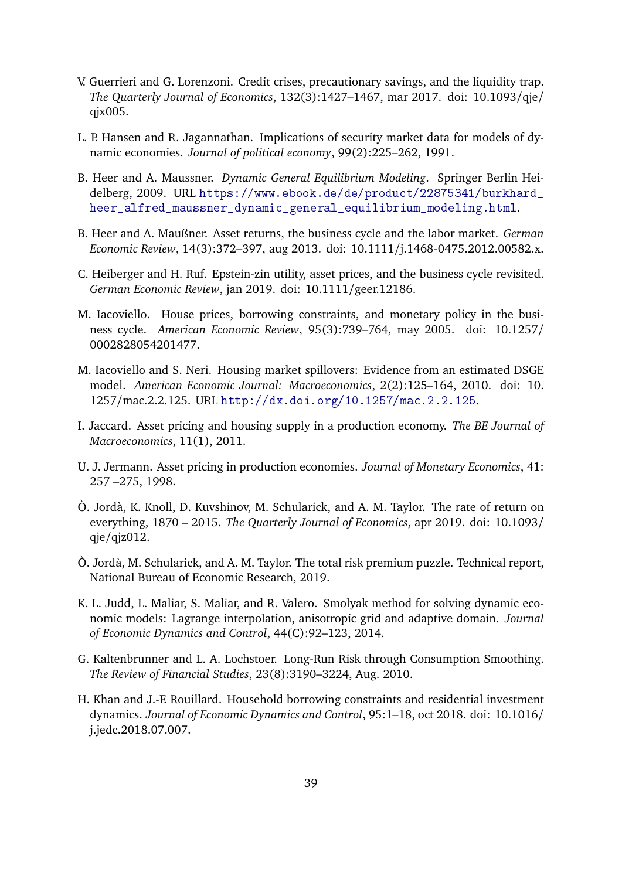V. Guerrieri and G. Lorenzoni. Credit crises, precautionary savings, and the liquidity trap. *The Quarterly Journal of Economics*, 132(3):1427–1467, mar 2017. doi: 10.1093/qje/qjx005.

L. P. Hansen and R. Jagannathan. Implications of security market data for models of dynamic economies. *Journal of political economy*, 99(2):225–262, 1991.

B. Heer and A. Maussner. *Dynamic General Equilibrium Modeling*. Springer Berlin Heidelberg, 2009. URL https://www.ebook.de/de/product/22875341/burkhard_heer_alfred_maussner_dynamic_general_equilibrium_modeling.html.

B. Heer and A. Maußner. Asset returns, the business cycle and the labor market. *German Economic Review*, 14(3):372–397, aug 2013. doi: 10.1111/j.1468-0475.2012.00582.x.

C. Heiberger and H. Ruf. Epstein-zin utility, asset prices, and the business cycle revisited. *German Economic Review*, jan 2019. doi: 10.1111/geer.12186.

M. Iacoviello. House prices, borrowing constraints, and monetary policy in the business cycle. *American Economic Review*, 95(3):739–764, may 2005. doi: 10.1257/0002828054201477.

M. Iacoviello and S. Neri. Housing market spillovers: Evidence from an estimated DSGE model. *American Economic Journal: Macroeconomics*, 2(2):125–164, 2010. doi: 10.1257/mac.2.2.125. URL http://dx.doi.org/10.1257/mac.2.2.125.

I. Jaccard. Asset pricing and housing supply in a production economy. *The BE Journal of Macroeconomics*, 11(1), 2011.

U. J. Jermann. Asset pricing in production economies. *Journal of Monetary Economics*, 41: 257 –275, 1998.

Ò. Jordà, K. Knoll, D. Kuvshinov, M. Schularick, and A. M. Taylor. The rate of return on everything, 1870 – 2015. *The Quarterly Journal of Economics*, apr 2019. doi: 10.1093/qje/qjz012.

Ò. Jordà, M. Schularick, and A. M. Taylor. The total risk premium puzzle. Technical report, National Bureau of Economic Research, 2019.

K. L. Judd, L. Maliar, S. Maliar, and R. Valero. Smolyak method for solving dynamic economic models: Lagrange interpolation, anisotropic grid and adaptive domain. *Journal of Economic Dynamics and Control*, 44(C):92–123, 2014.

G. Kaltenbrunner and L. A. Lochstoer. Long-Run Risk through Consumption Smoothing. *The Review of Financial Studies*, 23(8):3190–3224, Aug. 2010.

H. Khan and J.-F. Rouillard. Household borrowing constraints and residential investment dynamics. *Journal of Economic Dynamics and Control*, 95:1–18, oct 2018. doi: 10.1016/j.jedc.2018.07.007.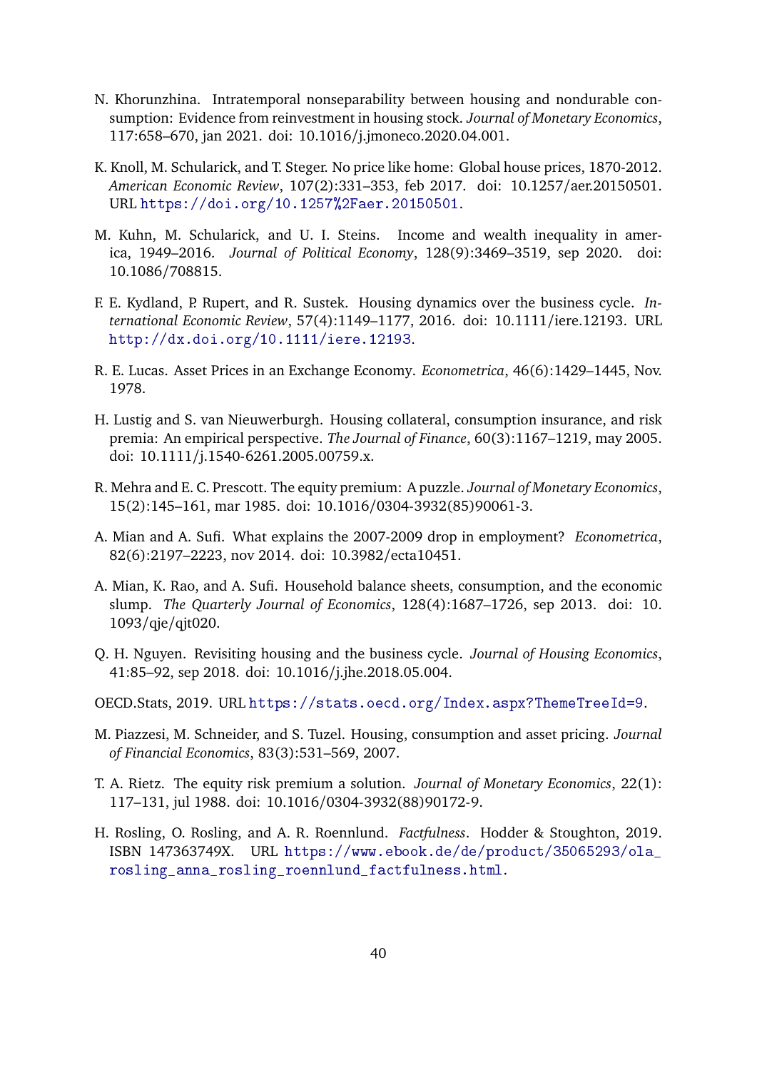N. Khorunzhina. Intratemporal nonseparability between housing and nondurable consumption: Evidence from reinvestment in housing stock. *Journal of Monetary Economics*, 117:658–670, jan 2021. doi: 10.1016/j.jmoneco.2020.04.001.

K. Knoll, M. Schularick, and T. Steger. No price like home: Global house prices, 1870-2012. *American Economic Review*, 107(2):331–353, feb 2017. doi: 10.1257/aer.20150501. URL https://doi.org/10.1257%2Faer.20150501.

M. Kuhn, M. Schularick, and U. I. Steins. Income and wealth inequality in america, 1949–2016. *Journal of Political Economy*, 128(9):3469–3519, sep 2020. doi: 10.1086/708815.

F. E. Kydland, P. Rupert, and R. Sustek. Housing dynamics over the business cycle. *International Economic Review*, 57(4):1149–1177, 2016. doi: 10.1111/iere.12193. URL http://dx.doi.org/10.1111/iere.12193.

R. E. Lucas. Asset Prices in an Exchange Economy. *Econometrica*, 46(6):1429–1445, Nov. 1978.

H. Lustig and S. van Nieuwerburgh. Housing collateral, consumption insurance, and risk premia: An empirical perspective. *The Journal of Finance*, 60(3):1167–1219, may 2005. doi: 10.1111/j.1540-6261.2005.00759.x.

R. Mehra and E. C. Prescott. The equity premium: A puzzle. *Journal of Monetary Economics*, 15(2):145–161, mar 1985. doi: 10.1016/0304-3932(85)90061-3.

A. Mian and A. Sufi. What explains the 2007-2009 drop in employment? *Econometrica*, 82(6):2197–2223, nov 2014. doi: 10.3982/ecta10451.

A. Mian, K. Rao, and A. Sufi. Household balance sheets, consumption, and the economic slump. *The Quarterly Journal of Economics*, 128(4):1687–1726, sep 2013. doi: 10.1093/qje/qjt020.

Q. H. Nguyen. Revisiting housing and the business cycle. *Journal of Housing Economics*, 41:85–92, sep 2018. doi: 10.1016/j.jhe.2018.05.004.

OECD.Stats, 2019. URL https://stats.oecd.org/Index.aspx?ThemeTreeId=9.

M. Piazzesi, M. Schneider, and S. Tuzel. Housing, consumption and asset pricing. *Journal of Financial Economics*, 83(3):531–569, 2007.

T. A. Rietz. The equity risk premium a solution. *Journal of Monetary Economics*, 22(1): 117–131, jul 1988. doi: 10.1016/0304-3932(88)90172-9.

H. Rosling, O. Rosling, and A. R. Roennlund. *Factfulness*. Hodder & Stoughton, 2019. ISBN 147363749X. URL https://www.ebook.de/de/product/35065293/ola_rosling_anna_rosling_roennlund_factfulness.html.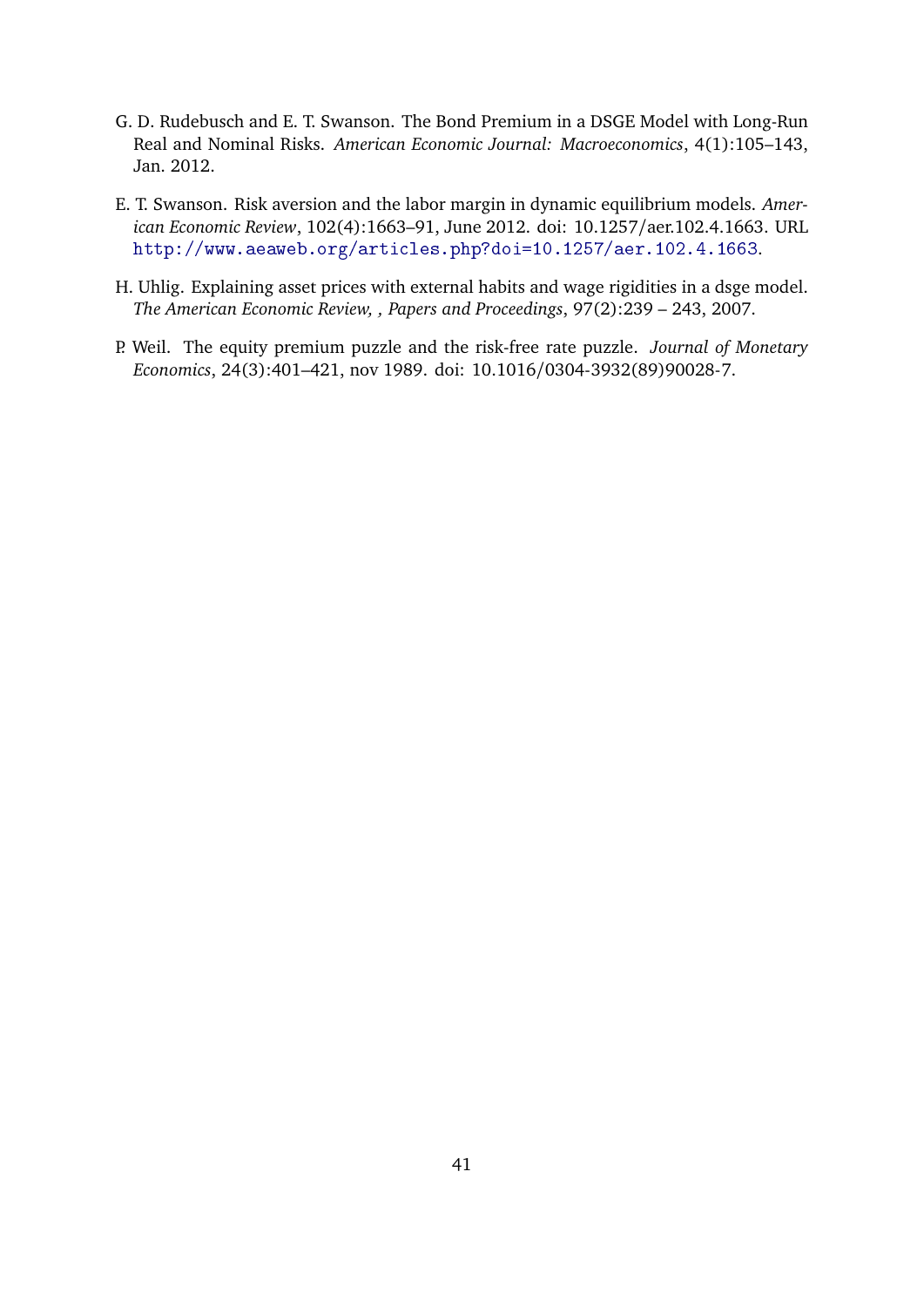G. D. Rudebusch and E. T. Swanson. The Bond Premium in a DSGE Model with Long-Run Real and Nominal Risks. *American Economic Journal: Macroeconomics*, 4(1):105–143, Jan. 2012.

E. T. Swanson. Risk aversion and the labor margin in dynamic equilibrium models. *American Economic Review*, 102(4):1663–91, June 2012. doi: 10.1257/aer.102.4.1663. URL http://www.aeaweb.org/articles.php?doi=10.1257/aer.102.4.1663.

H. Uhlig. Explaining asset prices with external habits and wage rigidities in a dsge model. *The American Economic Review, , Papers and Proceedings*, 97(2):239 – 243, 2007.

P. Weil. The equity premium puzzle and the risk-free rate puzzle. *Journal of Monetary Economics*, 24(3):401–421, nov 1989. doi: 10.1016/0304-3932(89)90028-7.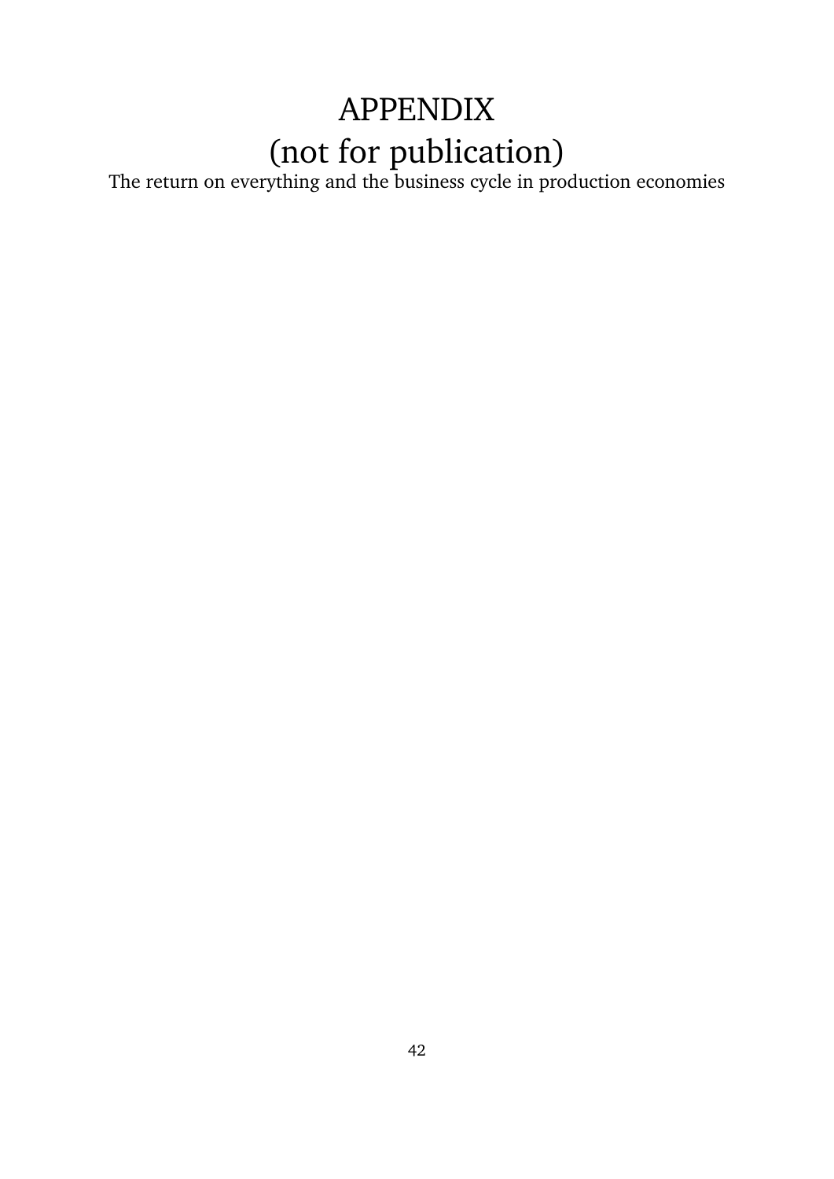# APPENDIX
# (not for publication)

The return on everything and the business cycle in production economies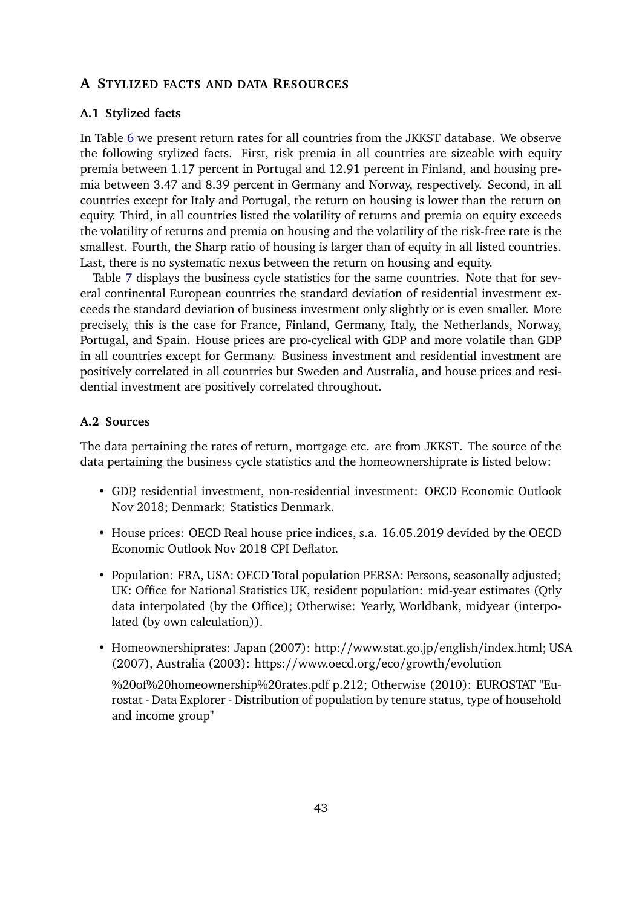# A Stylized facts and data Resources

## A.1 Stylized facts

In Table 6 we present return rates for all countries from the JKKST database. We observe the following stylized facts. First, risk premia in all countries are sizeable with equity premia between 1.17 percent in Portugal and 12.91 percent in Finland, and housing premia between 3.47 and 8.39 percent in Germany and Norway, respectively. Second, in all countries except for Italy and Portugal, the return on housing is lower than the return on equity. Third, in all countries listed the volatility of returns and premia on equity exceeds the volatility of returns and premia on housing and the volatility of the risk-free rate is the smallest. Fourth, the Sharp ratio of housing is larger than of equity in all listed countries. Last, there is no systematic nexus between the return on housing and equity.

Table 7 displays the business cycle statistics for the same countries. Note that for several continental European countries the standard deviation of residential investment exceeds the standard deviation of business investment only slightly or is even smaller. More precisely, this is the case for France, Finland, Germany, Italy, the Netherlands, Norway, Portugal, and Spain. House prices are pro-cyclical with GDP and more volatile than GDP in all countries except for Germany. Business investment and residential investment are positively correlated in all countries but Sweden and Australia, and house prices and residential investment are positively correlated throughout.

## A.2 Sources

The data pertaining the rates of return, mortgage etc. are from JKKST. The source of the data pertaining the business cycle statistics and the homeownershiprate is listed below:

- GDP, residential investment, non-residential investment: OECD Economic Outlook Nov 2018; Denmark: Statistics Denmark.
- House prices: OECD Real house price indices, s.a. 16.05.2019 devided by the OECD Economic Outlook Nov 2018 CPI Deflator.
- Population: FRA, USA: OECD Total population PERSA: Persons, seasonally adjusted; UK: Office for National Statistics UK, resident population: mid-year estimates (Qtly data interpolated (by the Office); Otherwise: Yearly, Worldbank, midyear (interpolated (by own calculation)).
- Homeownershiprates: Japan (2007): http://www.stat.go.jp/english/index.html; USA (2007), Australia (2003): https://www.oecd.org/eco/growth/evolution %20of%20homeownership%20rates.pdf p.212; Otherwise (2010): EUROSTAT "Eurostat - Data Explorer - Distribution of population by tenure status, type of household and income group"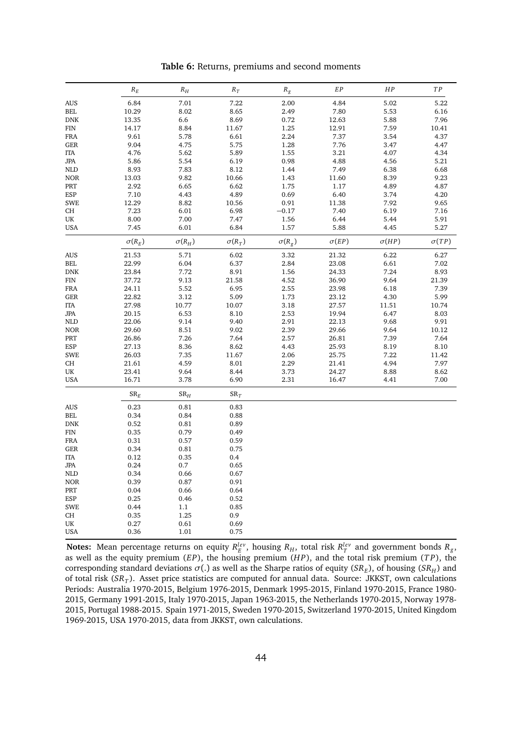**Table 6:** Returns, premiums and second moments

|  | $R_E$ | $R_H$ | $R_T$ | $R_g$ | $EP$ | $HP$ | $TP$ |
|---|---|---|---|---|---|---|---|
| AUS | 6.84 | 7.01 | 7.22 | 2.00 | 4.84 | 5.02 | 5.22 |
| BEL | 10.29 | 8.02 | 8.65 | 2.49 | 7.80 | 5.53 | 6.16 |
| DNK | 13.35 | 6.6 | 8.69 | 0.72 | 12.63 | 5.88 | 7.96 |
| FIN | 14.17 | 8.84 | 11.67 | 1.25 | 12.91 | 7.59 | 10.41 |
| FRA | 9.61 | 5.78 | 6.61 | 2.24 | 7.37 | 3.54 | 4.37 |
| GER | 9.04 | 4.75 | 5.75 | 1.28 | 7.76 | 3.47 | 4.47 |
| ITA | 4.76 | 5.62 | 5.89 | 1.55 | 3.21 | 4.07 | 4.34 |
| JPA | 5.86 | 5.54 | 6.19 | 0.98 | 4.88 | 4.56 | 5.21 |
| NLD | 8.93 | 7.83 | 8.12 | 1.44 | 7.49 | 6.38 | 6.68 |
| NOR | 13.03 | 9.82 | 10.66 | 1.43 | 11.60 | 8.39 | 9.23 |
| PRT | 2.92 | 6.65 | 6.62 | 1.75 | 1.17 | 4.89 | 4.87 |
| ESP | 7.10 | 4.43 | 4.89 | 0.69 | 6.40 | 3.74 | 4.20 |
| SWE | 12.29 | 8.82 | 10.56 | 0.91 | 11.38 | 7.92 | 9.65 |
| CH | 7.23 | 6.01 | 6.98 | −0.17 | 7.40 | 6.19 | 7.16 |
| UK | 8.00 | 7.00 | 7.47 | 1.56 | 6.44 | 5.44 | 5.91 |
| USA | 7.45 | 6.01 | 6.84 | 1.57 | 5.88 | 4.45 | 5.27 |
|  | $\sigma(R_E)$ | $\sigma(R_H)$ | $\sigma(R_T)$ | $\sigma(R_g)$ | $\sigma(EP)$ | $\sigma(HP)$ | $\sigma(TP)$ |
| AUS | 21.53 | 5.71 | 6.02 | 3.32 | 21.32 | 6.22 | 6.27 |
| BEL | 22.99 | 6.04 | 6.37 | 2.84 | 23.08 | 6.61 | 7.02 |
| DNK | 23.84 | 7.72 | 8.91 | 1.56 | 24.33 | 7.24 | 8.93 |
| FIN | 37.72 | 9.13 | 21.58 | 4.52 | 36.90 | 9.64 | 21.39 |
| FRA | 24.11 | 5.52 | 6.95 | 2.55 | 23.98 | 6.18 | 7.39 |
| GER | 22.82 | 3.12 | 5.09 | 1.73 | 23.12 | 4.30 | 5.99 |
| ITA | 27.98 | 10.77 | 10.07 | 3.18 | 27.57 | 11.51 | 10.74 |
| JPA | 20.15 | 6.53 | 8.10 | 2.53 | 19.94 | 6.47 | 8.03 |
| NLD | 22.06 | 9.14 | 9.40 | 2.91 | 22.13 | 9.68 | 9.91 |
| NOR | 29.60 | 8.51 | 9.02 | 2.39 | 29.66 | 9.64 | 10.12 |
| PRT | 26.86 | 7.26 | 7.64 | 2.57 | 26.81 | 7.39 | 7.64 |
| ESP | 27.13 | 8.36 | 8.62 | 4.43 | 25.93 | 8.19 | 8.10 |
| SWE | 26.03 | 7.35 | 11.67 | 2.06 | 25.75 | 7.22 | 11.42 |
| CH | 21.61 | 4.59 | 8.01 | 2.29 | 21.41 | 4.94 | 7.97 |
| UK | 23.41 | 9.64 | 8.44 | 3.73 | 24.27 | 8.88 | 8.62 |
| USA | 16.71 | 3.78 | 6.90 | 2.31 | 16.47 | 4.41 | 7.00 |
|  | $SR_E$ | $SR_H$ | $SR_T$ |  |  |  |  |
| AUS | 0.23 | 0.81 | 0.83 |  |  |  |  |
| BEL | 0.34 | 0.84 | 0.88 |  |  |  |  |
| DNK | 0.52 | 0.81 | 0.89 |  |  |  |  |
| FIN | 0.35 | 0.79 | 0.49 |  |  |  |  |
| FRA | 0.31 | 0.57 | 0.59 |  |  |  |  |
| GER | 0.34 | 0.81 | 0.75 |  |  |  |  |
| ITA | 0.12 | 0.35 | 0.4 |  |  |  |  |
| JPA | 0.24 | 0.7 | 0.65 |  |  |  |  |
| NLD | 0.34 | 0.66 | 0.67 |  |  |  |  |
| NOR | 0.39 | 0.87 | 0.91 |  |  |  |  |
| PRT | 0.04 | 0.66 | 0.64 |  |  |  |  |
| ESP | 0.25 | 0.46 | 0.52 |  |  |  |  |
| SWE | 0.44 | 1.1 | 0.85 |  |  |  |  |
| CH | 0.35 | 1.25 | 0.9 |  |  |  |  |
| UK | 0.27 | 0.61 | 0.69 |  |  |  |  |
| USA | 0.36 | 1.01 | 0.75 |  |  |  |  |

**Notes:** Mean percentage returns on equity $R_E^{lev}$, housing $R_H$, total risk $R_T^{lev}$ and government bonds $R_g$, as well as the equity premium ($EP$), the housing premium ($HP$), and the total risk premium ($TP$), the corresponding standard deviations $\sigma(.)$ as well as the Sharpe ratios of equity ($SR_E$), of housing ($SR_H$) and of total risk ($SR_T$). Asset price statistics are computed for annual data. Source: JKKST, own calculations Periods: Australia 1970-2015, Belgium 1976-2015, Denmark 1995-2015, Finland 1970-2015, France 1980-2015, Germany 1991-2015, Italy 1970-2015, Japan 1963-2015, the Netherlands 1970-2015, Norway 1978-2015, Portugal 1988-2015. Spain 1971-2015, Sweden 1970-2015, Switzerland 1970-2015, United Kingdom 1969-2015, USA 1970-2015, data from JKKST, own calculations.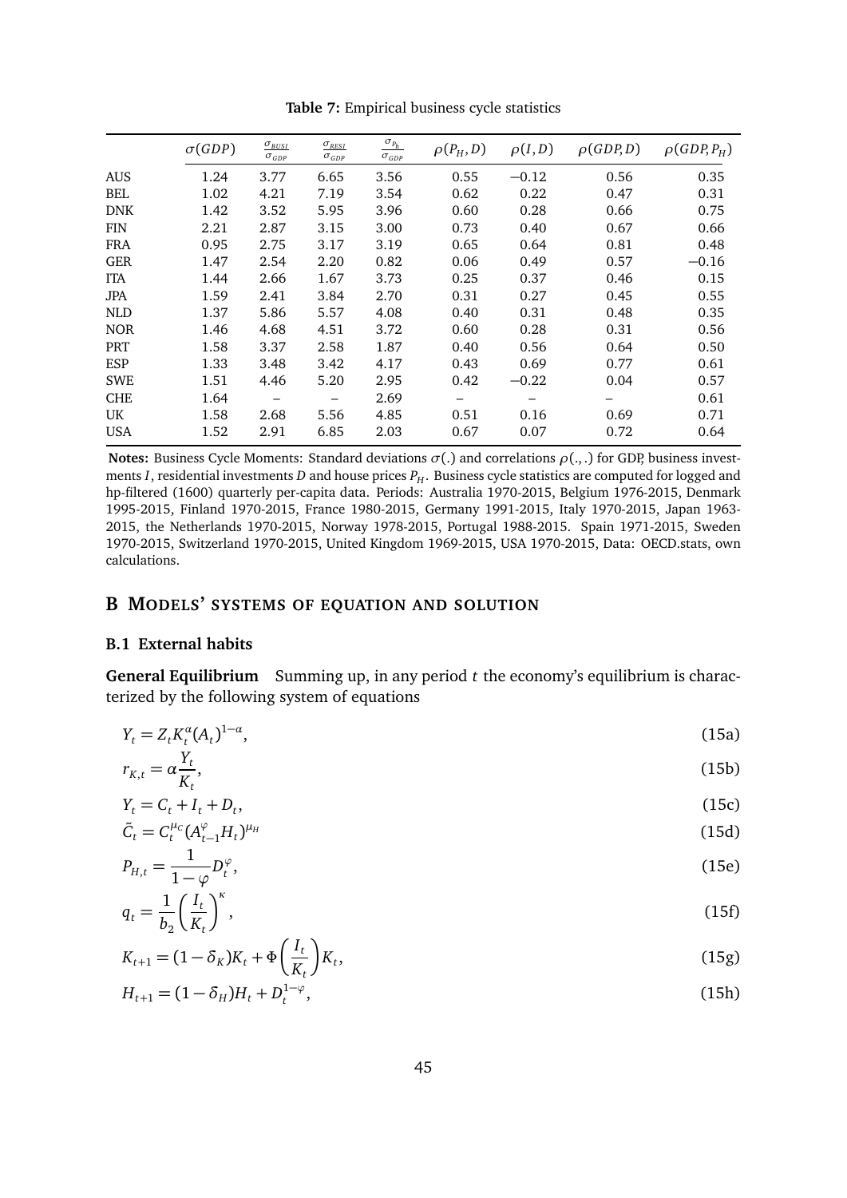**Table 7:** Empirical business cycle statistics

| | $\sigma(GDP)$ | $\frac{\sigma_{BUSI}}{\sigma_{GDP}}$ | $\frac{\sigma_{RESI}}{\sigma_{GDP}}$ | $\frac{\sigma_{P_h}}{\sigma_{GDP}}$ | $\rho(P_H, D)$ | $\rho(I, D)$ | $\rho(GDP, D)$ | $\rho(GDP, P_H)$ |
|---|---|---|---|---|---|---|---|---|
| AUS | 1.24 | 3.77 | 6.65 | 3.56 | 0.55 | −0.12 | 0.56 | 0.35 |
| BEL | 1.02 | 4.21 | 7.19 | 3.54 | 0.62 | 0.22 | 0.47 | 0.31 |
| DNK | 1.42 | 3.52 | 5.95 | 3.96 | 0.60 | 0.28 | 0.66 | 0.75 |
| FIN | 2.21 | 2.87 | 3.15 | 3.00 | 0.73 | 0.40 | 0.67 | 0.66 |
| FRA | 0.95 | 2.75 | 3.17 | 3.19 | 0.65 | 0.64 | 0.81 | 0.48 |
| GER | 1.47 | 2.54 | 2.20 | 0.82 | 0.06 | 0.49 | 0.57 | −0.16 |
| ITA | 1.44 | 2.66 | 1.67 | 3.73 | 0.25 | 0.37 | 0.46 | 0.15 |
| JPA | 1.59 | 2.41 | 3.84 | 2.70 | 0.31 | 0.27 | 0.45 | 0.55 |
| NLD | 1.37 | 5.86 | 5.57 | 4.08 | 0.40 | 0.31 | 0.48 | 0.35 |
| NOR | 1.46 | 4.68 | 4.51 | 3.72 | 0.60 | 0.28 | 0.31 | 0.56 |
| PRT | 1.58 | 3.37 | 2.58 | 1.87 | 0.40 | 0.56 | 0.64 | 0.50 |
| ESP | 1.33 | 3.48 | 3.42 | 4.17 | 0.43 | 0.69 | 0.77 | 0.61 |
| SWE | 1.51 | 4.46 | 5.20 | 2.95 | 0.42 | −0.22 | 0.04 | 0.57 |
| CHE | 1.64 | – | – | 2.69 | – | – | – | 0.61 |
| UK | 1.58 | 2.68 | 5.56 | 4.85 | 0.51 | 0.16 | 0.69 | 0.71 |
| USA | 1.52 | 2.91 | 6.85 | 2.03 | 0.67 | 0.07 | 0.72 | 0.64 |

**Notes:** Business Cycle Moments: Standard deviations $\sigma(.)$ and correlations $\rho(.,.)$ for GDP, business investments $I$, residential investments $D$ and house prices $P_H$. Business cycle statistics are computed for logged and hp-filtered (1600) quarterly per-capita data. Periods: Australia 1970-2015, Belgium 1976-2015, Denmark 1995-2015, Finland 1970-2015, France 1980-2015, Germany 1991-2015, Italy 1970-2015, Japan 1963-2015, the Netherlands 1970-2015, Norway 1978-2015, Portugal 1988-2015. Spain 1971-2015, Sweden 1970-2015, Switzerland 1970-2015, United Kingdom 1969-2015, USA 1970-2015, Data: OECD.stats, own calculations.

## B Models' systems of equation and solution

### B.1 External habits

**General Equilibrium** Summing up, in any period $t$ the economy's equilibrium is characterized by the following system of equations

$$Y_t = Z_t K_t^{\alpha} (A_t)^{1-\alpha}, \tag{15a}$$

$$r_{K,t} = \alpha \frac{Y_t}{K_t}, \tag{15b}$$

$$Y_t = C_t + I_t + D_t, \tag{15c}$$

$$\tilde{C}_t = C_t^{\mu_C} (A_{t-1}^{\varphi} H_t)^{\mu_H} \tag{15d}$$

$$P_{H,t} = \frac{1}{1-\varphi} D_t^{\varphi}, \tag{15e}$$

$$q_t = \frac{1}{b_2} \left( \frac{I_t}{K_t} \right)^{\kappa}, \tag{15f}$$

$$K_{t+1} = (1-\delta_K) K_t + \Phi\left( \frac{I_t}{K_t} \right) K_t, \tag{15g}$$

$$H_{t+1} = (1-\delta_H) H_t + D_t^{1-\varphi}, \tag{15h}$$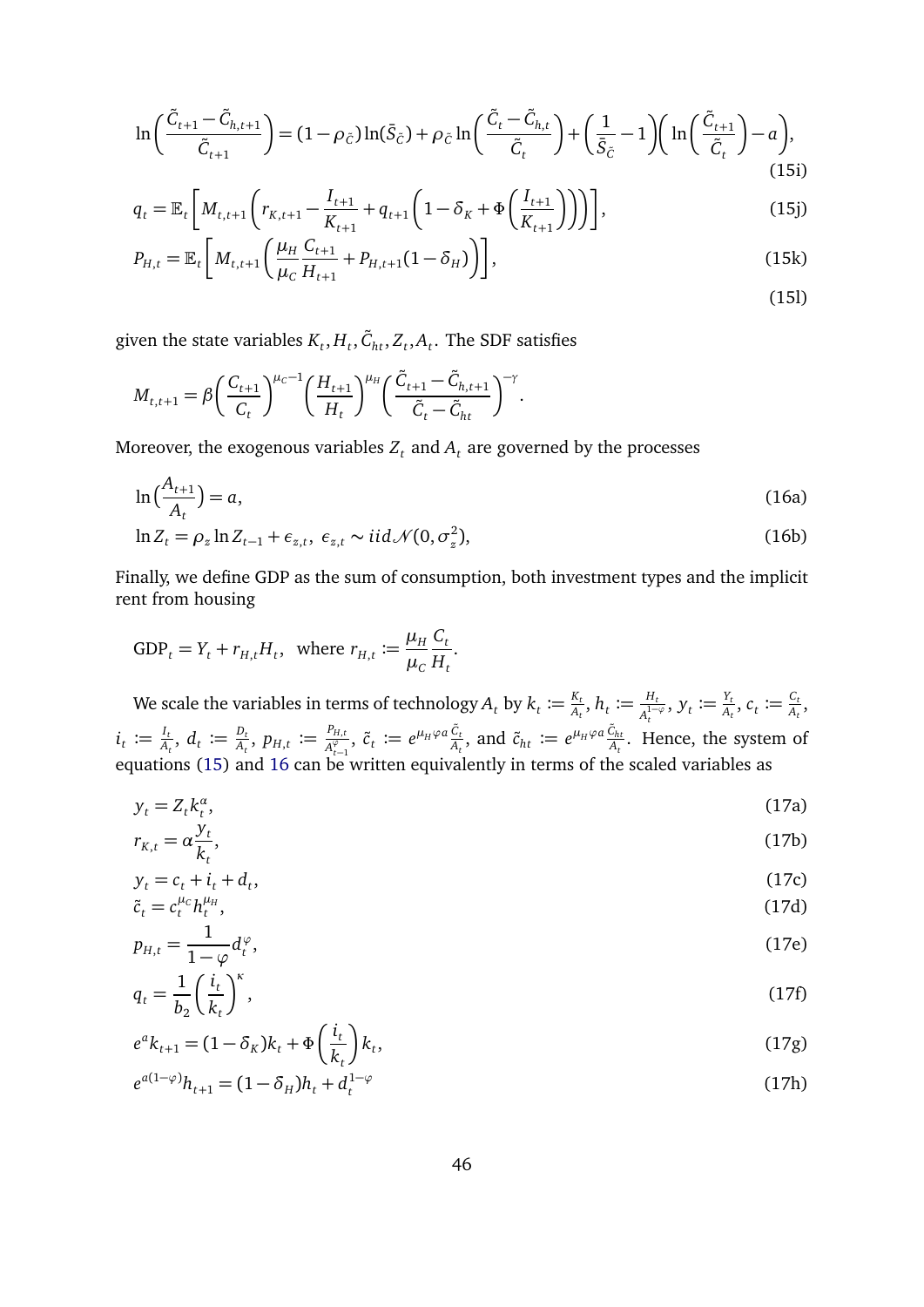$$\ln\left(\frac{\tilde{C}_{t+1}-\tilde{C}_{h,t+1}}{\tilde{C}_{t+1}}\right)=(1-\rho_{\tilde{C}})\ln(\bar{S}_{\tilde{C}})+\rho_{\tilde{C}}\ln\left(\frac{\tilde{C}_t-\tilde{C}_{h,t}}{\tilde{C}_t}\right)+\left(\frac{1}{\bar{S}_{\tilde{C}}}-1\right)\left(\ln\left(\frac{\tilde{C}_{t+1}}{\tilde{C}_t}\right)-a\right), \tag{15i}$$

$$q_t=\mathbb{E}_t\left[M_{t,t+1}\left(r_{K,t+1}-\frac{I_{t+1}}{K_{t+1}}+q_{t+1}\left(1-\delta_K+\Phi\left(\frac{I_{t+1}}{K_{t+1}}\right)\right)\right)\right], \tag{15j}$$

$$P_{H,t}=\mathbb{E}_t\left[M_{t,t+1}\left(\frac{\mu_H}{\mu_C}\frac{C_{t+1}}{H_{t+1}}+P_{H,t+1}(1-\delta_H)\right)\right], \tag{15k}$$

$$\tag{15l}$$

given the state variables $K_t, H_t, \tilde{C}_{ht}, Z_t, A_t$. The SDF satisfies

$$M_{t,t+1}=\beta\left(\frac{C_{t+1}}{C_t}\right)^{\mu_C-1}\left(\frac{H_{t+1}}{H_t}\right)^{\mu_H}\left(\frac{\tilde{C}_{t+1}-\tilde{C}_{h,t+1}}{\tilde{C}_t-\tilde{C}_{ht}}\right)^{-\gamma}.$$

Moreover, the exogenous variables $Z_t$ and $A_t$ are governed by the processes

$$\ln\left(\frac{A_{t+1}}{A_t}\right)=a, \tag{16a}$$

$$\ln Z_t=\rho_z\ln Z_{t-1}+\epsilon_{z,t},\ \epsilon_{z,t}\sim iid\mathcal{N}(0,\sigma_z^2), \tag{16b}$$

Finally, we define GDP as the sum of consumption, both investment types and the implicit rent from housing

$$\text{GDP}_t=Y_t+r_{H,t}H_t,\ \text{ where } r_{H,t}:=\frac{\mu_H}{\mu_C}\frac{C_t}{H_t}.$$

We scale the variables in terms of technology $A_t$ by $k_t:=\frac{K_t}{A_t}$, $h_t:=\frac{H_t}{A_t^{1-\varphi}}$, $y_t:=\frac{Y_t}{A_t}$, $c_t:=\frac{C_t}{A_t}$, $i_t:=\frac{I_t}{A_t}$, $d_t:=\frac{D_t}{A_t}$, $p_{H,t}:=\frac{P_{H,t}}{A_{t-1}^{\varphi}}$, $\tilde{c}_t:=e^{\mu_H\varphi a}\frac{\tilde{C}_t}{A_t}$, and $\tilde{c}_{ht}:=e^{\mu_H\varphi a}\frac{\tilde{C}_{ht}}{A_t}$. Hence, the system of equations (15) and 16 can be written equivalently in terms of the scaled variables as

$$y_t=Z_tk_t^{\alpha}, \tag{17a}$$

$$r_{K,t}=\alpha\frac{y_t}{k_t}, \tag{17b}$$

$$y_t=c_t+i_t+d_t, \tag{17c}$$

$$\tilde{c}_t=c_t^{\mu_C}h_t^{\mu_H}, \tag{17d}$$

$$p_{H,t}=\frac{1}{1-\varphi}d_t^{\varphi}, \tag{17e}$$

$$q_t=\frac{1}{b_2}\left(\frac{i_t}{k_t}\right)^{\kappa}, \tag{17f}$$

$$e^{a}k_{t+1}=(1-\delta_K)k_t+\Phi\left(\frac{i_t}{k_t}\right)k_t, \tag{17g}$$

$$e^{a(1-\varphi)}h_{t+1}=(1-\delta_H)h_t+d_t^{1-\varphi} \tag{17h}$$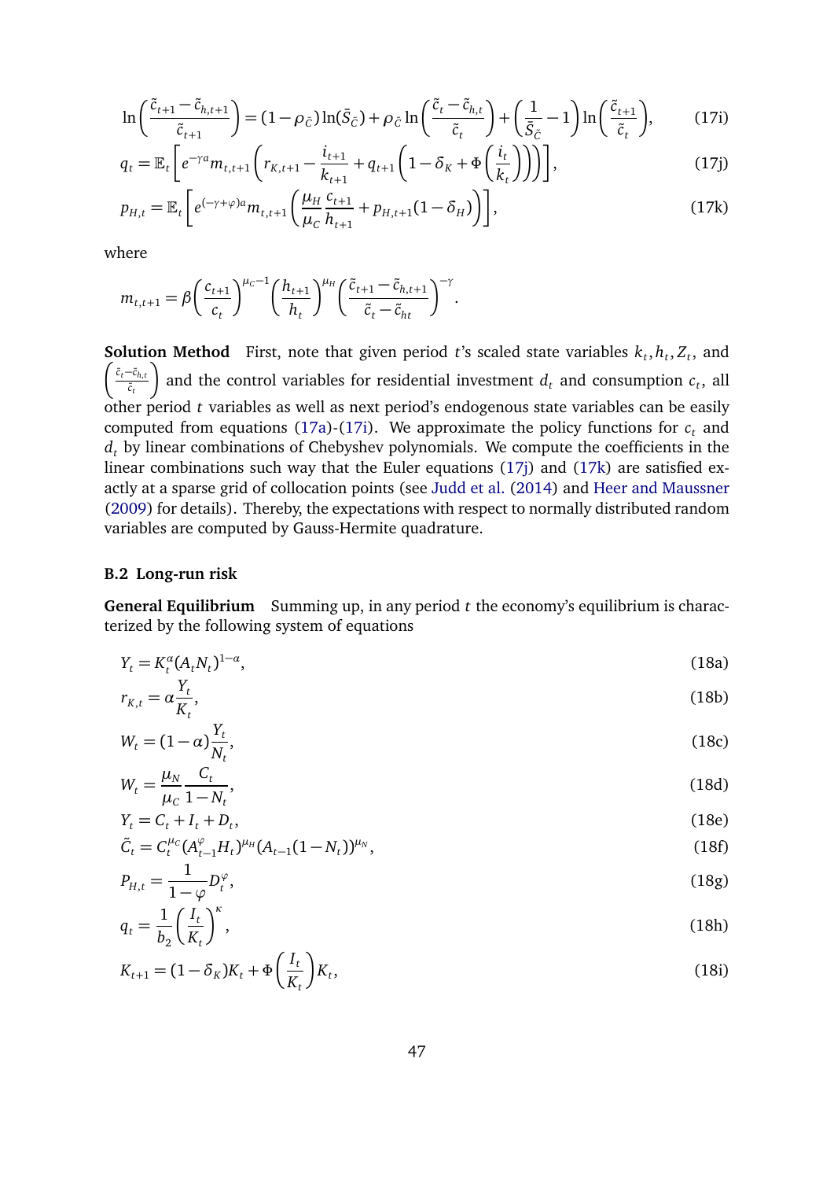$$\ln\left(\frac{\tilde{c}_{t+1}-\tilde{c}_{h,t+1}}{\tilde{c}_{t+1}}\right) = (1-\rho_{\tilde{C}})\ln(\bar{S}_{\tilde{C}}) + \rho_{\tilde{C}}\ln\left(\frac{\tilde{c}_t-\tilde{c}_{h,t}}{\tilde{c}_t}\right) + \left(\frac{1}{\bar{S}_{\tilde{C}}}-1\right)\ln\left(\frac{\tilde{c}_{t+1}}{\tilde{c}_t}\right), \tag{17i}$$

$$q_t = \mathbb{E}_t\left[e^{-\gamma a} m_{t,t+1}\left(r_{K,t+1} - \frac{i_{t+1}}{k_{t+1}} + q_{t+1}\left(1-\delta_K + \Phi\left(\frac{i_t}{k_t}\right)\right)\right)\right], \tag{17j}$$

$$p_{H,t} = \mathbb{E}_t\left[e^{(-\gamma+\varphi)a} m_{t,t+1}\left(\frac{\mu_H}{\mu_C}\frac{c_{t+1}}{h_{t+1}} + p_{H,t+1}(1-\delta_H)\right)\right], \tag{17k}$$

where

$$m_{t,t+1} = \beta\left(\frac{c_{t+1}}{c_t}\right)^{\mu_C-1}\left(\frac{h_{t+1}}{h_t}\right)^{\mu_H}\left(\frac{\tilde{c}_{t+1}-\tilde{c}_{h,t+1}}{\tilde{c}_t-\tilde{c}_{ht}}\right)^{-\gamma}.$$

**Solution Method** First, note that given period $t$'s scaled state variables $k_t, h_t, Z_t$, and $\left(\frac{\tilde{c}_t-\tilde{c}_{h,t}}{\tilde{c}_t}\right)$ and the control variables for residential investment $d_t$ and consumption $c_t$, all other period $t$ variables as well as next period's endogenous state variables can be easily computed from equations (17a)-(17i). We approximate the policy functions for $c_t$ and $d_t$ by linear combinations of Chebyshev polynomials. We compute the coefficients in the linear combinations such way that the Euler equations (17j) and (17k) are satisfied exactly at a sparse grid of collocation points (see Judd et al. (2014) and Heer and Maussner (2009) for details). Thereby, the expectations with respect to normally distributed random variables are computed by Gauss-Hermite quadrature.

### B.2 Long-run risk

**General Equilibrium** Summing up, in any period $t$ the economy's equilibrium is characterized by the following system of equations

$$Y_t = K_t^{\alpha}(A_t N_t)^{1-\alpha}, \tag{18a}$$

$$r_{K,t} = \alpha\frac{Y_t}{K_t}, \tag{18b}$$

$$W_t = (1-\alpha)\frac{Y_t}{N_t}, \tag{18c}$$

$$W_t = \frac{\mu_N}{\mu_C}\frac{C_t}{1-N_t}, \tag{18d}$$

$$Y_t = C_t + I_t + D_t, \tag{18e}$$

$$\tilde{C}_t = C_t^{\mu_C}(A_{t-1}^{\varphi}H_t)^{\mu_H}(A_{t-1}(1-N_t))^{\mu_N}, \tag{18f}$$

$$P_{H,t} = \frac{1}{1-\varphi}D_t^{\varphi}, \tag{18g}$$

$$q_t = \frac{1}{b_2}\left(\frac{I_t}{K_t}\right)^{\kappa}, \tag{18h}$$

$$K_{t+1} = (1-\delta_K)K_t + \Phi\left(\frac{I_t}{K_t}\right)K_t, \tag{18i}$$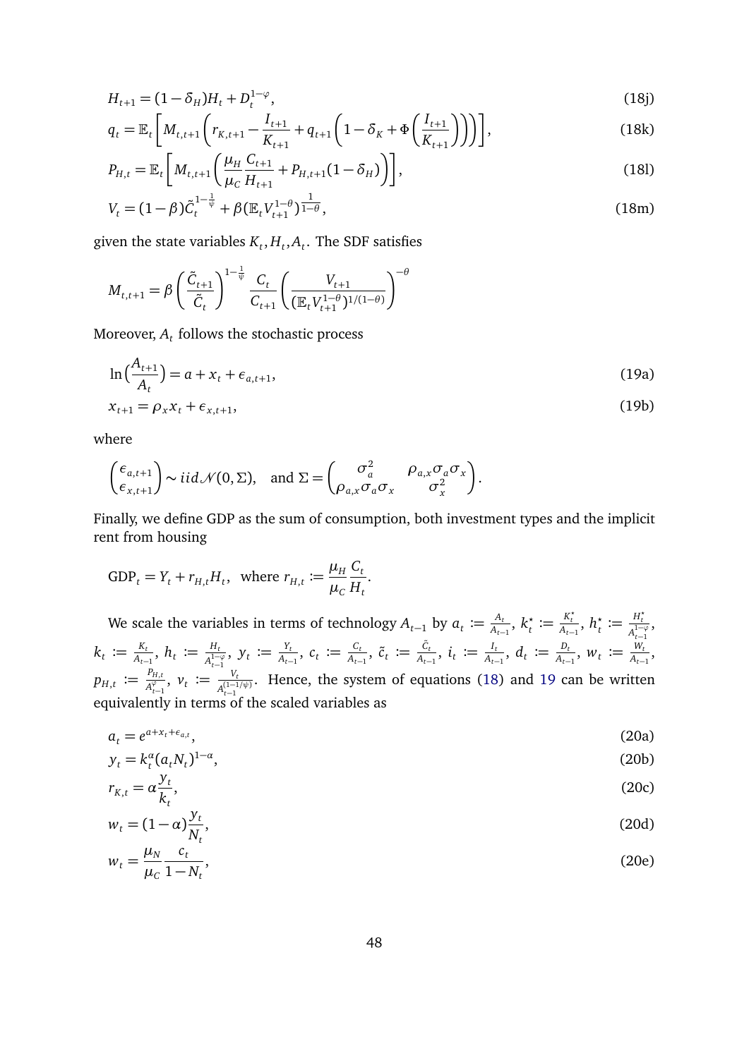$$H_{t+1} = (1-\delta_H)H_t + D_t^{1-\varphi}, \tag{18j}$$

$$q_t = \mathbb{E}_t\left[M_{t,t+1}\left(r_{K,t+1} - \frac{I_{t+1}}{K_{t+1}} + q_{t+1}\left(1-\delta_K + \Phi\left(\frac{I_{t+1}}{K_{t+1}}\right)\right)\right)\right], \tag{18k}$$

$$P_{H,t} = \mathbb{E}_t\left[M_{t,t+1}\left(\frac{\mu_H}{\mu_C}\frac{C_{t+1}}{H_{t+1}} + P_{H,t+1}(1-\delta_H)\right)\right], \tag{18l}$$

$$V_t = (1-\beta)\tilde{C}_t^{1-\frac{1}{\psi}} + \beta(\mathbb{E}_t V_{t+1}^{1-\theta})^{\frac{1}{1-\theta}}, \tag{18m}$$

given the state variables $K_t, H_t, A_t$. The SDF satisfies

$$M_{t,t+1} = \beta\left(\frac{\tilde{C}_{t+1}}{\tilde{C}_t}\right)^{1-\frac{1}{\psi}}\frac{C_t}{C_{t+1}}\left(\frac{V_{t+1}}{(\mathbb{E}_t V_{t+1}^{1-\theta})^{1/(1-\theta)}}\right)^{-\theta}$$

Moreover, $A_t$ follows the stochastic process

$$\ln\left(\frac{A_{t+1}}{A_t}\right) = a + x_t + \epsilon_{a,t+1}, \tag{19a}$$

$$x_{t+1} = \rho_x x_t + \epsilon_{x,t+1}, \tag{19b}$$

where

$$\begin{pmatrix}\epsilon_{a,t+1}\\ \epsilon_{x,t+1}\end{pmatrix} \sim iid\mathcal{N}(0,\Sigma), \quad \text{and } \Sigma = \begin{pmatrix}\sigma_a^2 & \rho_{a,x}\sigma_a\sigma_x\\ \rho_{a,x}\sigma_a\sigma_x & \sigma_x^2\end{pmatrix}.$$

Finally, we define GDP as the sum of consumption, both investment types and the implicit rent from housing

$$\text{GDP}_t = Y_t + r_{H,t}H_t, \text{ where } r_{H,t} := \frac{\mu_H}{\mu_C}\frac{C_t}{H_t}.$$

We scale the variables in terms of technology $A_{t-1}$ by $a_t := \frac{A_t}{A_{t-1}}$, $k_t^\star := \frac{K_t^\star}{A_{t-1}}$, $h_t^\star := \frac{H_t^\star}{A_{t-1}^{1-\varphi}}$, $k_t := \frac{K_t}{A_{t-1}}$, $h_t := \frac{H_t}{A_{t-1}^{1-\varphi}}$, $y_t := \frac{Y_t}{A_{t-1}}$, $c_t := \frac{C_t}{A_{t-1}}$, $\tilde{c}_t := \frac{\tilde{C}_t}{A_{t-1}}$, $i_t := \frac{I_t}{A_{t-1}}$, $d_t := \frac{D_t}{A_{t-1}}$, $w_t := \frac{W_t}{A_{t-1}}$, $p_{H,t} := \frac{P_{H,t}}{A_{t-1}^{\varphi}}$, $v_t := \frac{V_t}{A_{t-1}^{(1-1/\psi)}}$. Hence, the system of equations (18) and 19 can be written equivalently in terms of the scaled variables as

$$a_t = e^{a+x_t+\epsilon_{a,t}}, \tag{20a}$$

$$y_t = k_t^\alpha(a_t N_t)^{1-\alpha}, \tag{20b}$$

$$r_{K,t} = \alpha\frac{y_t}{k_t}, \tag{20c}$$

$$w_t = (1-\alpha)\frac{y_t}{N_t}, \tag{20d}$$

$$w_t = \frac{\mu_N}{\mu_C}\frac{c_t}{1-N_t}, \tag{20e}$$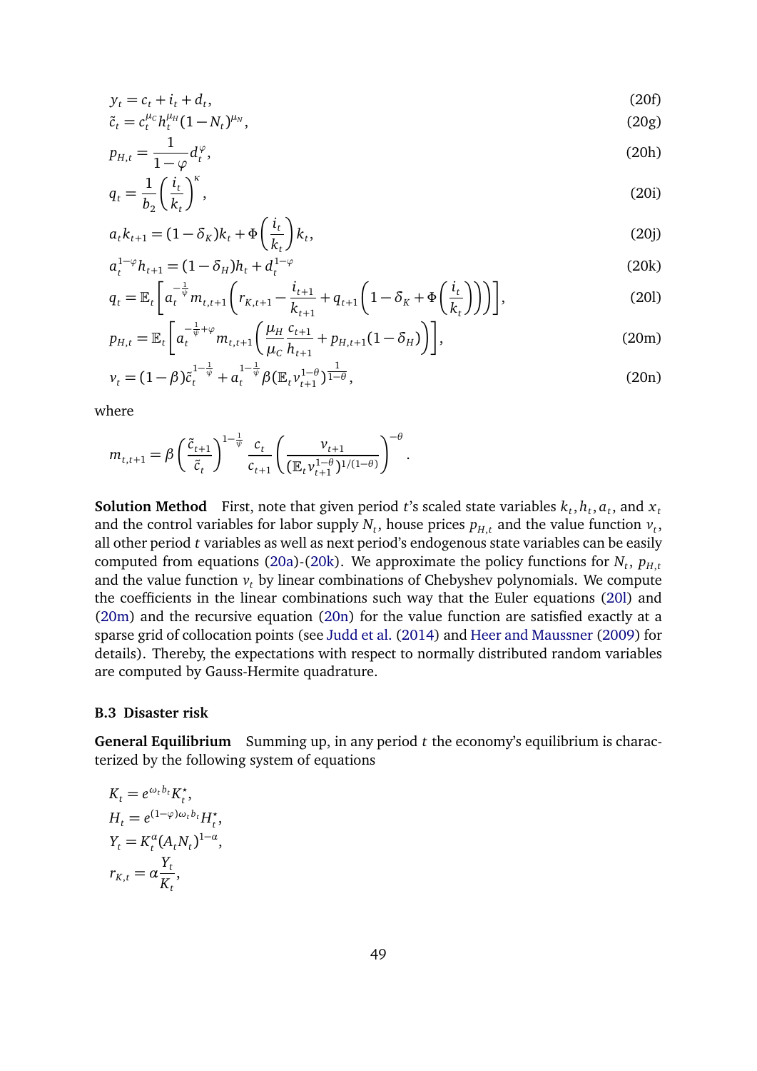$$y_t = c_t + i_t + d_t, \tag{20f}$$

$$\tilde{c}_t = c_t^{\mu_C} h_t^{\mu_H} (1-N_t)^{\mu_N}, \tag{20g}$$

$$p_{H,t} = \frac{1}{1-\varphi} d_t^{\varphi}, \tag{20h}$$

$$q_t = \frac{1}{b_2}\left(\frac{i_t}{k_t}\right)^{\kappa}, \tag{20i}$$

$$a_t k_{t+1} = (1-\delta_K)k_t + \Phi\left(\frac{i_t}{k_t}\right)k_t, \tag{20j}$$

$$a_t^{1-\varphi} h_{t+1} = (1-\delta_H)h_t + d_t^{1-\varphi} \tag{20k}$$

$$q_t = \mathbb{E}_t\left[a_t^{-\frac{1}{\psi}} m_{t,t+1}\left(r_{K,t+1} - \frac{i_{t+1}}{k_{t+1}} + q_{t+1}\left(1-\delta_K + \Phi\left(\frac{i_t}{k_t}\right)\right)\right)\right], \tag{20l}$$

$$p_{H,t} = \mathbb{E}_t\left[a_t^{-\frac{1}{\psi}+\varphi} m_{t,t+1}\left(\frac{\mu_H}{\mu_C}\frac{c_{t+1}}{h_{t+1}} + p_{H,t+1}(1-\delta_H)\right)\right], \tag{20m}$$

$$v_t = (1-\beta)\tilde{c}_t^{1-\frac{1}{\psi}} + a_t^{1-\frac{1}{\psi}}\beta(\mathbb{E}_t v_{t+1}^{1-\theta})^{\frac{1}{1-\theta}}, \tag{20n}$$

where

$$m_{t,t+1} = \beta\left(\frac{\tilde{c}_{t+1}}{\tilde{c}_t}\right)^{1-\frac{1}{\psi}} \frac{c_t}{c_{t+1}}\left(\frac{v_{t+1}}{(\mathbb{E}_t v_{t+1}^{1-\theta})^{1/(1-\theta)}}\right)^{-\theta}.$$

**Solution Method** First, note that given period $t$'s scaled state variables $k_t, h_t, a_t$, and $x_t$ and the control variables for labor supply $N_t$, house prices $p_{H,t}$ and the value function $v_t$, all other period $t$ variables as well as next period's endogenous state variables can be easily computed from equations (20a)-(20k). We approximate the policy functions for $N_t$, $p_{H,t}$ and the value function $v_t$ by linear combinations of Chebyshev polynomials. We compute the coefficients in the linear combinations such way that the Euler equations (20l) and (20m) and the recursive equation (20n) for the value function are satisfied exactly at a sparse grid of collocation points (see Judd et al. (2014) and Heer and Maussner (2009) for details). Thereby, the expectations with respect to normally distributed random variables are computed by Gauss-Hermite quadrature.

### B.3 Disaster risk

**General Equilibrium** Summing up, in any period $t$ the economy's equilibrium is characterized by the following system of equations

$$K_t = e^{\omega_t b_t} K_t^{\star},$$

$$H_t = e^{(1-\varphi)\omega_t b_t} H_t^{\star},$$

$$Y_t = K_t^{\alpha}(A_t N_t)^{1-\alpha},$$

$$r_{K,t} = \alpha\frac{Y_t}{K_t},$$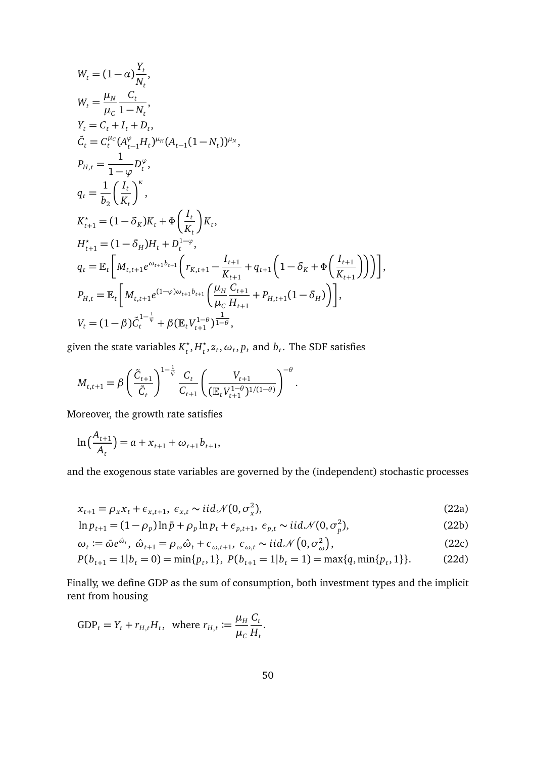$$
\begin{aligned}
W_t &= (1-\alpha)\frac{Y_t}{N_t}, \\
W_t &= \frac{\mu_N}{\mu_C}\frac{C_t}{1-N_t}, \\
Y_t &= C_t + I_t + D_t, \\
\tilde{C}_t &= C_t^{\mu_C}(A_{t-1}^{\varphi}H_t)^{\mu_H}(A_{t-1}(1-N_t))^{\mu_N}, \\
P_{H,t} &= \frac{1}{1-\varphi}D_t^{\varphi}, \\
q_t &= \frac{1}{b_2}\left(\frac{I_t}{K_t}\right)^{\kappa}, \\
K_{t+1}^{\star} &= (1-\delta_K)K_t + \Phi\left(\frac{I_t}{K_t}\right)K_t, \\
H_{t+1}^{\star} &= (1-\delta_H)H_t + D_t^{1-\varphi}, \\
q_t &= \mathbb{E}_t\left[M_{t,t+1}e^{\omega_{t+1}b_{t+1}}\left(r_{K,t+1} - \frac{I_{t+1}}{K_{t+1}} + q_{t+1}\left(1-\delta_K + \Phi\left(\frac{I_{t+1}}{K_{t+1}}\right)\right)\right)\right], \\
P_{H,t} &= \mathbb{E}_t\left[M_{t,t+1}e^{(1-\varphi)\omega_{t+1}b_{t+1}}\left(\frac{\mu_H}{\mu_C}\frac{C_{t+1}}{H_{t+1}} + P_{H,t+1}(1-\delta_H)\right)\right], \\
V_t &= (1-\beta)\tilde{C}_t^{1-\frac{1}{\psi}} + \beta(\mathbb{E}_t V_{t+1}^{1-\theta})^{\frac{1}{1-\theta}},
\end{aligned}
$$

given the state variables $K_t^{\star}, H_t^{\star}, z_t, \omega_t, p_t$ and $b_t$. The SDF satisfies

$$
M_{t,t+1} = \beta\left(\frac{\tilde{C}_{t+1}}{\tilde{C}_t}\right)^{1-\frac{1}{\psi}}\frac{C_t}{C_{t+1}}\left(\frac{V_{t+1}}{(\mathbb{E}_t V_{t+1}^{1-\theta})^{1/(1-\theta)}}\right)^{-\theta}.
$$

Moreover, the growth rate satisfies

$$
\ln\left(\frac{A_{t+1}}{A_t}\right) = a + x_{t+1} + \omega_{t+1}b_{t+1},
$$

and the exogenous state variables are governed by the (independent) stochastic processes

$$
x_{t+1} = \rho_x x_t + \epsilon_{x,t+1},\ \epsilon_{x,t} \sim iid\mathcal{N}(0,\sigma_x^2), \tag{22a}
$$

$$
\ln p_{t+1} = (1-\rho_p)\ln\bar{p} + \rho_p \ln p_t + \epsilon_{p,t+1},\ \epsilon_{p,t} \sim iid\mathcal{N}(0,\sigma_p^2), \tag{22b}
$$

$$
\omega_t := \bar{\omega}e^{\hat{\omega}_t},\ \hat{\omega}_{t+1} = \rho_\omega\hat{\omega}_t + \epsilon_{\omega,t+1},\ \epsilon_{\omega,t} \sim iid\mathcal{N}\left(0,\sigma_\omega^2\right), \tag{22c}
$$

$$
P(b_{t+1}=1|b_t=0) = \min\{p_t,1\},\ P(b_{t+1}=1|b_t=1) = \max\{q,\min\{p_t,1\}\}. \tag{22d}
$$

Finally, we define GDP as the sum of consumption, both investment types and the implicit rent from housing

$$
\text{GDP}_t = Y_t + r_{H,t}H_t, \quad \text{where } r_{H,t} := \frac{\mu_H}{\mu_C}\frac{C_t}{H_t}.
$$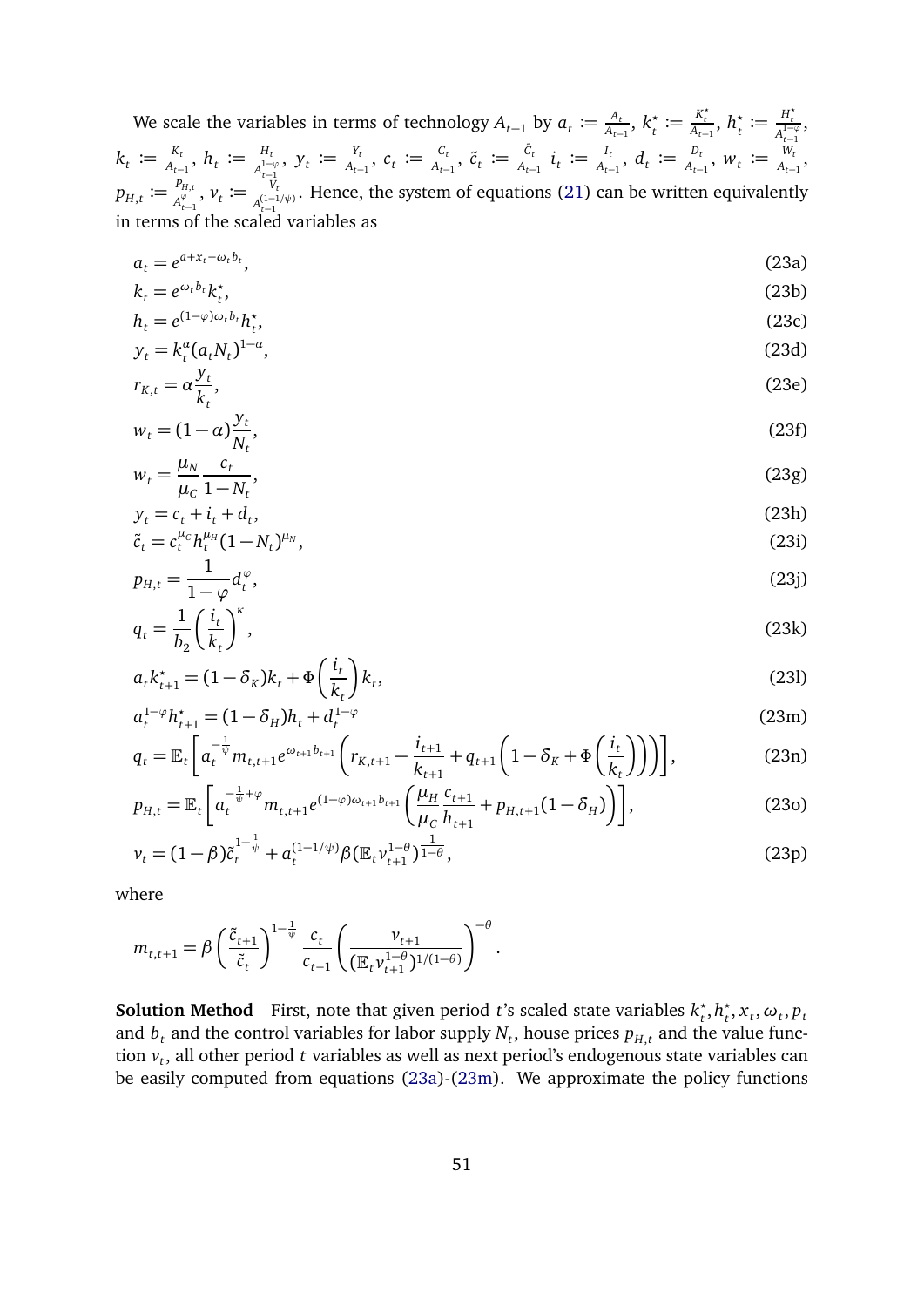We scale the variables in terms of technology $A_{t-1}$ by $a_t := \frac{A_t}{A_{t-1}}$, $k_t^\star := \frac{K_t^\star}{A_{t-1}}$, $h_t^\star := \frac{H_t^\star}{A_{t-1}^{1-\varphi}}$, $k_t := \frac{K_t}{A_{t-1}}$, $h_t := \frac{H_t}{A_{t-1}^{1-\varphi}}$, $y_t := \frac{Y_t}{A_{t-1}}$, $c_t := \frac{C_t}{A_{t-1}}$, $\tilde{c}_t := \frac{\tilde{C}_t}{A_{t-1}}$ $i_t := \frac{I_t}{A_{t-1}}$, $d_t := \frac{D_t}{A_{t-1}}$, $w_t := \frac{W_t}{A_{t-1}}$, $p_{H,t} := \frac{P_{H,t}}{A_{t-1}^{\varphi}}$, $v_t := \frac{V_t}{A_{t-1}^{(1-1/\psi)}}$. Hence, the system of equations (21) can be written equivalently in terms of the scaled variables as

$$a_t = e^{a + x_t + \omega_t b_t}, \tag{23a}$$

$$k_t = e^{\omega_t b_t} k_t^\star, \tag{23b}$$

$$h_t = e^{(1-\varphi)\omega_t b_t} h_t^\star, \tag{23c}$$

$$y_t = k_t^\alpha (a_t N_t)^{1-\alpha}, \tag{23d}$$

$$r_{K,t} = \alpha \frac{y_t}{k_t}, \tag{23e}$$

$$w_t = (1-\alpha)\frac{y_t}{N_t}, \tag{23f}$$

$$w_t = \frac{\mu_N}{\mu_C}\frac{c_t}{1-N_t}, \tag{23g}$$

$$y_t = c_t + i_t + d_t, \tag{23h}$$

$$\tilde{c}_t = c_t^{\mu_C} h_t^{\mu_H} (1-N_t)^{\mu_N}, \tag{23i}$$

$$p_{H,t} = \frac{1}{1-\varphi} d_t^{\varphi}, \tag{23j}$$

$$q_t = \frac{1}{b_2}\left(\frac{i_t}{k_t}\right)^{\kappa}, \tag{23k}$$

$$a_t k_{t+1}^\star = (1-\delta_K) k_t + \Phi\left(\frac{i_t}{k_t}\right) k_t, \tag{23l}$$

$$a_t^{1-\varphi} h_{t+1}^\star = (1-\delta_H) h_t + d_t^{1-\varphi} \tag{23m}$$

$$q_t = \mathbb{E}_t\left[ a_t^{-\frac{1}{\psi}} m_{t,t+1} e^{\omega_{t+1} b_{t+1}} \left( r_{K,t+1} - \frac{i_{t+1}}{k_{t+1}} + q_{t+1}\left(1 - \delta_K + \Phi\left(\frac{i_t}{k_t}\right)\right)\right)\right], \tag{23n}$$

$$p_{H,t} = \mathbb{E}_t\left[ a_t^{-\frac{1}{\psi}+\varphi} m_{t,t+1} e^{(1-\varphi)\omega_{t+1} b_{t+1}} \left( \frac{\mu_H}{\mu_C}\frac{c_{t+1}}{h_{t+1}} + p_{H,t+1}(1-\delta_H)\right)\right], \tag{23o}$$

$$v_t = (1-\beta)\tilde{c}_t^{1-\frac{1}{\psi}} + a_t^{(1-1/\psi)} \beta (\mathbb{E}_t v_{t+1}^{1-\theta})^{\frac{1}{1-\theta}}, \tag{23p}$$

where

$$m_{t,t+1} = \beta \left(\frac{\tilde{c}_{t+1}}{\tilde{c}_t}\right)^{1-\frac{1}{\psi}} \frac{c_t}{c_{t+1}} \left(\frac{v_{t+1}}{(\mathbb{E}_t v_{t+1}^{1-\theta})^{1/(1-\theta)}}\right)^{-\theta}.$$

**Solution Method** First, note that given period $t$'s scaled state variables $k_t^\star, h_t^\star, x_t, \omega_t, p_t$ and $b_t$ and the control variables for labor supply $N_t$, house prices $p_{H,t}$ and the value function $v_t$, all other period $t$ variables as well as next period's endogenous state variables can be easily computed from equations (23a)-(23m). We approximate the policy functions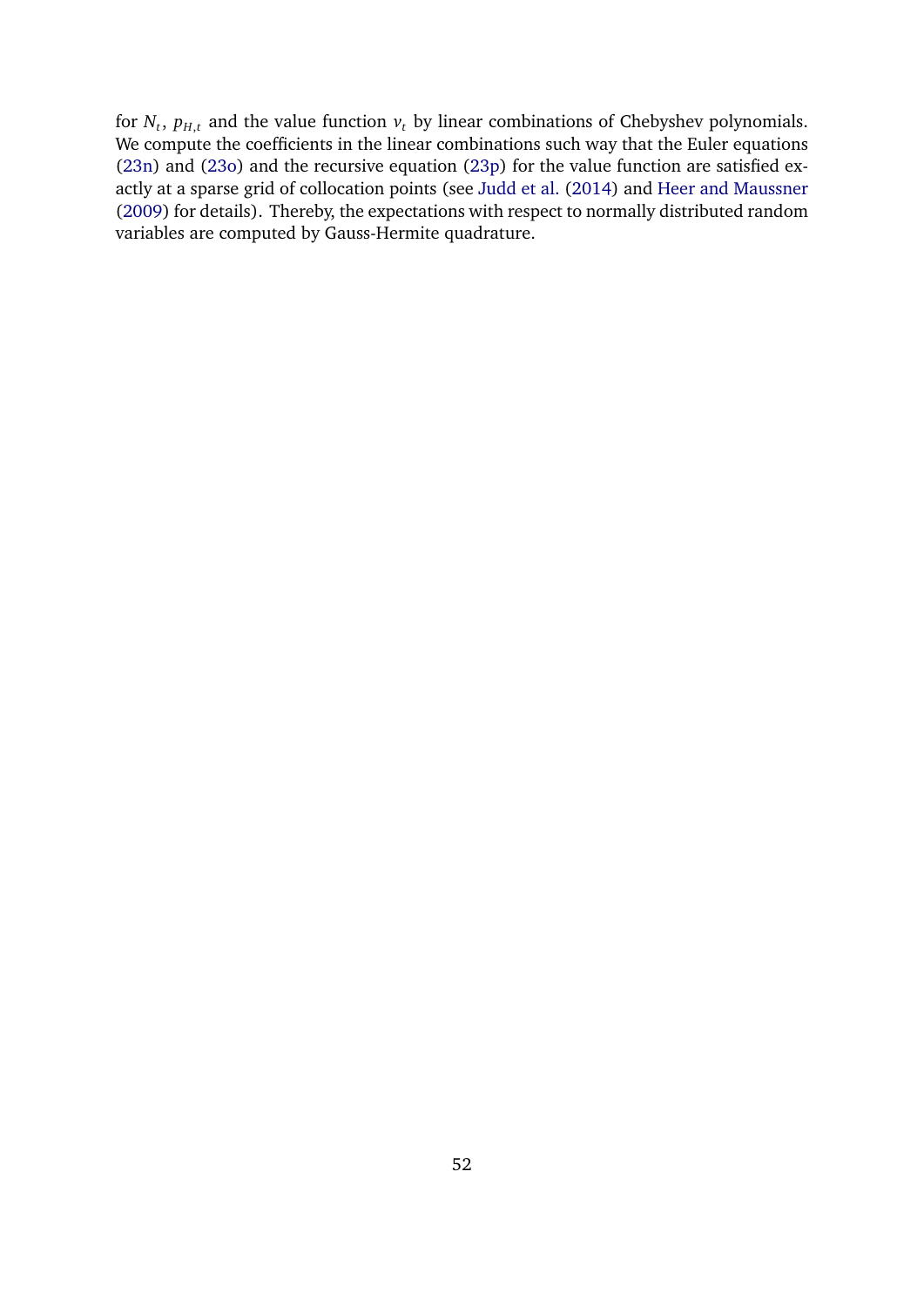for $N_t$, $p_{H,t}$ and the value function $v_t$ by linear combinations of Chebyshev polynomials. We compute the coefficients in the linear combinations such way that the Euler equations (23n) and (23o) and the recursive equation (23p) for the value function are satisfied exactly at a sparse grid of collocation points (see Judd et al. (2014) and Heer and Maussner (2009) for details). Thereby, the expectations with respect to normally distributed random variables are computed by Gauss-Hermite quadrature.